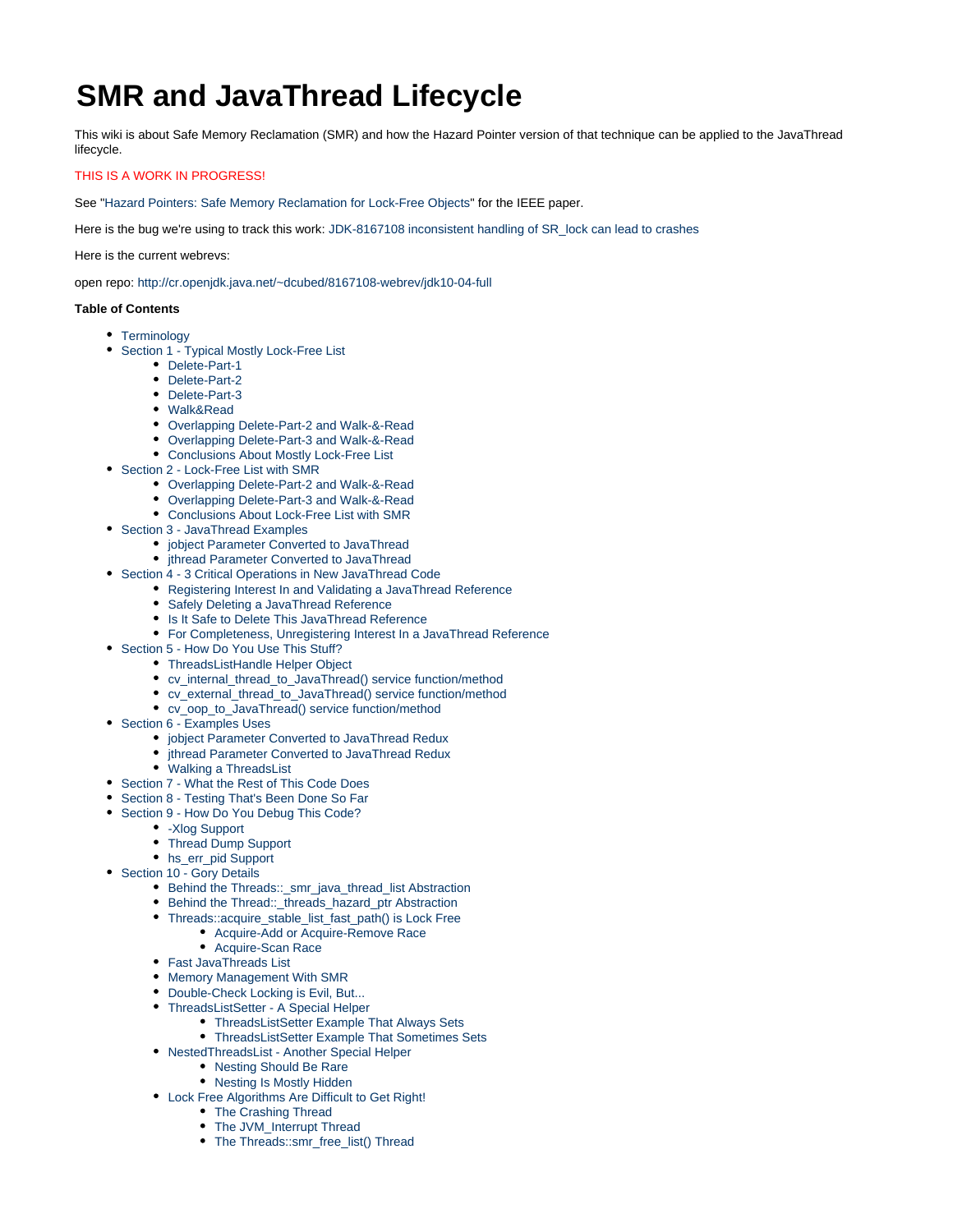# SMR and JavaThread Lifecycle

This wiki is about Safe Memory Reclamation (SMR) and how the Hazard Pointer version of that technique can be applied to the JavaThread lifecycle.

THIS IS A WORK IN PROGRESS!

See "Hazard Pointers: Safe Memory Reclamation for Lock-Free Objects" for the IEEE paper.

Here is the bug we're using to track this work: JDK-8167108 inconsistent handling of SR_lock can lead to crashes

Here is the current webrevs:

open repo: http://cr.openjdk.java.net/~dcubed/8167108-webrev/jdk10-04-full

**Table of Contents**

- Terminology
- Section 1 - Typical Mostly Lock-Free List
  - Delete-Part-1
  - Delete-Part-2
  - Delete-Part-3
  - Walk&Read
  - Overlapping Delete-Part-2 and Walk-&-Read
  - Overlapping Delete-Part-3 and Walk-&-Read
  - Conclusions About Mostly Lock-Free List
- Section 2 - Lock-Free List with SMR
  - Overlapping Delete-Part-2 and Walk-&-Read
  - Overlapping Delete-Part-3 and Walk-&-Read
  - Conclusions About Lock-Free List with SMR
- Section 3 - JavaThread Examples
  - jobject Parameter Converted to JavaThread
  - jthread Parameter Converted to JavaThread
- Section 4 - 3 Critical Operations in New JavaThread Code
  - Registering Interest In and Validating a JavaThread Reference
  - Safely Deleting a JavaThread Reference
  - Is It Safe to Delete This JavaThread Reference
  - For Completeness, Unregistering Interest In a JavaThread Reference
- Section 5 - How Do You Use This Stuff?
  - ThreadsListHandle Helper Object
  - cv_internal_thread_to_JavaThread() service function/method
  - cv_external_thread_to_JavaThread() service function/method
  - cv_oop_to_JavaThread() service function/method
- Section 6 - Examples Uses
  - jobject Parameter Converted to JavaThread Redux
  - jthread Parameter Converted to JavaThread Redux
  - Walking a ThreadsList
- Section 7 - What the Rest of This Code Does
- Section 8 - Testing That's Been Done So Far
- Section 9 - How Do You Debug This Code?
  - -Xlog Support
  - Thread Dump Support
  - hs_err_pid Support
- Section 10 - Gory Details
  - Behind the Threads::_smr_java_thread_list Abstraction
  - Behind the Thread::_threads_hazard_ptr Abstraction
  - Threads::acquire_stable_list_fast_path() is Lock Free
    - Acquire-Add or Acquire-Remove Race
    - Acquire-Scan Race
  - Fast JavaThreads List
  - Memory Management With SMR
  - Double-Check Locking is Evil, But...
  - ThreadsListSetter - A Special Helper
    - ThreadsListSetter Example That Always Sets
    - ThreadsListSetter Example That Sometimes Sets
  - NestedThreadsList - Another Special Helper
    - Nesting Should Be Rare
    - Nesting Is Mostly Hidden
  - Lock Free Algorithms Are Difficult to Get Right!
    - The Crashing Thread
    - The JVM_Interrupt Thread
    - The Threads::smr_free_list() Thread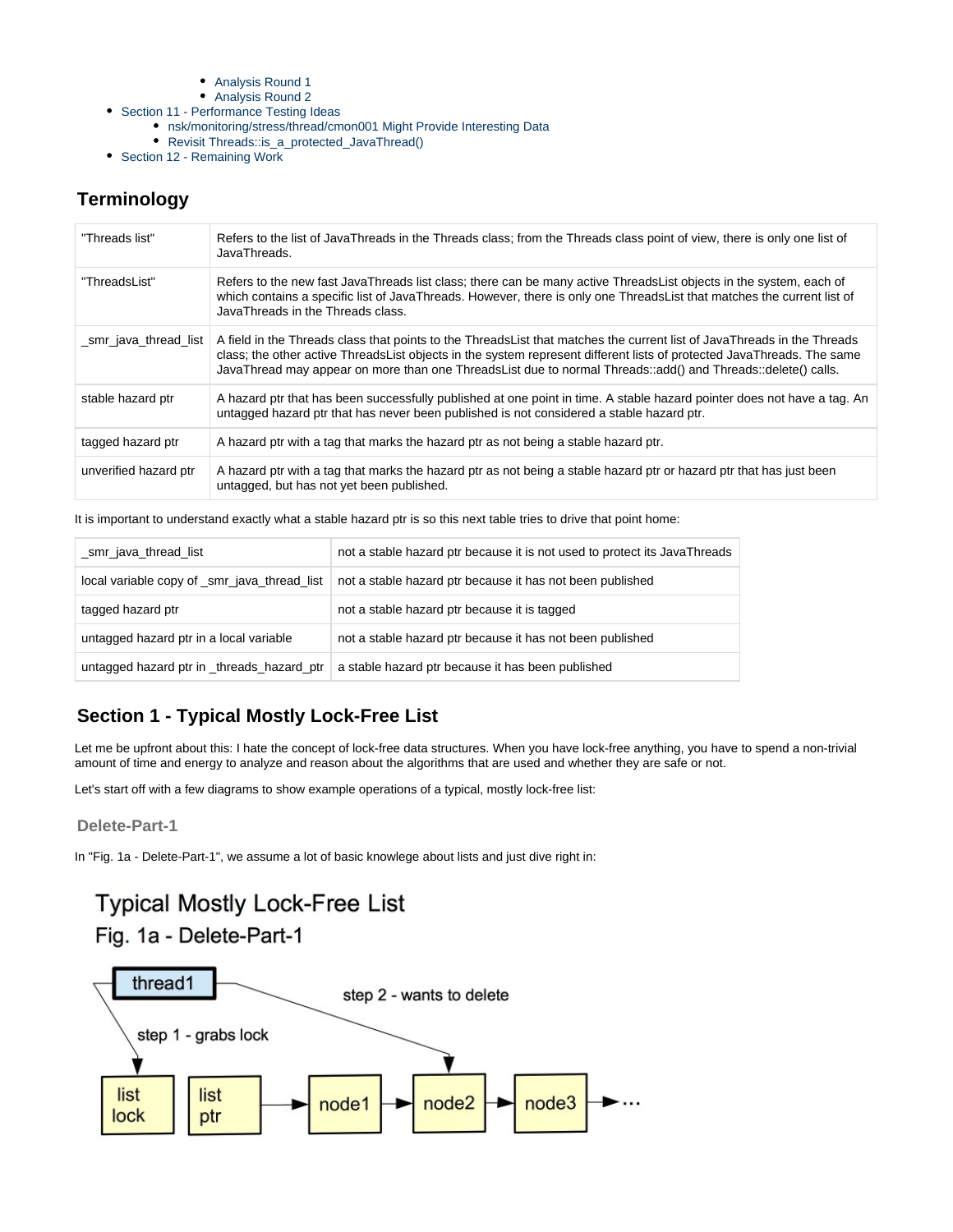- Analysis Round 1
- Analysis Round 2
- Section 11 - Performance Testing Ideas
  - nsk/monitoring/stress/thread/cmon001 Might Provide Interesting Data
  - Revisit Threads::is_a_protected_JavaThread()
- Section 12 - Remaining Work

## Terminology

| | |
|---|---|
| "Threads list" | Refers to the list of JavaThreads in the Threads class; from the Threads class point of view, there is only one list of JavaThreads. |
| "ThreadsList" | Refers to the new fast JavaThreads list class; there can be many active ThreadsList objects in the system, each of which contains a specific list of JavaThreads. However, there is only one ThreadsList that matches the current list of JavaThreads in the Threads class. |
| _smr_java_thread_list | A field in the Threads class that points to the ThreadsList that matches the current list of JavaThreads in the Threads class; the other active ThreadsList objects in the system represent different lists of protected JavaThreads. The same JavaThread may appear on more than one ThreadsList due to normal Threads::add() and Threads::delete() calls. |
| stable hazard ptr | A hazard ptr that has been successfully published at one point in time. A stable hazard pointer does not have a tag. An untagged hazard ptr that has never been published is not considered a stable hazard ptr. |
| tagged hazard ptr | A hazard ptr with a tag that marks the hazard ptr as not being a stable hazard ptr. |
| unverified hazard ptr | A hazard ptr with a tag that marks the hazard ptr as not being a stable hazard ptr or hazard ptr that has just been untagged, but has not yet been published. |

It is important to understand exactly what a stable hazard ptr is so this next table tries to drive that point home:

| | |
|---|---|
| _smr_java_thread_list | not a stable hazard ptr because it is not used to protect its JavaThreads |
| local variable copy of _smr_java_thread_list | not a stable hazard ptr because it has not been published |
| tagged hazard ptr | not a stable hazard ptr because it is tagged |
| untagged hazard ptr in a local variable | not a stable hazard ptr because it has not been published |
| untagged hazard ptr in _threads_hazard_ptr | a stable hazard ptr because it has been published |

## Section 1 - Typical Mostly Lock-Free List

Let me be upfront about this: I hate the concept of lock-free data structures. When you have lock-free anything, you have to spend a non-trivial amount of time and energy to analyze and reason about the algorithms that are used and whether they are safe or not.

Let's start off with a few diagrams to show example operations of a typical, mostly lock-free list:

### Delete-Part-1

In "Fig. 1a - Delete-Part-1", we assume a lot of basic knowlege about lists and just dive right in:

Typical Mostly Lock-Free List

Fig. 1a - Delete-Part-1

thread1 — step 1 - grabs lock → list lock; step 2 - wants to delete → node2

list ptr → node1 → node2 → node3 → ...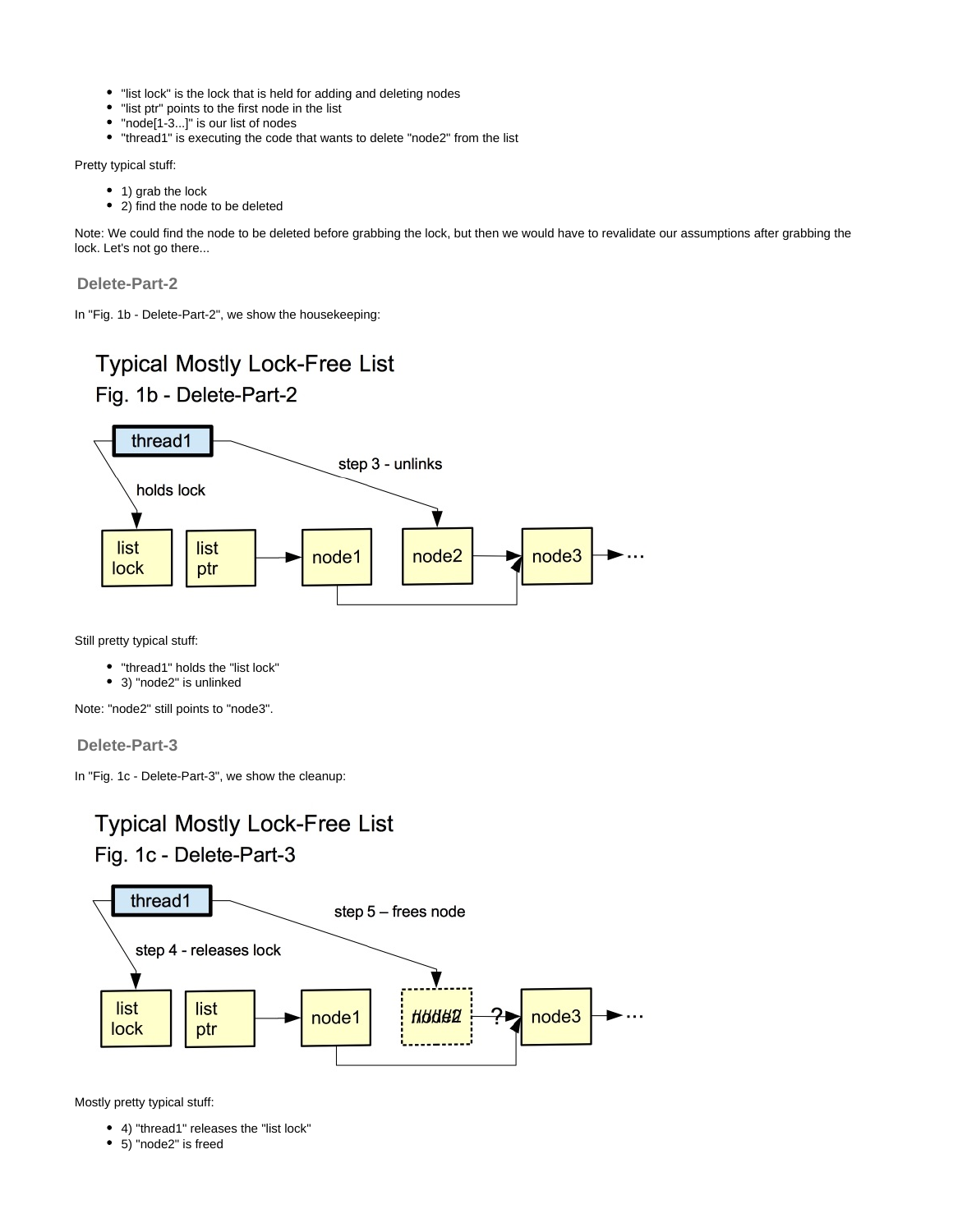- "list lock" is the lock that is held for adding and deleting nodes
- "list ptr" points to the first node in the list
- "node[1-3...]" is our list of nodes
- "thread1" is executing the code that wants to delete "node2" from the list

Pretty typical stuff:

- 1) grab the lock
- 2) find the node to be deleted

Note: We could find the node to be deleted before grabbing the lock, but then we would have to revalidate our assumptions after grabbing the lock. Let's not go there...

### Delete-Part-2

In "Fig. 1b - Delete-Part-2", we show the housekeeping:

Typical Mostly Lock-Free List

Fig. 1b - Delete-Part-2

Still pretty typical stuff:

- "thread1" holds the "list lock"
- 3) "node2" is unlinked

Note: "node2" still points to "node3".

### Delete-Part-3

In "Fig. 1c - Delete-Part-3", we show the cleanup:

Typical Mostly Lock-Free List

Fig. 1c - Delete-Part-3

Mostly pretty typical stuff:

- 4) "thread1" releases the "list lock"
- 5) "node2" is freed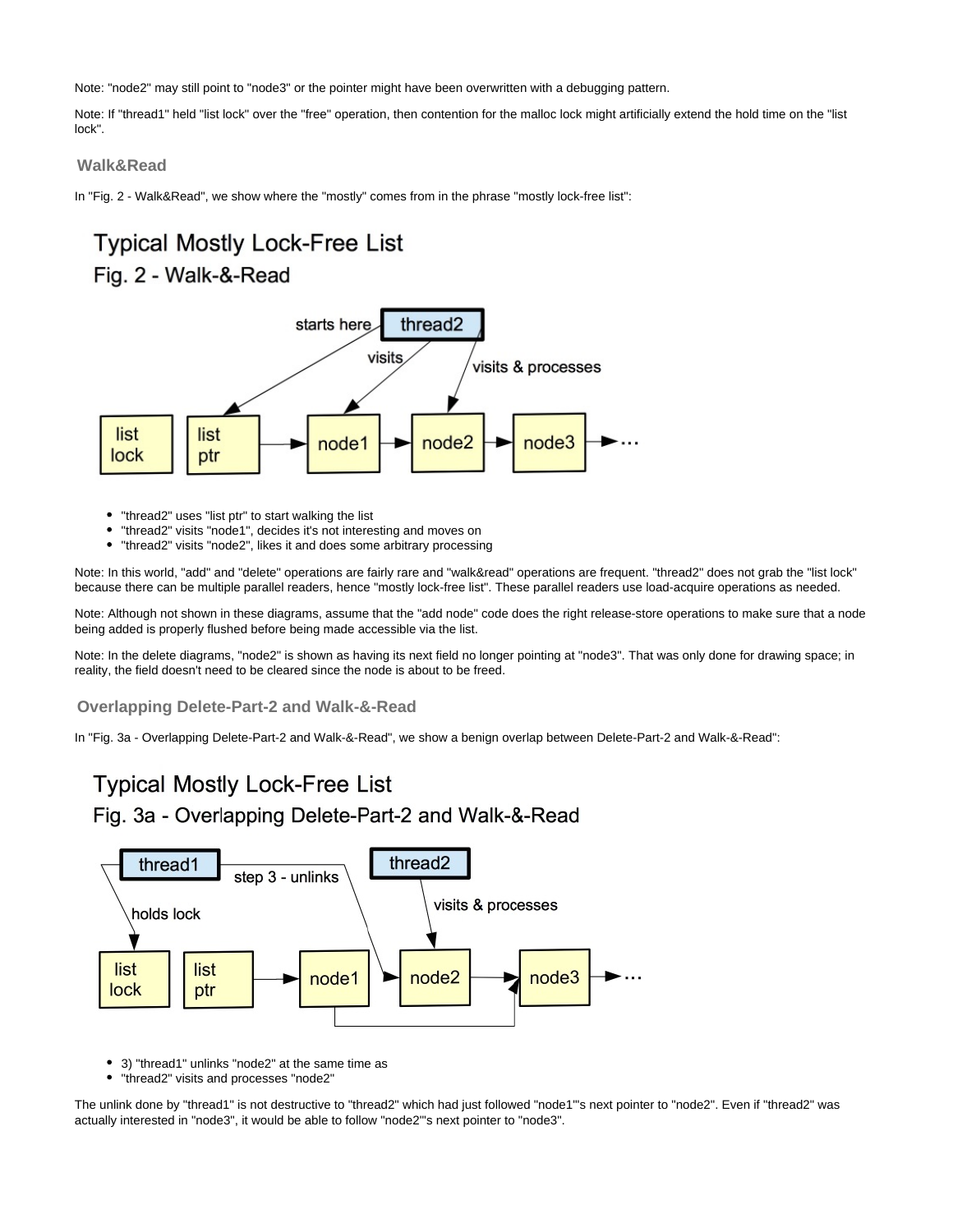Note: "node2" may still point to "node3" or the pointer might have been overwritten with a debugging pattern.

Note: If "thread1" held "list lock" over the "free" operation, then contention for the malloc lock might artificially extend the hold time on the "list lock".

### Walk&Read

In "Fig. 2 - Walk&Read", we show where the "mostly" comes from in the phrase "mostly lock-free list":

- "thread2" uses "list ptr" to start walking the list
- "thread2" visits "node1", decides it's not interesting and moves on
- "thread2" visits "node2", likes it and does some arbitrary processing

Note: In this world, "add" and "delete" operations are fairly rare and "walk&read" operations are frequent. "thread2" does not grab the "list lock" because there can be multiple parallel readers, hence "mostly lock-free list". These parallel readers use load-acquire operations as needed.

Note: Although not shown in these diagrams, assume that the "add node" code does the right release-store operations to make sure that a node being added is properly flushed before being made accessible via the list.

Note: In the delete diagrams, "node2" is shown as having its next field no longer pointing at "node3". That was only done for drawing space; in reality, the field doesn't need to be cleared since the node is about to be freed.

### Overlapping Delete-Part-2 and Walk-&-Read

In "Fig. 3a - Overlapping Delete-Part-2 and Walk-&-Read", we show a benign overlap between Delete-Part-2 and Walk-&-Read":

- 3) "thread1" unlinks "node2" at the same time as
- "thread2" visits and processes "node2"

The unlink done by "thread1" is not destructive to "thread2" which had just followed "node1"'s next pointer to "node2". Even if "thread2" was actually interested in "node3", it would be able to follow "node2"'s next pointer to "node3".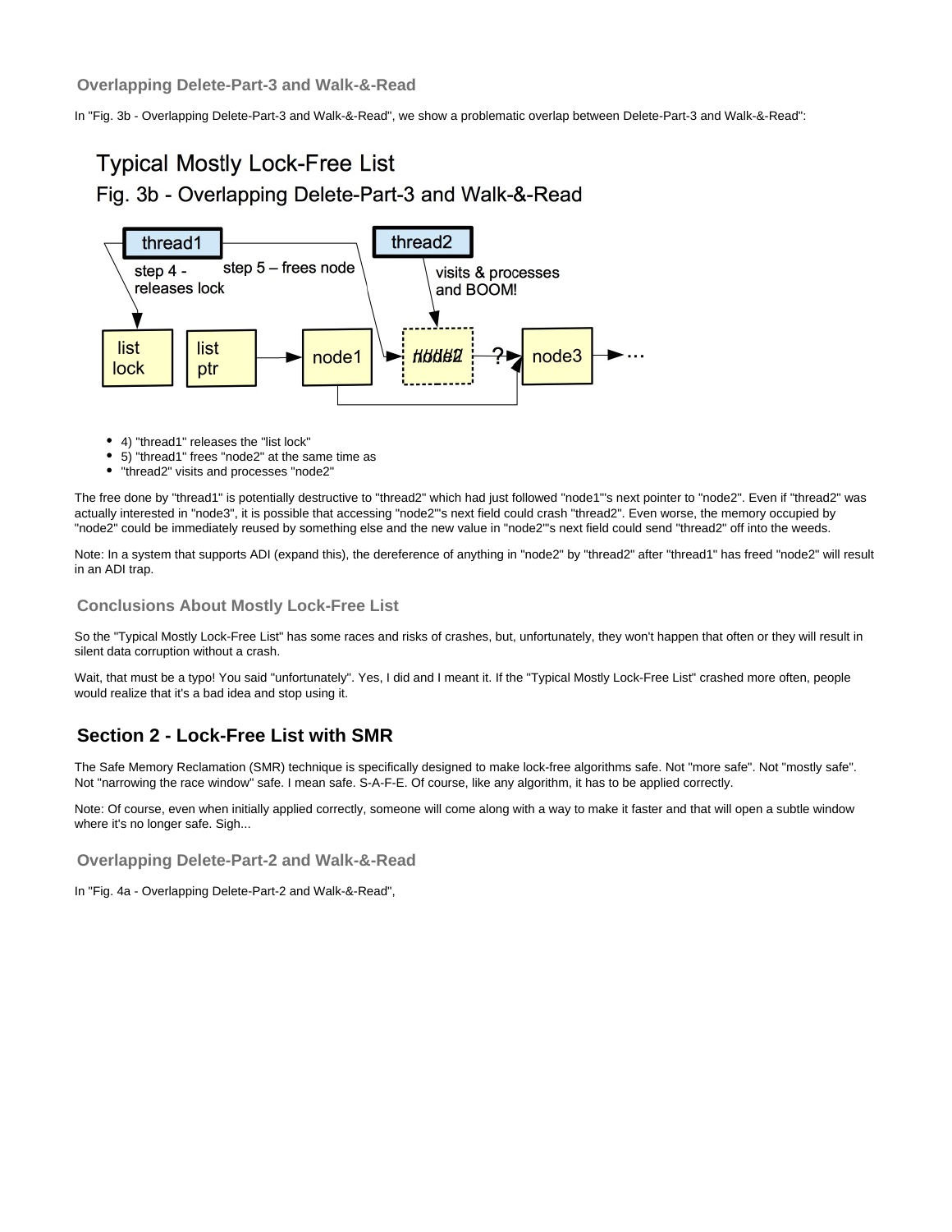### Overlapping Delete-Part-3 and Walk-&-Read

In "Fig. 3b - Overlapping Delete-Part-3 and Walk-&-Read", we show a problematic overlap between Delete-Part-3 and Walk-&-Read":

- 4) "thread1" releases the "list lock"
- 5) "thread1" frees "node2" at the same time as
- "thread2" visits and processes "node2"

The free done by "thread1" is potentially destructive to "thread2" which had just followed "node1"'s next pointer to "node2". Even if "thread2" was actually interested in "node3", it is possible that accessing "node2"'s next field could crash "thread2". Even worse, the memory occupied by "node2" could be immediately reused by something else and the new value in "node2"'s next field could send "thread2" off into the weeds.

Note: In a system that supports ADI (expand this), the dereference of anything in "node2" by "thread2" after "thread1" has freed "node2" will result in an ADI trap.

### Conclusions About Mostly Lock-Free List

So the "Typical Mostly Lock-Free List" has some races and risks of crashes, but, unfortunately, they won't happen that often or they will result in silent data corruption without a crash.

Wait, that must be a typo! You said "unfortunately". Yes, I did and I meant it. If the "Typical Mostly Lock-Free List" crashed more often, people would realize that it's a bad idea and stop using it.

## Section 2 - Lock-Free List with SMR

The Safe Memory Reclamation (SMR) technique is specifically designed to make lock-free algorithms safe. Not "more safe". Not "mostly safe". Not "narrowing the race window" safe. I mean safe. S-A-F-E. Of course, like any algorithm, it has to be applied correctly.

Note: Of course, even when initially applied correctly, someone will come along with a way to make it faster and that will open a subtle window where it's no longer safe. Sigh...

### Overlapping Delete-Part-2 and Walk-&-Read

In "Fig. 4a - Overlapping Delete-Part-2 and Walk-&-Read",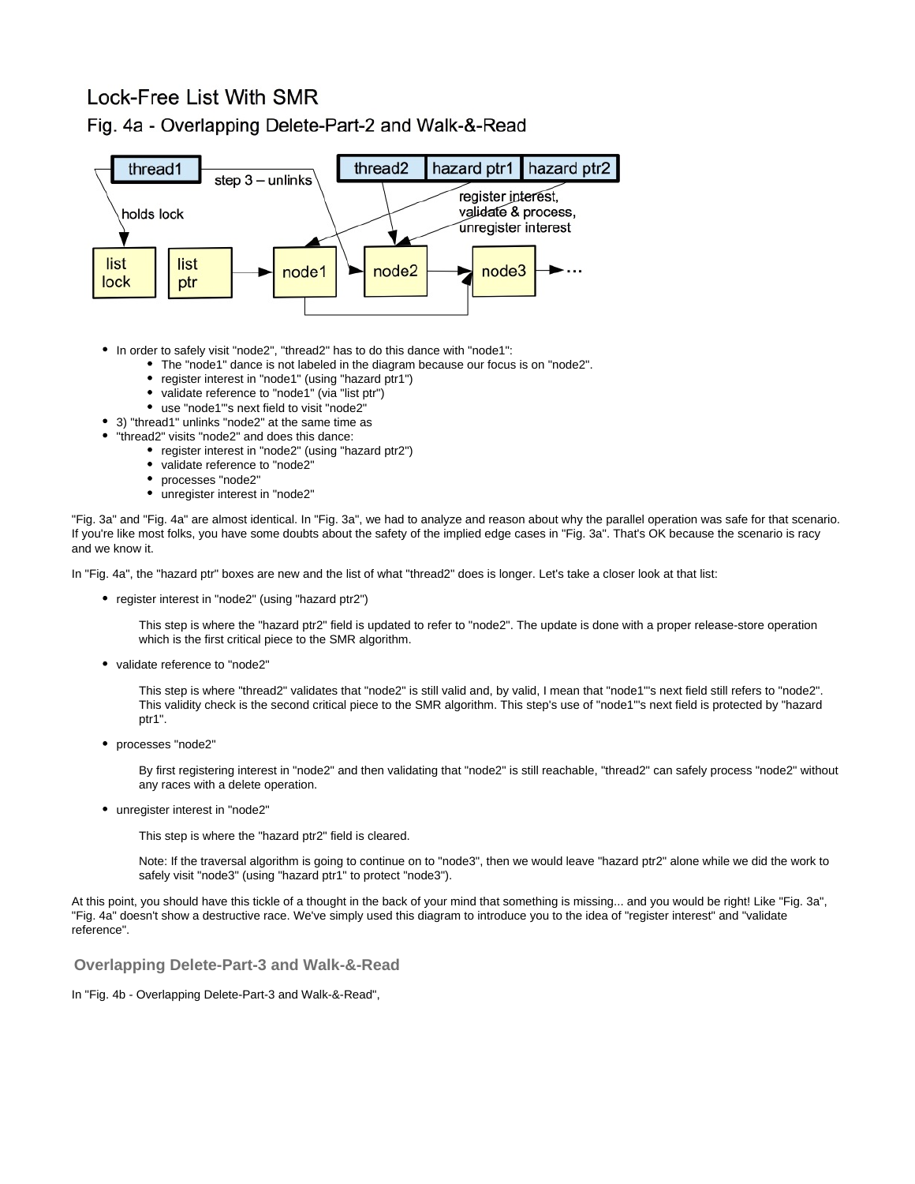# Lock-Free List With SMR

## Fig. 4a - Overlapping Delete-Part-2 and Walk-&-Read

- In order to safely visit "node2", "thread2" has to do this dance with "node1":
  - The "node1" dance is not labeled in the diagram because our focus is on "node2".
  - register interest in "node1" (using "hazard ptr1")
  - validate reference to "node1" (via "list ptr")
  - use "node1"'s next field to visit "node2"
- 3) "thread1" unlinks "node2" at the same time as
- "thread2" visits "node2" and does this dance:
  - register interest in "node2" (using "hazard ptr2")
  - validate reference to "node2"
  - processes "node2"
  - unregister interest in "node2"

"Fig. 3a" and "Fig. 4a" are almost identical. In "Fig. 3a", we had to analyze and reason about why the parallel operation was safe for that scenario. If you're like most folks, you have some doubts about the safety of the implied edge cases in "Fig. 3a". That's OK because the scenario is racy and we know it.

In "Fig. 4a", the "hazard ptr" boxes are new and the list of what "thread2" does is longer. Let's take a closer look at that list:

- register interest in "node2" (using "hazard ptr2")

  This step is where the "hazard ptr2" field is updated to refer to "node2". The update is done with a proper release-store operation which is the first critical piece to the SMR algorithm.

- validate reference to "node2"

  This step is where "thread2" validates that "node2" is still valid and, by valid, I mean that "node1"'s next field still refers to "node2". This validity check is the second critical piece to the SMR algorithm. This step's use of "node1"'s next field is protected by "hazard ptr1".

- processes "node2"

  By first registering interest in "node2" and then validating that "node2" is still reachable, "thread2" can safely process "node2" without any races with a delete operation.

- unregister interest in "node2"

  This step is where the "hazard ptr2" field is cleared.

  Note: If the traversal algorithm is going to continue on to "node3", then we would leave "hazard ptr2" alone while we did the work to safely visit "node3" (using "hazard ptr1" to protect "node3").

At this point, you should have this tickle of a thought in the back of your mind that something is missing... and you would be right! Like "Fig. 3a", "Fig. 4a" doesn't show a destructive race. We've simply used this diagram to introduce you to the idea of "register interest" and "validate reference".

### Overlapping Delete-Part-3 and Walk-&-Read

In "Fig. 4b - Overlapping Delete-Part-3 and Walk-&-Read",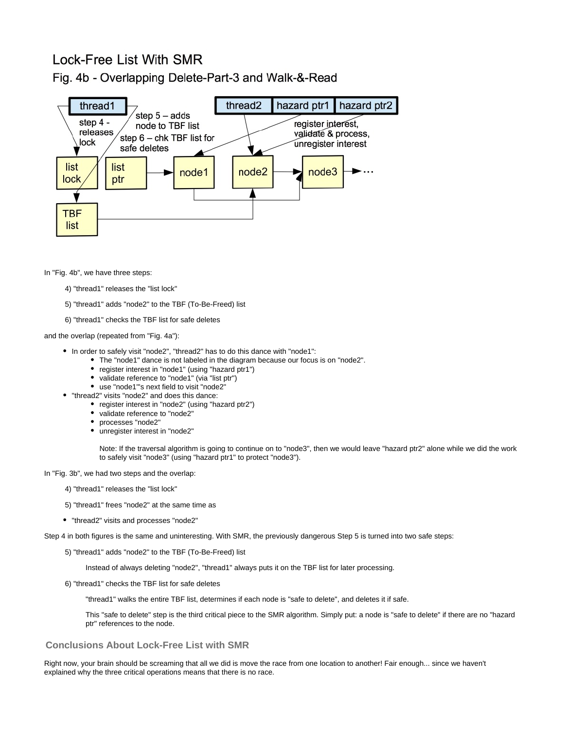# Lock-Free List With SMR

## Fig. 4b - Overlapping Delete-Part-3 and Walk-&-Read

In "Fig. 4b", we have three steps:

4) "thread1" releases the "list lock"

5) "thread1" adds "node2" to the TBF (To-Be-Freed) list

6) "thread1" checks the TBF list for safe deletes

and the overlap (repeated from "Fig. 4a"):

- In order to safely visit "node2", "thread2" has to do this dance with "node1":
  - The "node1" dance is not labeled in the diagram because our focus is on "node2".
  - register interest in "node1" (using "hazard ptr1")
  - validate reference to "node1" (via "list ptr")
  - use "node1"'s next field to visit "node2"
- "thread2" visits "node2" and does this dance:
  - register interest in "node2" (using "hazard ptr2")
  - validate reference to "node2"
  - processes "node2"
  - unregister interest in "node2"

    Note: If the traversal algorithm is going to continue on to "node3", then we would leave "hazard ptr2" alone while we did the work to safely visit "node3" (using "hazard ptr1" to protect "node3").

In "Fig. 3b", we had two steps and the overlap:

4) "thread1" releases the "list lock"

5) "thread1" frees "node2" at the same time as

- "thread2" visits and processes "node2"

Step 4 in both figures is the same and uninteresting. With SMR, the previously dangerous Step 5 is turned into two safe steps:

5) "thread1" adds "node2" to the TBF (To-Be-Freed) list

   Instead of always deleting "node2", "thread1" always puts it on the TBF list for later processing.

6) "thread1" checks the TBF list for safe deletes

   "thread1" walks the entire TBF list, determines if each node is "safe to delete", and deletes it if safe.

   This "safe to delete" step is the third critical piece to the SMR algorithm. Simply put: a node is "safe to delete" if there are no "hazard ptr" references to the node.

### Conclusions About Lock-Free List with SMR

Right now, your brain should be screaming that all we did is move the race from one location to another! Fair enough... since we haven't explained why the three critical operations means that there is no race.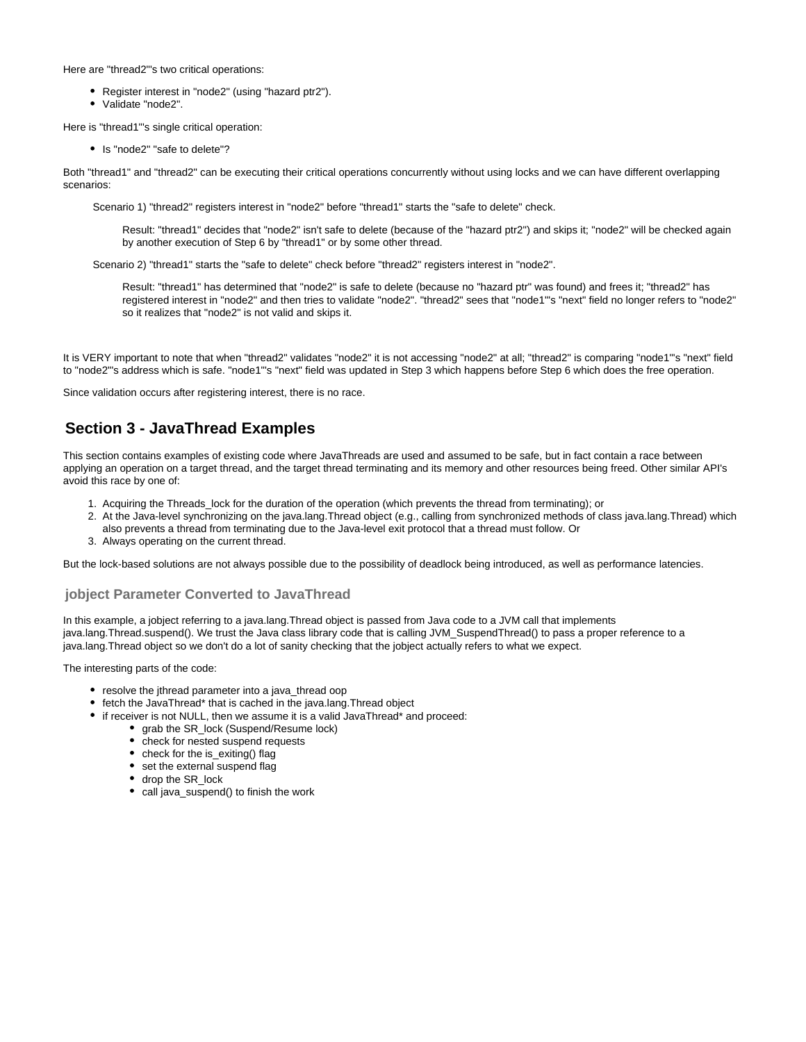Here are "thread2"'s two critical operations:

- Register interest in "node2" (using "hazard ptr2").
- Validate "node2".

Here is "thread1"'s single critical operation:

- Is "node2" "safe to delete"?

Both "thread1" and "thread2" can be executing their critical operations concurrently without using locks and we can have different overlapping scenarios:

> Scenario 1) "thread2" registers interest in "node2" before "thread1" starts the "safe to delete" check.
>
> > Result: "thread1" decides that "node2" isn't safe to delete (because of the "hazard ptr2") and skips it; "node2" will be checked again by another execution of Step 6 by "thread1" or by some other thread.
>
> Scenario 2) "thread1" starts the "safe to delete" check before "thread2" registers interest in "node2".
>
> > Result: "thread1" has determined that "node2" is safe to delete (because no "hazard ptr" was found) and frees it; "thread2" has registered interest in "node2" and then tries to validate "node2". "thread2" sees that "node1"'s "next" field no longer refers to "node2" so it realizes that "node2" is not valid and skips it.

It is VERY important to note that when "thread2" validates "node2" it is not accessing "node2" at all; "thread2" is comparing "node1"'s "next" field to "node2"'s address which is safe. "node1"'s "next" field was updated in Step 3 which happens before Step 6 which does the free operation.

Since validation occurs after registering interest, there is no race.

## Section 3 - JavaThread Examples

This section contains examples of existing code where JavaThreads are used and assumed to be safe, but in fact contain a race between applying an operation on a target thread, and the target thread terminating and its memory and other resources being freed. Other similar API's avoid this race by one of:

1. Acquiring the Threads_lock for the duration of the operation (which prevents the thread from terminating); or
2. At the Java-level synchronizing on the java.lang.Thread object (e.g., calling from synchronized methods of class java.lang.Thread) which also prevents a thread from terminating due to the Java-level exit protocol that a thread must follow. Or
3. Always operating on the current thread.

But the lock-based solutions are not always possible due to the possibility of deadlock being introduced, as well as performance latencies.

### jobject Parameter Converted to JavaThread

In this example, a jobject referring to a java.lang.Thread object is passed from Java code to a JVM call that implements java.lang.Thread.suspend(). We trust the Java class library code that is calling JVM_SuspendThread() to pass a proper reference to a java.lang.Thread object so we don't do a lot of sanity checking that the jobject actually refers to what we expect.

The interesting parts of the code:

- resolve the jthread parameter into a java_thread oop
- fetch the JavaThread* that is cached in the java.lang.Thread object
- if receiver is not NULL, then we assume it is a valid JavaThread* and proceed:
  - grab the SR_lock (Suspend/Resume lock)
  - check for nested suspend requests
  - check for the is_exiting() flag
  - set the external suspend flag
  - drop the SR_lock
  - call java_suspend() to finish the work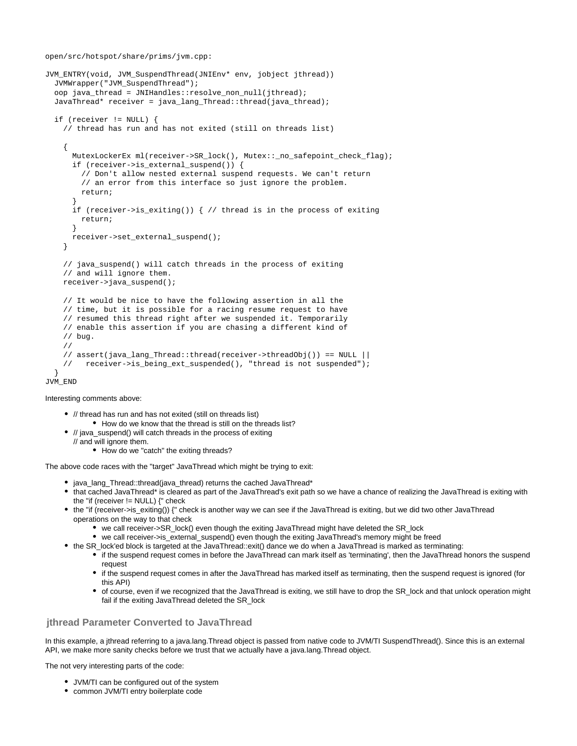open/src/hotspot/share/prims/jvm.cpp:

```
JVM_ENTRY(void, JVM_SuspendThread(JNIEnv* env, jobject jthread))
  JVMWrapper("JVM_SuspendThread");
  oop java_thread = JNIHandles::resolve_non_null(jthread);
  JavaThread* receiver = java_lang_Thread::thread(java_thread);

  if (receiver != NULL) {
    // thread has run and has not exited (still on threads list)

    {
      MutexLockerEx ml(receiver->SR_lock(), Mutex::_no_safepoint_check_flag);
      if (receiver->is_external_suspend()) {
        // Don't allow nested external suspend requests. We can't return
        // an error from this interface so just ignore the problem.
        return;
      }
      if (receiver->is_exiting()) { // thread is in the process of exiting
        return;
      }
      receiver->set_external_suspend();
    }

    // java_suspend() will catch threads in the process of exiting
    // and will ignore them.
    receiver->java_suspend();

    // It would be nice to have the following assertion in all the
    // time, but it is possible for a racing resume request to have
    // resumed this thread right after we suspended it. Temporarily
    // enable this assertion if you are chasing a different kind of
    // bug.
    //
    // assert(java_lang_Thread::thread(receiver->threadObj()) == NULL ||
    //   receiver->is_being_ext_suspended(), "thread is not suspended");
  }
JVM_END
```

Interesting comments above:

- // thread has run and has not exited (still on threads list)
  - How do we know that the thread is still on the threads list?
- // java_suspend() will catch threads in the process of exiting
  // and will ignore them.
  - How do we "catch" the exiting threads?

The above code races with the "target" JavaThread which might be trying to exit:

- java_lang_Thread::thread(java_thread) returns the cached JavaThread*
- that cached JavaThread* is cleared as part of the JavaThread's exit path so we have a chance of realizing the JavaThread is exiting with the "if (receiver != NULL) {" check
- the "if (receiver->is_exiting()) {" check is another way we can see if the JavaThread is exiting, but we did two other JavaThread operations on the way to that check
  - we call receiver->SR_lock() even though the exiting JavaThread might have deleted the SR_lock
  - we call receiver->is_external_suspend() even though the exiting JavaThread's memory might be freed
- the SR_lock'ed block is targeted at the JavaThread::exit() dance we do when a JavaThread is marked as terminating:
  - if the suspend request comes in before the JavaThread can mark itself as 'terminating', then the JavaThread honors the suspend request
  - if the suspend request comes in after the JavaThread has marked itself as terminating, then the suspend request is ignored (for this API)
  - of course, even if we recognized that the JavaThread is exiting, we still have to drop the SR_lock and that unlock operation might fail if the exiting JavaThread deleted the SR_lock

## jthread Parameter Converted to JavaThread

In this example, a jthread referring to a java.lang.Thread object is passed from native code to JVM/TI SuspendThread(). Since this is an external API, we make more sanity checks before we trust that we actually have a java.lang.Thread object.

The not very interesting parts of the code:

- JVM/TI can be configured out of the system
- common JVM/TI entry boilerplate code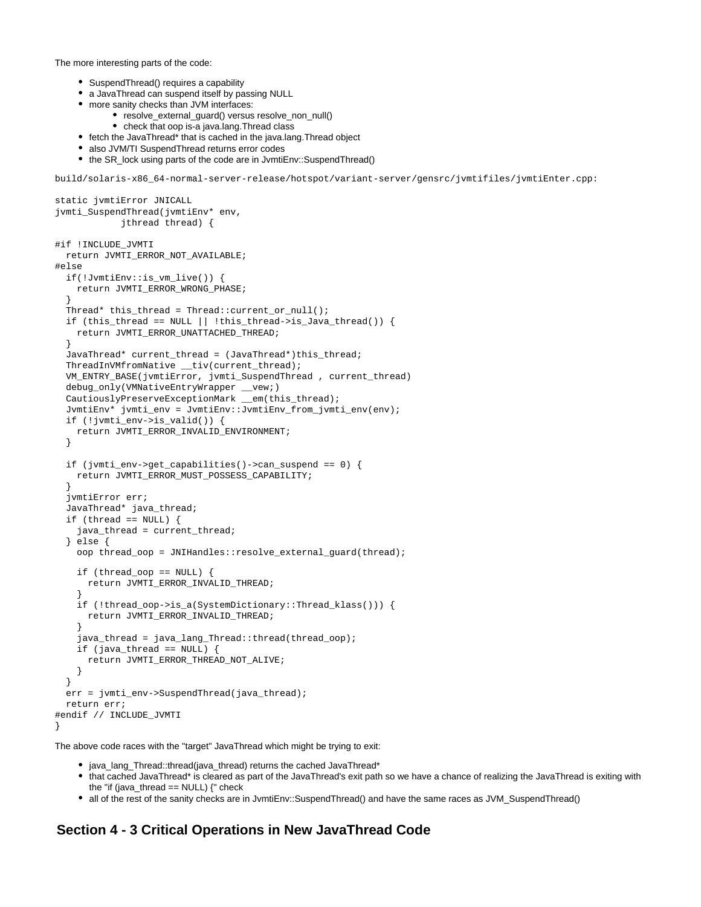The more interesting parts of the code:

- SuspendThread() requires a capability
- a JavaThread can suspend itself by passing NULL
- more sanity checks than JVM interfaces:
  - resolve_external_guard() versus resolve_non_null()
  - check that oop is-a java.lang.Thread class
- fetch the JavaThread* that is cached in the java.lang.Thread object
- also JVM/TI SuspendThread returns error codes
- the SR_lock using parts of the code are in JvmtiEnv::SuspendThread()

```
build/solaris-x86_64-normal-server-release/hotspot/variant-server/gensrc/jvmtifiles/jvmtiEnter.cpp:
```

```
static jvmtiError JNICALL
jvmti_SuspendThread(jvmtiEnv* env,
            jthread thread) {

#if !INCLUDE_JVMTI
  return JVMTI_ERROR_NOT_AVAILABLE;
#else
  if(!JvmtiEnv::is_vm_live()) {
    return JVMTI_ERROR_WRONG_PHASE;
  }
  Thread* this_thread = Thread::current_or_null();
  if (this_thread == NULL || !this_thread->is_Java_thread()) {
    return JVMTI_ERROR_UNATTACHED_THREAD;
  }
  JavaThread* current_thread = (JavaThread*)this_thread;
  ThreadInVMfromNative __tiv(current_thread);
  VM_ENTRY_BASE(jvmtiError, jvmti_SuspendThread , current_thread)
  debug_only(VMNativeEntryWrapper __vew;)
  CautiouslyPreserveExceptionMark __em(this_thread);
  JvmtiEnv* jvmti_env = JvmtiEnv::JvmtiEnv_from_jvmti_env(env);
  if (!jvmti_env->is_valid()) {
    return JVMTI_ERROR_INVALID_ENVIRONMENT;
  }

  if (jvmti_env->get_capabilities()->can_suspend == 0) {
    return JVMTI_ERROR_MUST_POSSESS_CAPABILITY;
  }
  jvmtiError err;
  JavaThread* java_thread;
  if (thread == NULL) {
    java_thread = current_thread;
  } else {
    oop thread_oop = JNIHandles::resolve_external_guard(thread);

    if (thread_oop == NULL) {
      return JVMTI_ERROR_INVALID_THREAD;
    }
    if (!thread_oop->is_a(SystemDictionary::Thread_klass())) {
      return JVMTI_ERROR_INVALID_THREAD;
    }
    java_thread = java_lang_Thread::thread(thread_oop);
    if (java_thread == NULL) {
      return JVMTI_ERROR_THREAD_NOT_ALIVE;
    }
  }
  err = jvmti_env->SuspendThread(java_thread);
  return err;
#endif // INCLUDE_JVMTI
}
```

The above code races with the "target" JavaThread which might be trying to exit:

- java_lang_Thread::thread(java_thread) returns the cached JavaThread*
- that cached JavaThread* is cleared as part of the JavaThread's exit path so we have a chance of realizing the JavaThread is exiting with the "if (java_thread == NULL) {" check
- all of the rest of the sanity checks are in JvmtiEnv::SuspendThread() and have the same races as JVM_SuspendThread()

## Section 4 - 3 Critical Operations in New JavaThread Code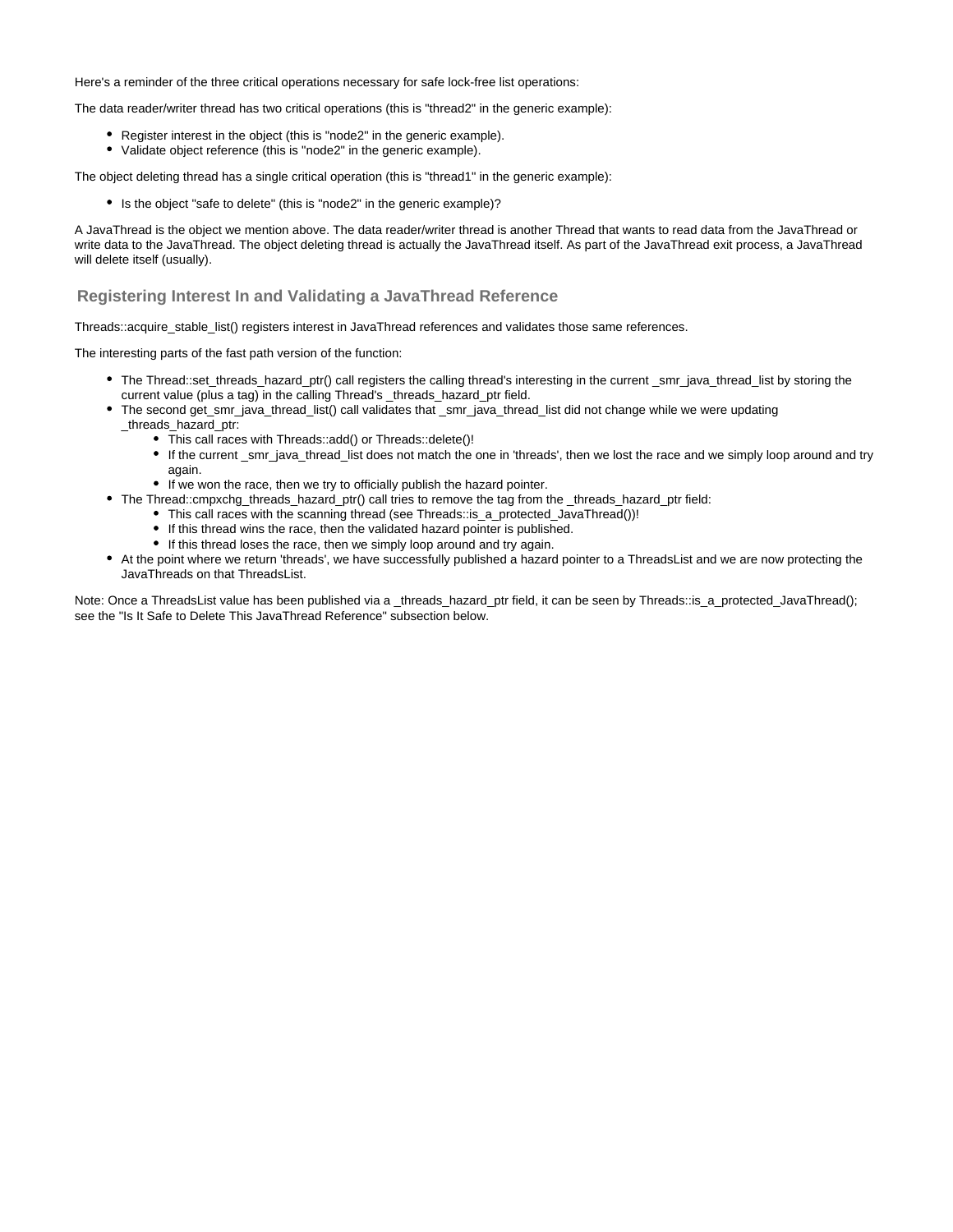Here's a reminder of the three critical operations necessary for safe lock-free list operations:

The data reader/writer thread has two critical operations (this is "thread2" in the generic example):

- Register interest in the object (this is "node2" in the generic example).
- Validate object reference (this is "node2" in the generic example).

The object deleting thread has a single critical operation (this is "thread1" in the generic example):

- Is the object "safe to delete" (this is "node2" in the generic example)?

A JavaThread is the object we mention above. The data reader/writer thread is another Thread that wants to read data from the JavaThread or write data to the JavaThread. The object deleting thread is actually the JavaThread itself. As part of the JavaThread exit process, a JavaThread will delete itself (usually).

## Registering Interest In and Validating a JavaThread Reference

Threads::acquire_stable_list() registers interest in JavaThread references and validates those same references.

The interesting parts of the fast path version of the function:

- The Thread::set_threads_hazard_ptr() call registers the calling thread's interesting in the current _smr_java_thread_list by storing the current value (plus a tag) in the calling Thread's _threads_hazard_ptr field.
- The second get_smr_java_thread_list() call validates that _smr_java_thread_list did not change while we were updating _threads_hazard_ptr:
  - This call races with Threads::add() or Threads::delete()!
  - If the current _smr_java_thread_list does not match the one in 'threads', then we lost the race and we simply loop around and try again.
  - If we won the race, then we try to officially publish the hazard pointer.
- The Thread::cmpxchg_threads_hazard_ptr() call tries to remove the tag from the _threads_hazard_ptr field:
  - This call races with the scanning thread (see Threads::is_a_protected_JavaThread())!
  - If this thread wins the race, then the validated hazard pointer is published.
  - If this thread loses the race, then we simply loop around and try again.
- At the point where we return 'threads', we have successfully published a hazard pointer to a ThreadsList and we are now protecting the JavaThreads on that ThreadsList.

Note: Once a ThreadsList value has been published via a _threads_hazard_ptr field, it can be seen by Threads::is_a_protected_JavaThread(); see the "Is It Safe to Delete This JavaThread Reference" subsection below.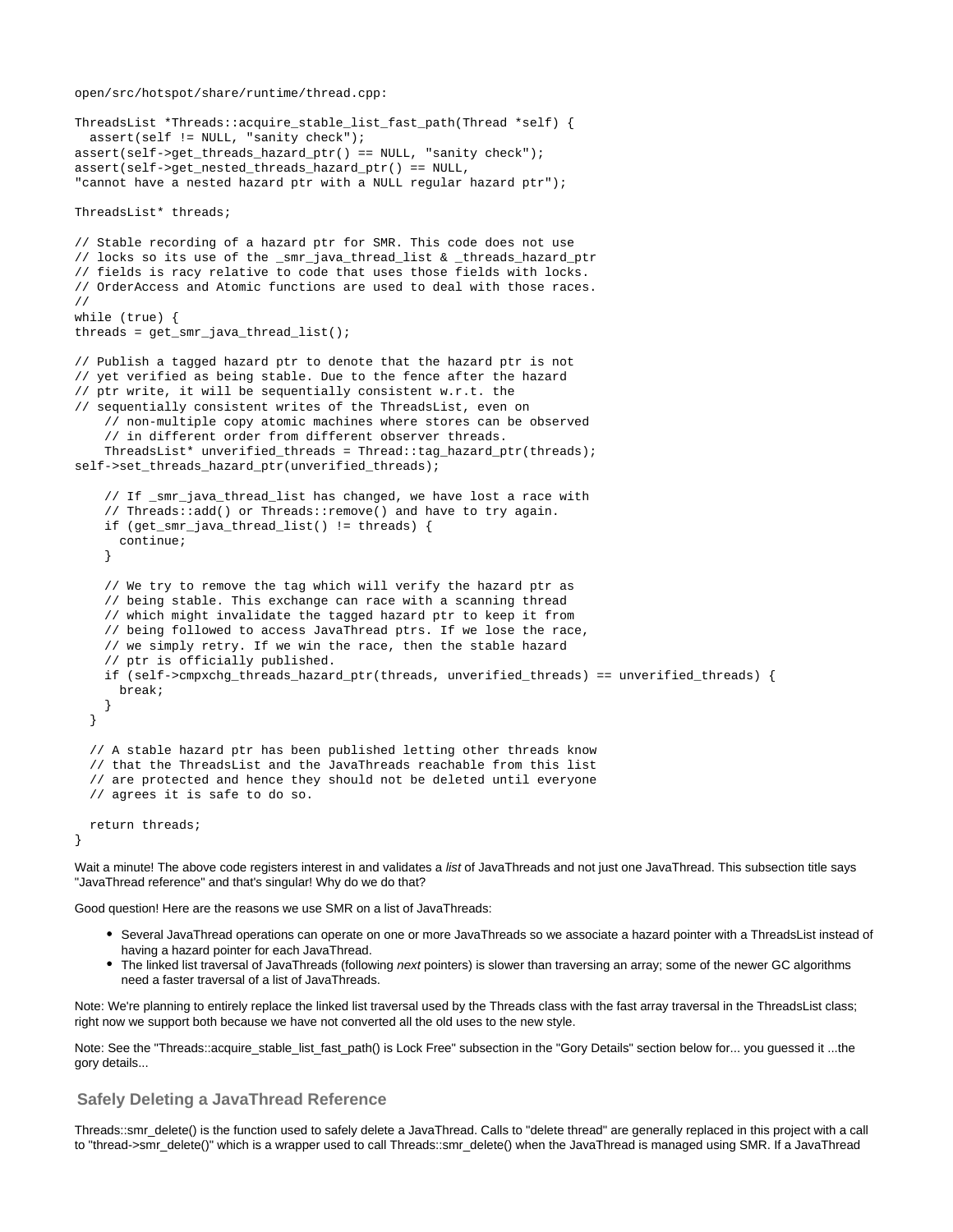open/src/hotspot/share/runtime/thread.cpp:

```
ThreadsList *Threads::acquire_stable_list_fast_path(Thread *self) {
  assert(self != NULL, "sanity check");
assert(self->get_threads_hazard_ptr() == NULL, "sanity check");
assert(self->get_nested_threads_hazard_ptr() == NULL,
"cannot have a nested hazard ptr with a NULL regular hazard ptr");

ThreadsList* threads;

// Stable recording of a hazard ptr for SMR. This code does not use
// locks so its use of the _smr_java_thread_list & _threads_hazard_ptr
// fields is racy relative to code that uses those fields with locks.
// OrderAccess and Atomic functions are used to deal with those races.
//
while (true) {
threads = get_smr_java_thread_list();

// Publish a tagged hazard ptr to denote that the hazard ptr is not
// yet verified as being stable. Due to the fence after the hazard
// ptr write, it will be sequentially consistent w.r.t. the
// sequentially consistent writes of the ThreadsList, even on
    // non-multiple copy atomic machines where stores can be observed
    // in different order from different observer threads.
    ThreadsList* unverified_threads = Thread::tag_hazard_ptr(threads);
self->set_threads_hazard_ptr(unverified_threads);

    // If _smr_java_thread_list has changed, we have lost a race with
    // Threads::add() or Threads::remove() and have to try again.
    if (get_smr_java_thread_list() != threads) {
      continue;
    }

    // We try to remove the tag which will verify the hazard ptr as
    // being stable. This exchange can race with a scanning thread
    // which might invalidate the tagged hazard ptr to keep it from
    // being followed to access JavaThread ptrs. If we lose the race,
    // we simply retry. If we win the race, then the stable hazard
    // ptr is officially published.
    if (self->cmpxchg_threads_hazard_ptr(threads, unverified_threads) == unverified_threads) {
      break;
    }
  }

  // A stable hazard ptr has been published letting other threads know
  // that the ThreadsList and the JavaThreads reachable from this list
  // are protected and hence they should not be deleted until everyone
  // agrees it is safe to do so.

  return threads;
}
```

Wait a minute! The above code registers interest in and validates a *list* of JavaThreads and not just one JavaThread. This subsection title says "JavaThread reference" and that's singular! Why do we do that?

Good question! Here are the reasons we use SMR on a list of JavaThreads:

- Several JavaThread operations can operate on one or more JavaThreads so we associate a hazard pointer with a ThreadsList instead of having a hazard pointer for each JavaThread.
- The linked list traversal of JavaThreads (following *next* pointers) is slower than traversing an array; some of the newer GC algorithms need a faster traversal of a list of JavaThreads.

Note: We're planning to entirely replace the linked list traversal used by the Threads class with the fast array traversal in the ThreadsList class; right now we support both because we have not converted all the old uses to the new style.

Note: See the "Threads::acquire_stable_list_fast_path() is Lock Free" subsection in the "Gory Details" section below for... you guessed it ...the gory details...

## Safely Deleting a JavaThread Reference

Threads::smr_delete() is the function used to safely delete a JavaThread. Calls to "delete thread" are generally replaced in this project with a call to "thread->smr_delete()" which is a wrapper used to call Threads::smr_delete() when the JavaThread is managed using SMR. If a JavaThread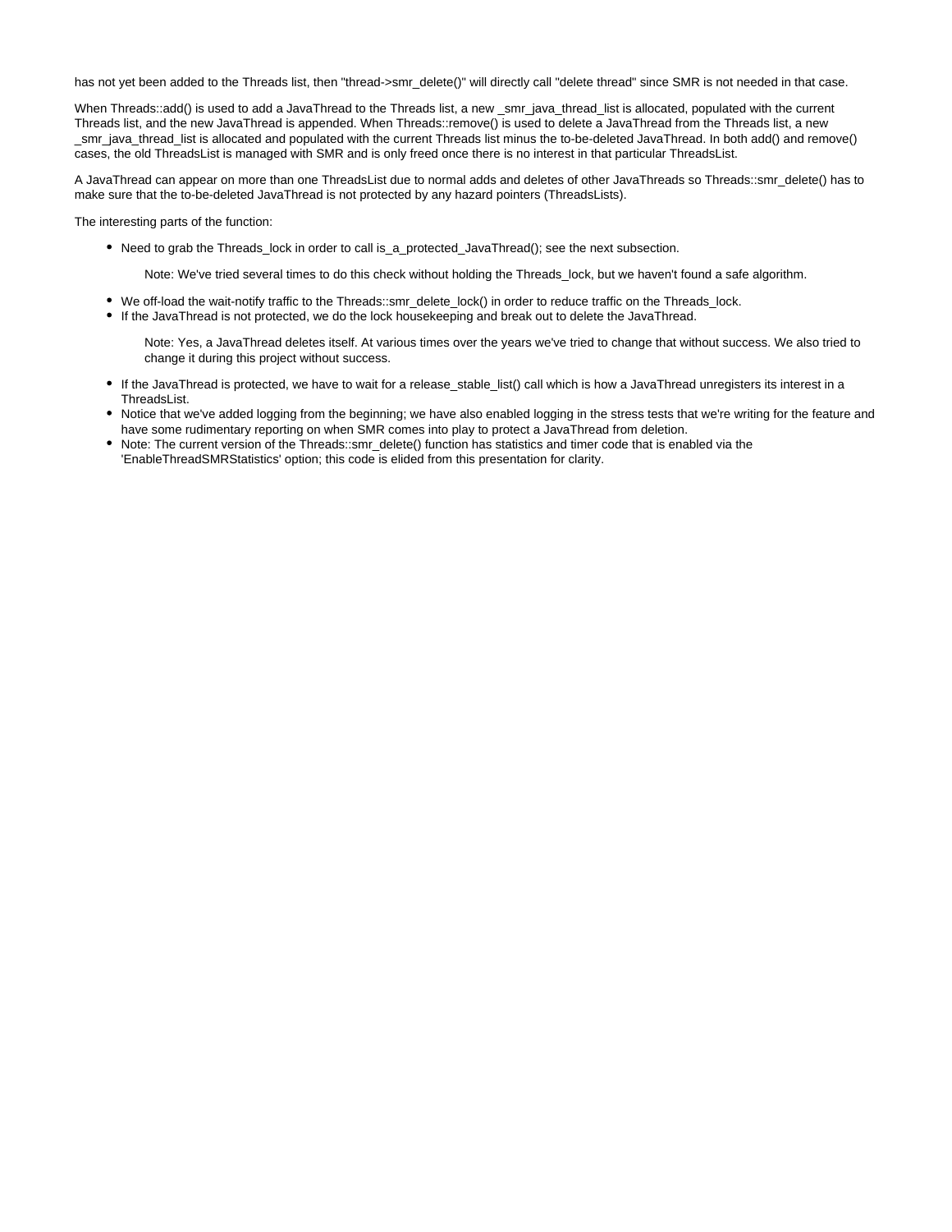has not yet been added to the Threads list, then "thread->smr_delete()" will directly call "delete thread" since SMR is not needed in that case.

When Threads::add() is used to add a JavaThread to the Threads list, a new _smr_java_thread_list is allocated, populated with the current Threads list, and the new JavaThread is appended. When Threads::remove() is used to delete a JavaThread from the Threads list, a new _smr_java_thread_list is allocated and populated with the current Threads list minus the to-be-deleted JavaThread. In both add() and remove() cases, the old ThreadsList is managed with SMR and is only freed once there is no interest in that particular ThreadsList.

A JavaThread can appear on more than one ThreadsList due to normal adds and deletes of other JavaThreads so Threads::smr_delete() has to make sure that the to-be-deleted JavaThread is not protected by any hazard pointers (ThreadsLists).

The interesting parts of the function:

- Need to grab the Threads_lock in order to call is_a_protected_JavaThread(); see the next subsection.

  > Note: We've tried several times to do this check without holding the Threads_lock, but we haven't found a safe algorithm.

- We off-load the wait-notify traffic to the Threads::smr_delete_lock() in order to reduce traffic on the Threads_lock.
- If the JavaThread is not protected, we do the lock housekeeping and break out to delete the JavaThread.

  > Note: Yes, a JavaThread deletes itself. At various times over the years we've tried to change that without success. We also tried to change it during this project without success.

- If the JavaThread is protected, we have to wait for a release_stable_list() call which is how a JavaThread unregisters its interest in a ThreadsList.
- Notice that we've added logging from the beginning; we have also enabled logging in the stress tests that we're writing for the feature and have some rudimentary reporting on when SMR comes into play to protect a JavaThread from deletion.
- Note: The current version of the Threads::smr_delete() function has statistics and timer code that is enabled via the 'EnableThreadSMRStatistics' option; this code is elided from this presentation for clarity.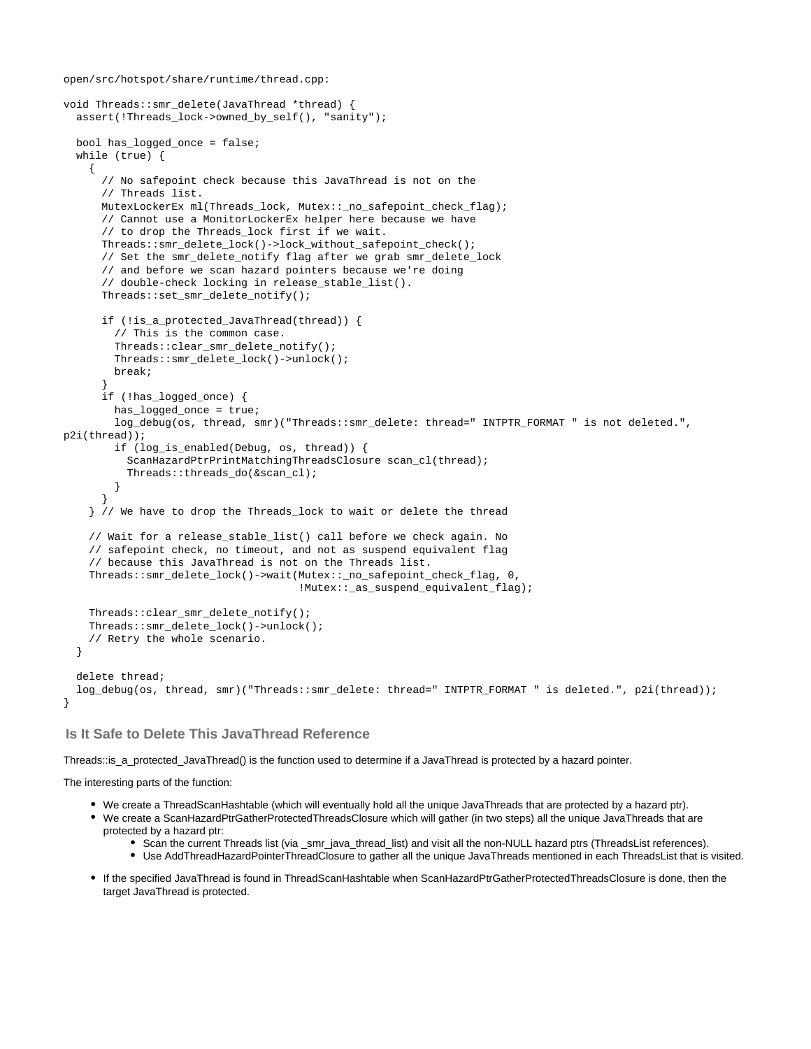open/src/hotspot/share/runtime/thread.cpp:

```
void Threads::smr_delete(JavaThread *thread) {
  assert(!Threads_lock->owned_by_self(), "sanity");

  bool has_logged_once = false;
  while (true) {
    {
      // No safepoint check because this JavaThread is not on the
      // Threads list.
      MutexLockerEx ml(Threads_lock, Mutex::_no_safepoint_check_flag);
      // Cannot use a MonitorLockerEx helper here because we have
      // to drop the Threads_lock first if we wait.
      Threads::smr_delete_lock()->lock_without_safepoint_check();
      // Set the smr_delete_notify flag after we grab smr_delete_lock
      // and before we scan hazard pointers because we're doing
      // double-check locking in release_stable_list().
      Threads::set_smr_delete_notify();

      if (!is_a_protected_JavaThread(thread)) {
        // This is the common case.
        Threads::clear_smr_delete_notify();
        Threads::smr_delete_lock()->unlock();
        break;
      }
      if (!has_logged_once) {
        has_logged_once = true;
        log_debug(os, thread, smr)("Threads::smr_delete: thread=" INTPTR_FORMAT " is not deleted.",
p2i(thread));
        if (log_is_enabled(Debug, os, thread)) {
          ScanHazardPtrPrintMatchingThreadsClosure scan_cl(thread);
          Threads::threads_do(&scan_cl);
        }
      }
    } // We have to drop the Threads_lock to wait or delete the thread

    // Wait for a release_stable_list() call before we check again. No
    // safepoint check, no timeout, and not as suspend equivalent flag
    // because this JavaThread is not on the Threads list.
    Threads::smr_delete_lock()->wait(Mutex::_no_safepoint_check_flag, 0,
                                     !Mutex::_as_suspend_equivalent_flag);

    Threads::clear_smr_delete_notify();
    Threads::smr_delete_lock()->unlock();
    // Retry the whole scenario.
  }

  delete thread;
  log_debug(os, thread, smr)("Threads::smr_delete: thread=" INTPTR_FORMAT " is deleted.", p2i(thread));
}
```

## Is It Safe to Delete This JavaThread Reference

Threads::is_a_protected_JavaThread() is the function used to determine if a JavaThread is protected by a hazard pointer.

The interesting parts of the function:

- We create a ThreadScanHashtable (which will eventually hold all the unique JavaThreads that are protected by a hazard ptr).
- We create a ScanHazardPtrGatherProtectedThreadsClosure which will gather (in two steps) all the unique JavaThreads that are protected by a hazard ptr:
  - Scan the current Threads list (via _smr_java_thread_list) and visit all the non-NULL hazard ptrs (ThreadsList references).
  - Use AddThreadHazardPointerThreadClosure to gather all the unique JavaThreads mentioned in each ThreadsList that is visited.
- If the specified JavaThread is found in ThreadScanHashtable when ScanHazardPtrGatherProtectedThreadsClosure is done, then the target JavaThread is protected.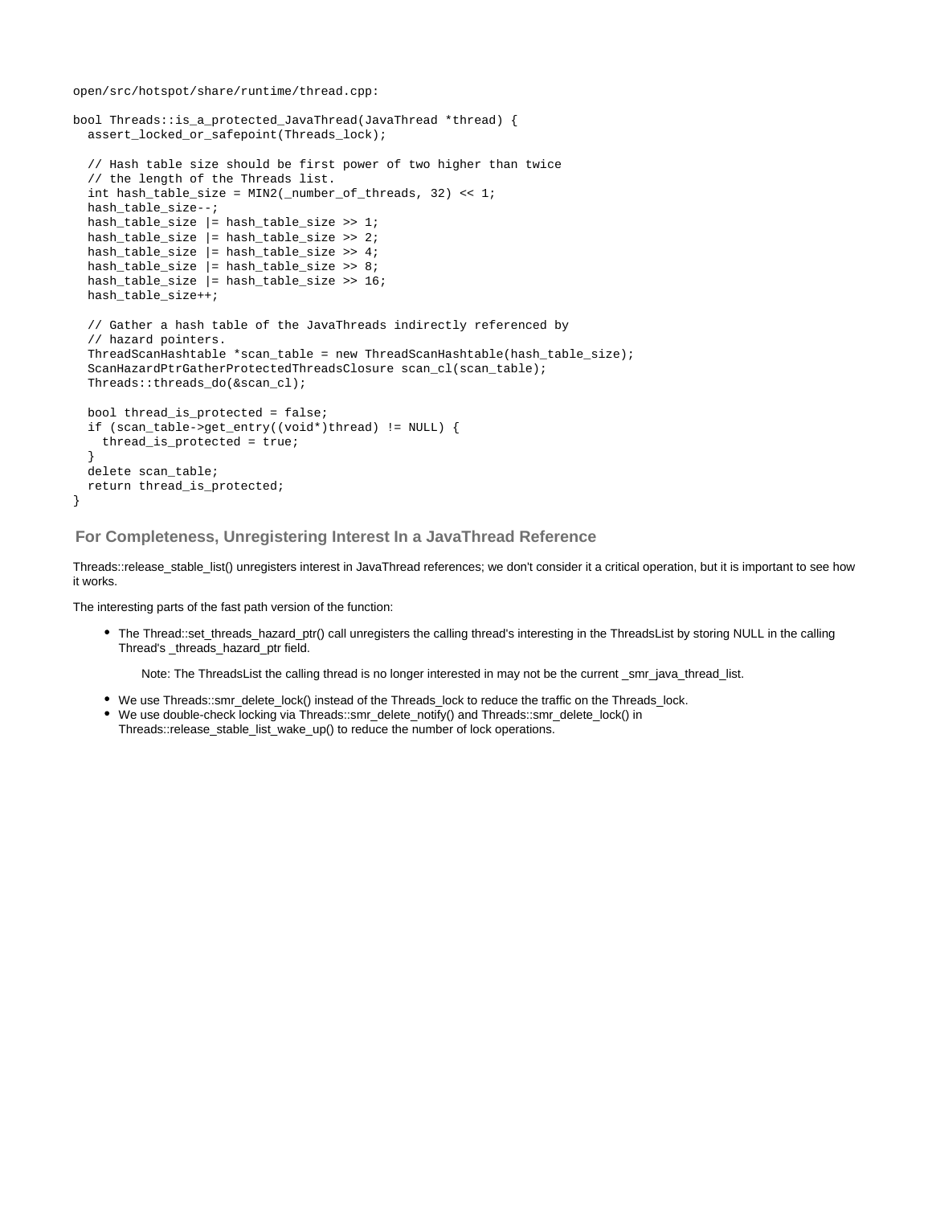open/src/hotspot/share/runtime/thread.cpp:

```
bool Threads::is_a_protected_JavaThread(JavaThread *thread) {
  assert_locked_or_safepoint(Threads_lock);

  // Hash table size should be first power of two higher than twice
  // the length of the Threads list.
  int hash_table_size = MIN2(_number_of_threads, 32) << 1;
  hash_table_size--;
  hash_table_size |= hash_table_size >> 1;
  hash_table_size |= hash_table_size >> 2;
  hash_table_size |= hash_table_size >> 4;
  hash_table_size |= hash_table_size >> 8;
  hash_table_size |= hash_table_size >> 16;
  hash_table_size++;

  // Gather a hash table of the JavaThreads indirectly referenced by
  // hazard pointers.
  ThreadScanHashtable *scan_table = new ThreadScanHashtable(hash_table_size);
  ScanHazardPtrGatherProtectedThreadsClosure scan_cl(scan_table);
  Threads::threads_do(&scan_cl);

  bool thread_is_protected = false;
  if (scan_table->get_entry((void*)thread) != NULL) {
    thread_is_protected = true;
  }
  delete scan_table;
  return thread_is_protected;
}
```

### For Completeness, Unregistering Interest In a JavaThread Reference

Threads::release_stable_list() unregisters interest in JavaThread references; we don't consider it a critical operation, but it is important to see how it works.

The interesting parts of the fast path version of the function:

- The Thread::set_threads_hazard_ptr() call unregisters the calling thread's interesting in the ThreadsList by storing NULL in the calling Thread's _threads_hazard_ptr field.

  Note: The ThreadsList the calling thread is no longer interested in may not be the current _smr_java_thread_list.

- We use Threads::smr_delete_lock() instead of the Threads_lock to reduce the traffic on the Threads_lock.
- We use double-check locking via Threads::smr_delete_notify() and Threads::smr_delete_lock() in Threads::release_stable_list_wake_up() to reduce the number of lock operations.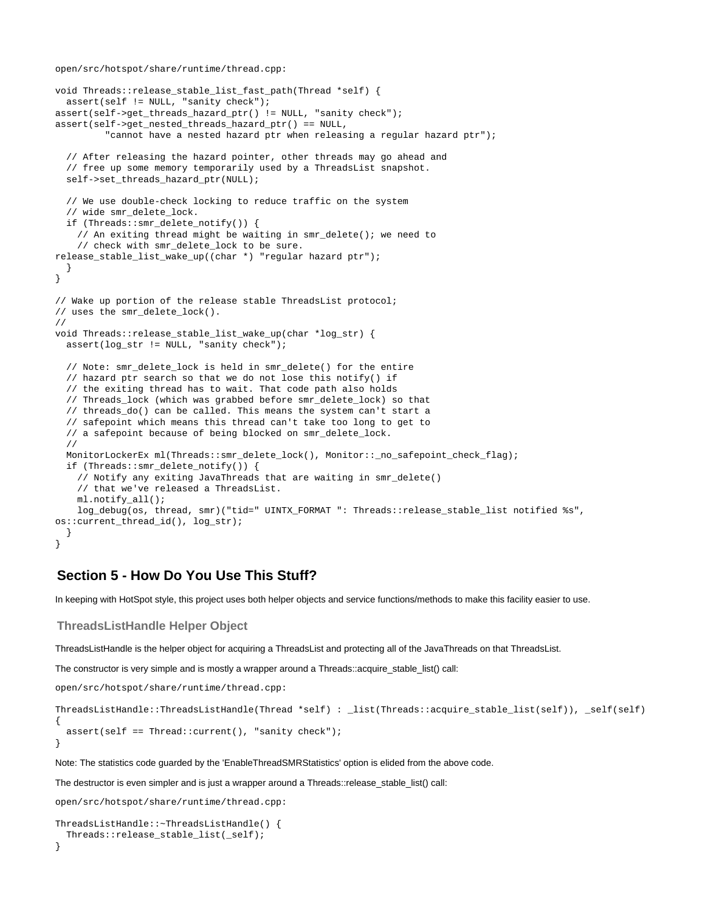open/src/hotspot/share/runtime/thread.cpp:

```
void Threads::release_stable_list_fast_path(Thread *self) {
  assert(self != NULL, "sanity check");
assert(self->get_threads_hazard_ptr() != NULL, "sanity check");
assert(self->get_nested_threads_hazard_ptr() == NULL,
         "cannot have a nested hazard ptr when releasing a regular hazard ptr");

  // After releasing the hazard pointer, other threads may go ahead and
  // free up some memory temporarily used by a ThreadsList snapshot.
  self->set_threads_hazard_ptr(NULL);

  // We use double-check locking to reduce traffic on the system
  // wide smr_delete_lock.
  if (Threads::smr_delete_notify()) {
    // An exiting thread might be waiting in smr_delete(); we need to
    // check with smr_delete_lock to be sure.
release_stable_list_wake_up((char *) "regular hazard ptr");
  }
}

// Wake up portion of the release stable ThreadsList protocol;
// uses the smr_delete_lock().
//
void Threads::release_stable_list_wake_up(char *log_str) {
  assert(log_str != NULL, "sanity check");

  // Note: smr_delete_lock is held in smr_delete() for the entire
  // hazard ptr search so that we do not lose this notify() if
  // the exiting thread has to wait. That code path also holds
  // Threads_lock (which was grabbed before smr_delete_lock) so that
  // threads_do() can be called. This means the system can't start a
  // safepoint which means this thread can't take too long to get to
  // a safepoint because of being blocked on smr_delete_lock.
  //
  MonitorLockerEx ml(Threads::smr_delete_lock(), Monitor::_no_safepoint_check_flag);
  if (Threads::smr_delete_notify()) {
    // Notify any exiting JavaThreads that are waiting in smr_delete()
    // that we've released a ThreadsList.
    ml.notify_all();
    log_debug(os, thread, smr)("tid=" UINTX_FORMAT ": Threads::release_stable_list notified %s",
os::current_thread_id(), log_str);
  }
}
```

## Section 5 - How Do You Use This Stuff?

In keeping with HotSpot style, this project uses both helper objects and service functions/methods to make this facility easier to use.

### ThreadsListHandle Helper Object

ThreadsListHandle is the helper object for acquiring a ThreadsList and protecting all of the JavaThreads on that ThreadsList.

The constructor is very simple and is mostly a wrapper around a Threads::acquire_stable_list() call:

open/src/hotspot/share/runtime/thread.cpp:

```
ThreadsListHandle::ThreadsListHandle(Thread *self) : _list(Threads::acquire_stable_list(self)), _self(self)
{
  assert(self == Thread::current(), "sanity check");
}
```

Note: The statistics code guarded by the 'EnableThreadSMRStatistics' option is elided from the above code.

The destructor is even simpler and is just a wrapper around a Threads::release_stable_list() call:

open/src/hotspot/share/runtime/thread.cpp:

```
ThreadsListHandle::~ThreadsListHandle() {
  Threads::release_stable_list(_self);
}
```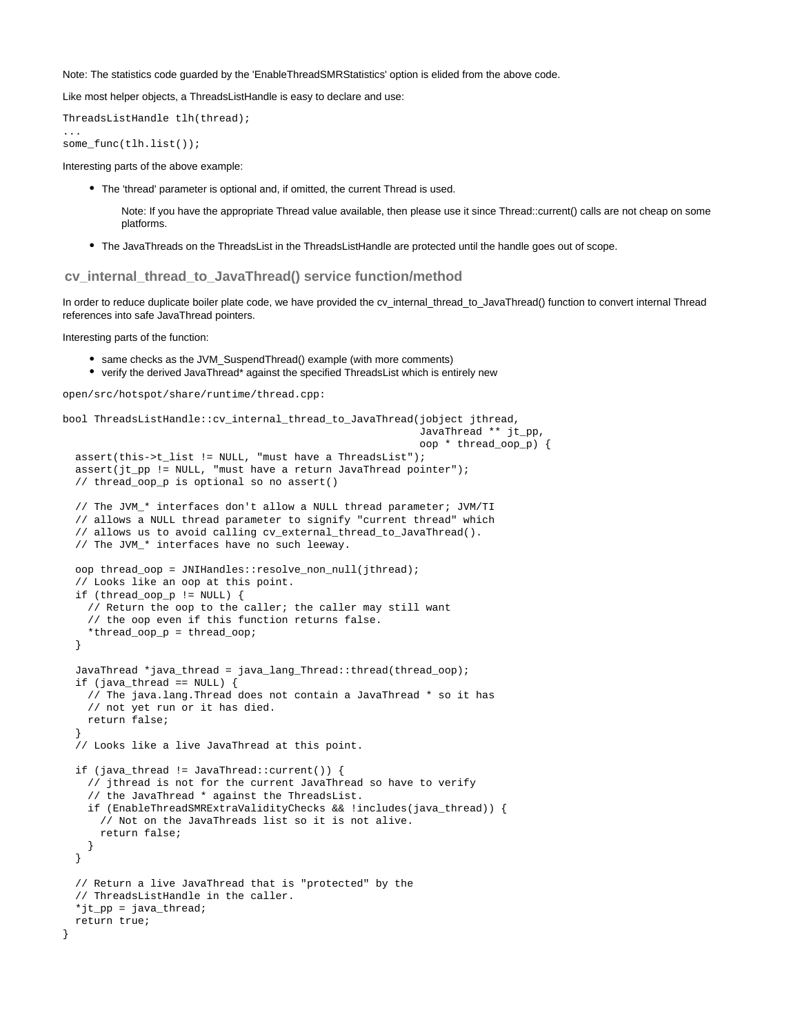Note: The statistics code guarded by the 'EnableThreadSMRStatistics' option is elided from the above code.

Like most helper objects, a ThreadsListHandle is easy to declare and use:

```
ThreadsListHandle tlh(thread);
...
some_func(tlh.list());
```

Interesting parts of the above example:

- The 'thread' parameter is optional and, if omitted, the current Thread is used.

  Note: If you have the appropriate Thread value available, then please use it since Thread::current() calls are not cheap on some platforms.

- The JavaThreads on the ThreadsList in the ThreadsListHandle are protected until the handle goes out of scope.

## cv_internal_thread_to_JavaThread() service function/method

In order to reduce duplicate boiler plate code, we have provided the cv_internal_thread_to_JavaThread() function to convert internal Thread references into safe JavaThread pointers.

Interesting parts of the function:

- same checks as the JVM_SuspendThread() example (with more comments)
- verify the derived JavaThread* against the specified ThreadsList which is entirely new

```
open/src/hotspot/share/runtime/thread.cpp:

bool ThreadsListHandle::cv_internal_thread_to_JavaThread(jobject jthread,
                                                         JavaThread ** jt_pp,
                                                         oop * thread_oop_p) {
  assert(this->t_list != NULL, "must have a ThreadsList");
  assert(jt_pp != NULL, "must have a return JavaThread pointer");
  // thread_oop_p is optional so no assert()

  // The JVM_* interfaces don't allow a NULL thread parameter; JVM/TI
  // allows a NULL thread parameter to signify "current thread" which
  // allows us to avoid calling cv_external_thread_to_JavaThread().
  // The JVM_* interfaces have no such leeway.

  oop thread_oop = JNIHandles::resolve_non_null(jthread);
  // Looks like an oop at this point.
  if (thread_oop_p != NULL) {
    // Return the oop to the caller; the caller may still want
    // the oop even if this function returns false.
    *thread_oop_p = thread_oop;
  }

  JavaThread *java_thread = java_lang_Thread::thread(thread_oop);
  if (java_thread == NULL) {
    // The java.lang.Thread does not contain a JavaThread * so it has
    // not yet run or it has died.
    return false;
  }
  // Looks like a live JavaThread at this point.

  if (java_thread != JavaThread::current()) {
    // jthread is not for the current JavaThread so have to verify
    // the JavaThread * against the ThreadsList.
    if (EnableThreadSMRExtraValidityChecks && !includes(java_thread)) {
      // Not on the JavaThreads list so it is not alive.
      return false;
    }
  }

  // Return a live JavaThread that is "protected" by the
  // ThreadsListHandle in the caller.
  *jt_pp = java_thread;
  return true;
}
```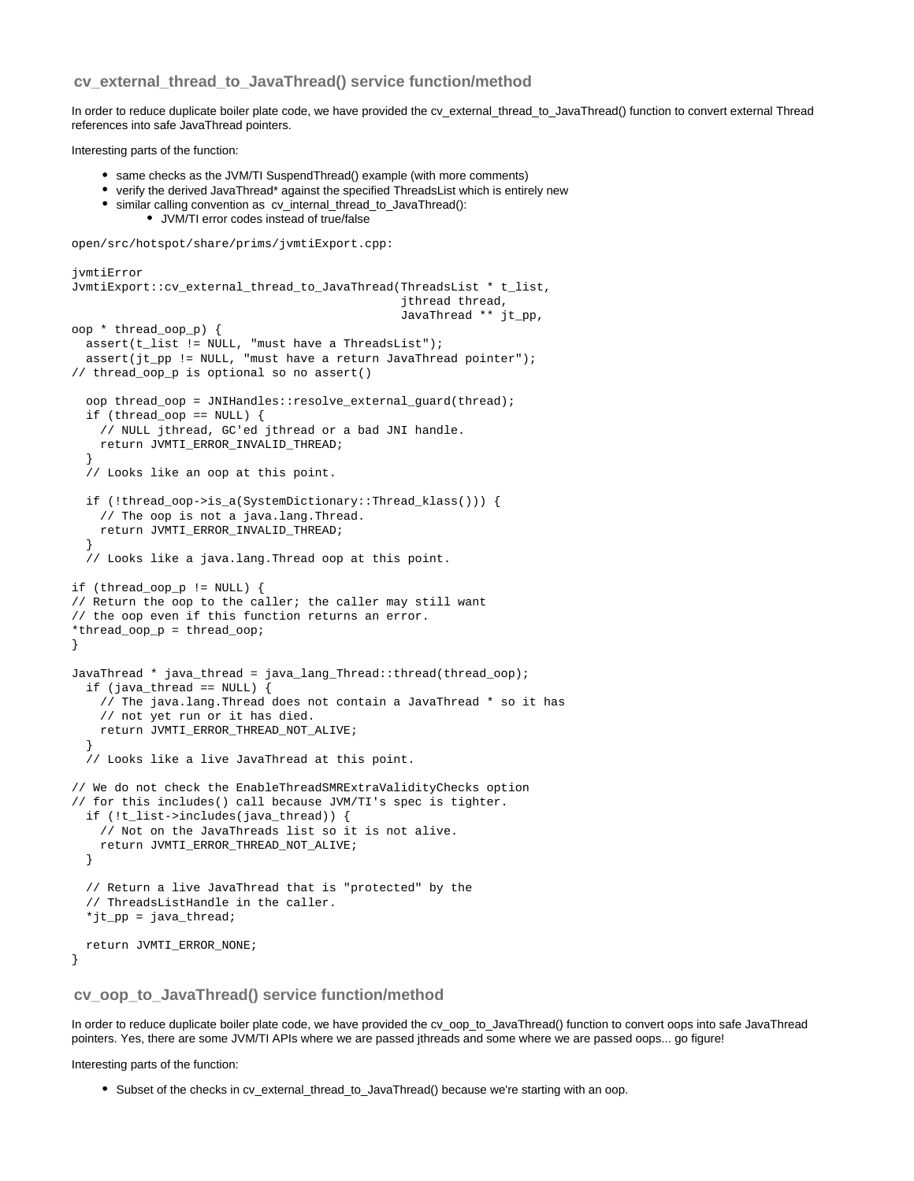## cv_external_thread_to_JavaThread() service function/method

In order to reduce duplicate boiler plate code, we have provided the cv_external_thread_to_JavaThread() function to convert external Thread references into safe JavaThread pointers.

Interesting parts of the function:

- same checks as the JVM/TI SuspendThread() example (with more comments)
- verify the derived JavaThread* against the specified ThreadsList which is entirely new
- similar calling convention as cv_internal_thread_to_JavaThread():
  - JVM/TI error codes instead of true/false

```
open/src/hotspot/share/prims/jvmtiExport.cpp:

jvmtiError
JvmtiExport::cv_external_thread_to_JavaThread(ThreadsList * t_list,
                                              jthread thread,
                                              JavaThread ** jt_pp,
oop * thread_oop_p) {
  assert(t_list != NULL, "must have a ThreadsList");
  assert(jt_pp != NULL, "must have a return JavaThread pointer");
// thread_oop_p is optional so no assert()

  oop thread_oop = JNIHandles::resolve_external_guard(thread);
  if (thread_oop == NULL) {
    // NULL jthread, GC'ed jthread or a bad JNI handle.
    return JVMTI_ERROR_INVALID_THREAD;
  }
  // Looks like an oop at this point.

  if (!thread_oop->is_a(SystemDictionary::Thread_klass())) {
    // The oop is not a java.lang.Thread.
    return JVMTI_ERROR_INVALID_THREAD;
  }
  // Looks like a java.lang.Thread oop at this point.

if (thread_oop_p != NULL) {
// Return the oop to the caller; the caller may still want
// the oop even if this function returns an error.
*thread_oop_p = thread_oop;
}

JavaThread * java_thread = java_lang_Thread::thread(thread_oop);
  if (java_thread == NULL) {
    // The java.lang.Thread does not contain a JavaThread * so it has
    // not yet run or it has died.
    return JVMTI_ERROR_THREAD_NOT_ALIVE;
  }
  // Looks like a live JavaThread at this point.

// We do not check the EnableThreadSMRExtraValidityChecks option
// for this includes() call because JVM/TI's spec is tighter.
  if (!t_list->includes(java_thread)) {
    // Not on the JavaThreads list so it is not alive.
    return JVMTI_ERROR_THREAD_NOT_ALIVE;
  }

  // Return a live JavaThread that is "protected" by the
  // ThreadsListHandle in the caller.
  *jt_pp = java_thread;

  return JVMTI_ERROR_NONE;
}
```

## cv_oop_to_JavaThread() service function/method

In order to reduce duplicate boiler plate code, we have provided the cv_oop_to_JavaThread() function to convert oops into safe JavaThread pointers. Yes, there are some JVM/TI APIs where we are passed jthreads and some where we are passed oops... go figure!

Interesting parts of the function:

- Subset of the checks in cv_external_thread_to_JavaThread() because we're starting with an oop.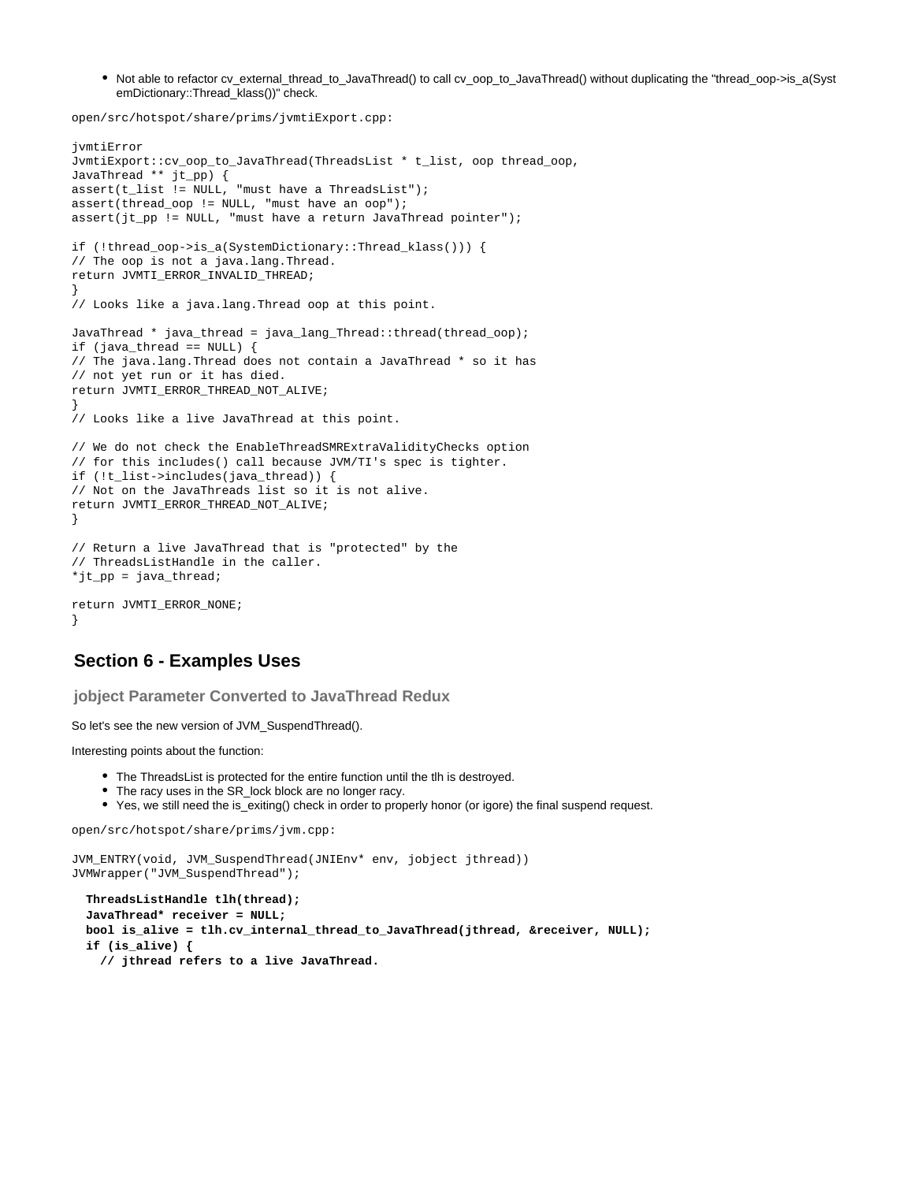- Not able to refactor cv_external_thread_to_JavaThread() to call cv_oop_to_JavaThread() without duplicating the "thread_oop->is_a(SystemDictionary::Thread_klass())" check.

```
open/src/hotspot/share/prims/jvmtiExport.cpp:

jvmtiError
JvmtiExport::cv_oop_to_JavaThread(ThreadsList * t_list, oop thread_oop,
JavaThread ** jt_pp) {
assert(t_list != NULL, "must have a ThreadsList");
assert(thread_oop != NULL, "must have an oop");
assert(jt_pp != NULL, "must have a return JavaThread pointer");

if (!thread_oop->is_a(SystemDictionary::Thread_klass())) {
// The oop is not a java.lang.Thread.
return JVMTI_ERROR_INVALID_THREAD;
}
// Looks like a java.lang.Thread oop at this point.

JavaThread * java_thread = java_lang_Thread::thread(thread_oop);
if (java_thread == NULL) {
// The java.lang.Thread does not contain a JavaThread * so it has
// not yet run or it has died.
return JVMTI_ERROR_THREAD_NOT_ALIVE;
}
// Looks like a live JavaThread at this point.

// We do not check the EnableThreadSMRExtraValidityChecks option
// for this includes() call because JVM/TI's spec is tighter.
if (!t_list->includes(java_thread)) {
// Not on the JavaThreads list so it is not alive.
return JVMTI_ERROR_THREAD_NOT_ALIVE;
}

// Return a live JavaThread that is "protected" by the
// ThreadsListHandle in the caller.
*jt_pp = java_thread;

return JVMTI_ERROR_NONE;
}
```

## Section 6 - Examples Uses

### jobject Parameter Converted to JavaThread Redux

So let's see the new version of JVM_SuspendThread().

Interesting points about the function:

- The ThreadsList is protected for the entire function until the tlh is destroyed.
- The racy uses in the SR_lock block are no longer racy.
- Yes, we still need the is_exiting() check in order to properly honor (or igore) the final suspend request.

```
open/src/hotspot/share/prims/jvm.cpp:

JVM_ENTRY(void, JVM_SuspendThread(JNIEnv* env, jobject jthread))
JVMWrapper("JVM_SuspendThread");

  ThreadsListHandle tlh(thread);
  JavaThread* receiver = NULL;
  bool is_alive = tlh.cv_internal_thread_to_JavaThread(jthread, &receiver, NULL);
  if (is_alive) {
    // jthread refers to a live JavaThread.
```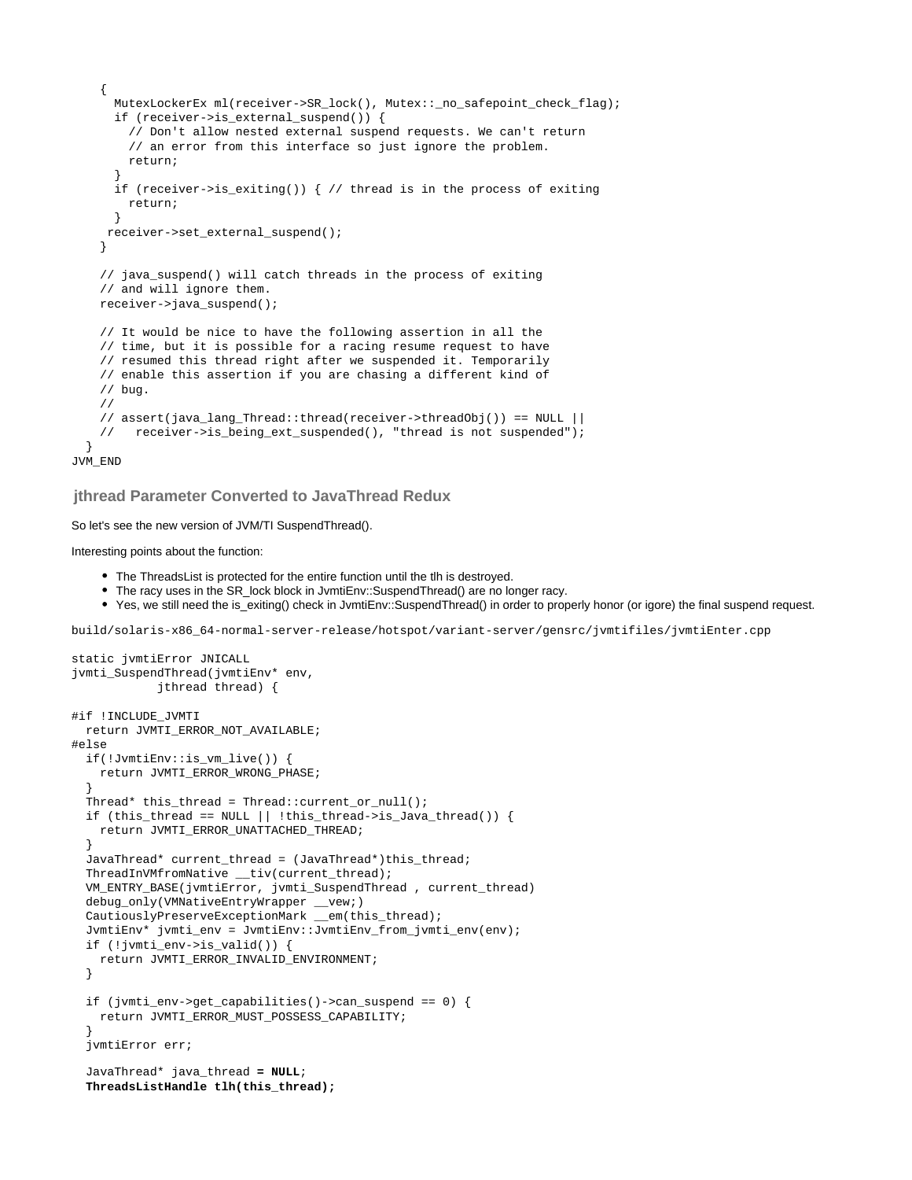```
    {
      MutexLockerEx ml(receiver->SR_lock(), Mutex::_no_safepoint_check_flag);
      if (receiver->is_external_suspend()) {
        // Don't allow nested external suspend requests. We can't return
        // an error from this interface so just ignore the problem.
        return;
      }
      if (receiver->is_exiting()) { // thread is in the process of exiting
        return;
      }
     receiver->set_external_suspend();
    }

    // java_suspend() will catch threads in the process of exiting
    // and will ignore them.
    receiver->java_suspend();

    // It would be nice to have the following assertion in all the
    // time, but it is possible for a racing resume request to have
    // resumed this thread right after we suspended it. Temporarily
    // enable this assertion if you are chasing a different kind of
    // bug.
    //
    // assert(java_lang_Thread::thread(receiver->threadObj()) == NULL ||
    //   receiver->is_being_ext_suspended(), "thread is not suspended");
  }
JVM_END
```

### jthread Parameter Converted to JavaThread Redux

So let's see the new version of JVM/TI SuspendThread().

Interesting points about the function:

- The ThreadsList is protected for the entire function until the tlh is destroyed.
- The racy uses in the SR_lock block in JvmtiEnv::SuspendThread() are no longer racy.
- Yes, we still need the is_exiting() check in JvmtiEnv::SuspendThread() in order to properly honor (or igore) the final suspend request.

```
build/solaris-x86_64-normal-server-release/hotspot/variant-server/gensrc/jvmtifiles/jvmtiEnter.cpp

static jvmtiError JNICALL
jvmti_SuspendThread(jvmtiEnv* env,
            jthread thread) {

#if !INCLUDE_JVMTI
  return JVMTI_ERROR_NOT_AVAILABLE;
#else
  if(!JvmtiEnv::is_vm_live()) {
    return JVMTI_ERROR_WRONG_PHASE;
  }
  Thread* this_thread = Thread::current_or_null();
  if (this_thread == NULL || !this_thread->is_Java_thread()) {
    return JVMTI_ERROR_UNATTACHED_THREAD;
  }
  JavaThread* current_thread = (JavaThread*)this_thread;
  ThreadInVMfromNative __tiv(current_thread);
  VM_ENTRY_BASE(jvmtiError, jvmti_SuspendThread , current_thread)
  debug_only(VMNativeEntryWrapper __vew;)
  CautiouslyPreserveExceptionMark __em(this_thread);
  JvmtiEnv* jvmti_env = JvmtiEnv::JvmtiEnv_from_jvmti_env(env);
  if (!jvmti_env->is_valid()) {
    return JVMTI_ERROR_INVALID_ENVIRONMENT;
  }

  if (jvmti_env->get_capabilities()->can_suspend == 0) {
    return JVMTI_ERROR_MUST_POSSESS_CAPABILITY;
  }
  jvmtiError err;

  JavaThread* java_thread = NULL;
  ThreadsListHandle tlh(this_thread);
```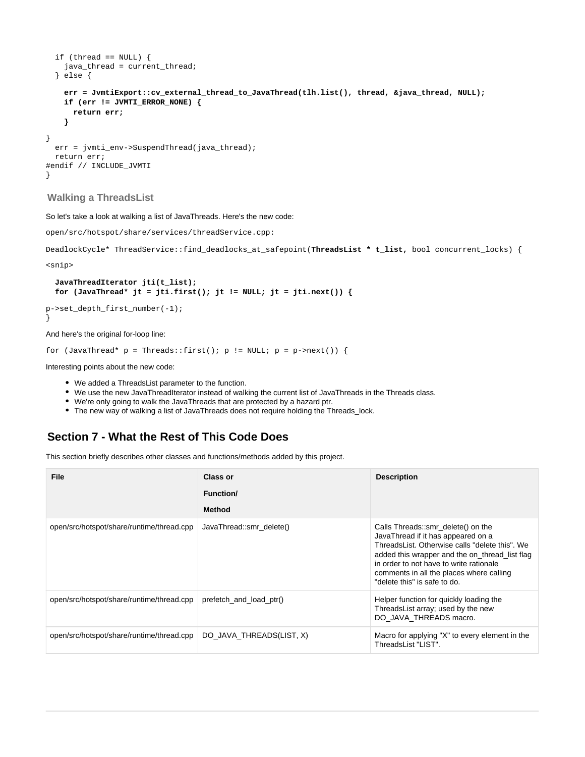```
  if (thread == NULL) {
    java_thread = current_thread;
  } else {

    err = JvmtiExport::cv_external_thread_to_JavaThread(tlh.list(), thread, &java_thread, NULL);
    if (err != JVMTI_ERROR_NONE) {
      return err;
    }

}
  err = jvmti_env->SuspendThread(java_thread);
  return err;
#endif // INCLUDE_JVMTI
}
```

### Walking a ThreadsList

So let's take a look at walking a list of JavaThreads. Here's the new code:

open/src/hotspot/share/services/threadService.cpp:

```
DeadlockCycle* ThreadService::find_deadlocks_at_safepoint(ThreadsList * t_list, bool concurrent_locks) {

<snip>

  JavaThreadIterator jti(t_list);
  for (JavaThread* jt = jti.first(); jt != NULL; jt = jti.next()) {

p->set_depth_first_number(-1);
}
```

And here's the original for-loop line:

```
for (JavaThread* p = Threads::first(); p != NULL; p = p->next()) {
```

Interesting points about the new code:

- We added a ThreadsList parameter to the function.
- We use the new JavaThreadIterator instead of walking the current list of JavaThreads in the Threads class.
- We're only going to walk the JavaThreads that are protected by a hazard ptr.
- The new way of walking a list of JavaThreads does not require holding the Threads_lock.

## Section 7 - What the Rest of This Code Does

This section briefly describes other classes and functions/methods added by this project.

| File | Class or Function/ Method | Description |
|---|---|---|
| open/src/hotspot/share/runtime/thread.cpp | JavaThread::smr_delete() | Calls Threads::smr_delete() on the JavaThread if it has appeared on a ThreadsList. Otherwise calls "delete this". We added this wrapper and the on_thread_list flag in order to not have to write rationale comments in all the places where calling "delete this" is safe to do. |
| open/src/hotspot/share/runtime/thread.cpp | prefetch_and_load_ptr() | Helper function for quickly loading the ThreadsList array; used by the new DO_JAVA_THREADS macro. |
| open/src/hotspot/share/runtime/thread.cpp | DO_JAVA_THREADS(LIST, X) | Macro for applying "X" to every element in the ThreadsList "LIST". |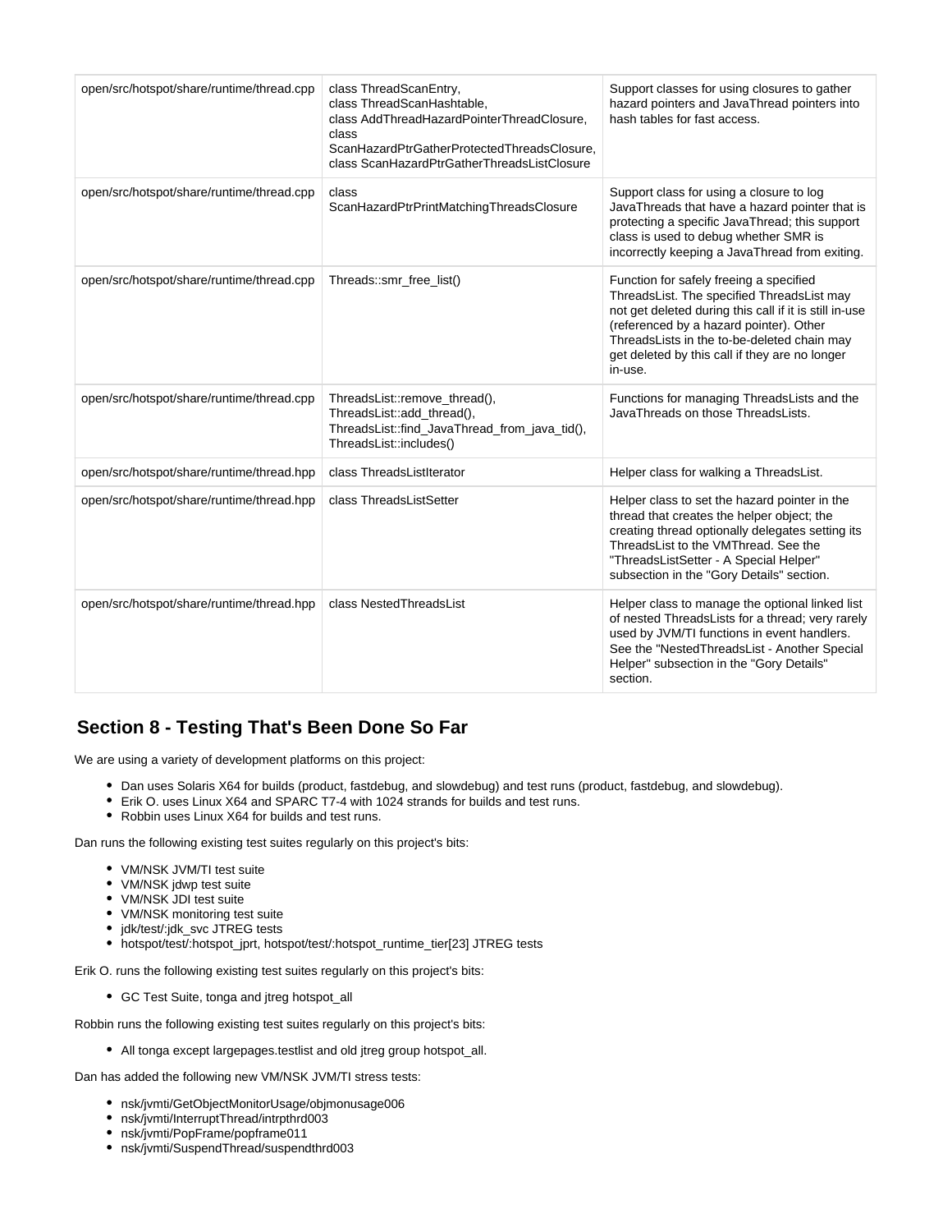| | | |
|---|---|---|
| open/src/hotspot/share/runtime/thread.cpp | class ThreadScanEntry, class ThreadScanHashtable, class AddThreadHazardPointerThreadClosure, class ScanHazardPtrGatherProtectedThreadsClosure, class ScanHazardPtrGatherThreadsListClosure | Support classes for using closures to gather hazard pointers and JavaThread pointers into hash tables for fast access. |
| open/src/hotspot/share/runtime/thread.cpp | class ScanHazardPtrPrintMatchingThreadsClosure | Support class for using a closure to log JavaThreads that have a hazard pointer that is protecting a specific JavaThread; this support class is used to debug whether SMR is incorrectly keeping a JavaThread from exiting. |
| open/src/hotspot/share/runtime/thread.cpp | Threads::smr_free_list() | Function for safely freeing a specified ThreadsList. The specified ThreadsList may not get deleted during this call if it is still in-use (referenced by a hazard pointer). Other ThreadsLists in the to-be-deleted chain may get deleted by this call if they are no longer in-use. |
| open/src/hotspot/share/runtime/thread.cpp | ThreadsList::remove_thread(), ThreadsList::add_thread(), ThreadsList::find_JavaThread_from_java_tid(), ThreadsList::includes() | Functions for managing ThreadsLists and the JavaThreads on those ThreadsLists. |
| open/src/hotspot/share/runtime/thread.hpp | class ThreadsListIterator | Helper class for walking a ThreadsList. |
| open/src/hotspot/share/runtime/thread.hpp | class ThreadsListSetter | Helper class to set the hazard pointer in the thread that creates the helper object; the creating thread optionally delegates setting its ThreadsList to the VMThread. See the "ThreadsListSetter - A Special Helper" subsection in the "Gory Details" section. |
| open/src/hotspot/share/runtime/thread.hpp | class NestedThreadsList | Helper class to manage the optional linked list of nested ThreadsLists for a thread; very rarely used by JVM/TI functions in event handlers. See the "NestedThreadsList - Another Special Helper" subsection in the "Gory Details" section. |

## Section 8 - Testing That's Been Done So Far

We are using a variety of development platforms on this project:

- Dan uses Solaris X64 for builds (product, fastdebug, and slowdebug) and test runs (product, fastdebug, and slowdebug).
- Erik O. uses Linux X64 and SPARC T7-4 with 1024 strands for builds and test runs.
- Robbin uses Linux X64 for builds and test runs.

Dan runs the following existing test suites regularly on this project's bits:

- VM/NSK JVM/TI test suite
- VM/NSK jdwp test suite
- VM/NSK JDI test suite
- VM/NSK monitoring test suite
- jdk/test/:jdk_svc JTREG tests
- hotspot/test/:hotspot_jprt, hotspot/test/:hotspot_runtime_tier[23] JTREG tests

Erik O. runs the following existing test suites regularly on this project's bits:

- GC Test Suite, tonga and jtreg hotspot_all

Robbin runs the following existing test suites regularly on this project's bits:

- All tonga except largepages.testlist and old jtreg group hotspot_all.

Dan has added the following new VM/NSK JVM/TI stress tests:

- nsk/jvmti/GetObjectMonitorUsage/objmonusage006
- nsk/jvmti/InterruptThread/intrpthrd003
- nsk/jvmti/PopFrame/popframe011
- nsk/jvmti/SuspendThread/suspendthrd003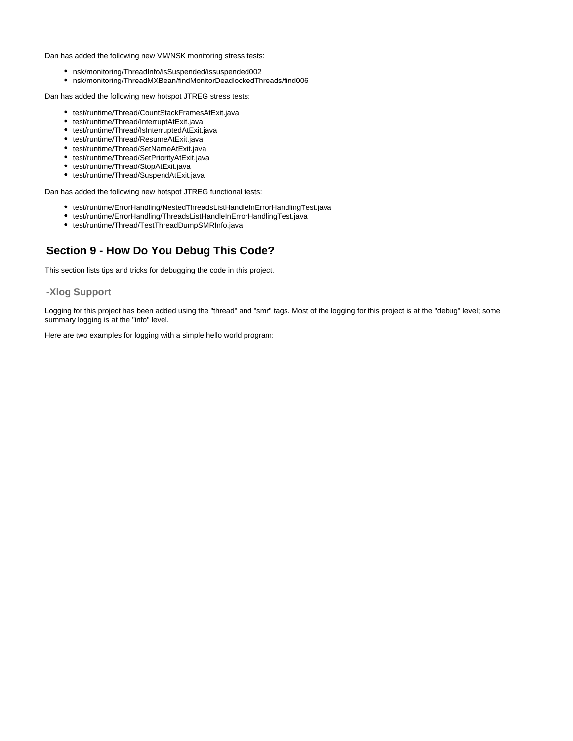Dan has added the following new VM/NSK monitoring stress tests:

- nsk/monitoring/ThreadInfo/isSuspended/issuspended002
- nsk/monitoring/ThreadMXBean/findMonitorDeadlockedThreads/find006

Dan has added the following new hotspot JTREG stress tests:

- test/runtime/Thread/CountStackFramesAtExit.java
- test/runtime/Thread/InterruptAtExit.java
- test/runtime/Thread/IsInterruptedAtExit.java
- test/runtime/Thread/ResumeAtExit.java
- test/runtime/Thread/SetNameAtExit.java
- test/runtime/Thread/SetPriorityAtExit.java
- test/runtime/Thread/StopAtExit.java
- test/runtime/Thread/SuspendAtExit.java

Dan has added the following new hotspot JTREG functional tests:

- test/runtime/ErrorHandling/NestedThreadsListHandleInErrorHandlingTest.java
- test/runtime/ErrorHandling/ThreadsListHandleInErrorHandlingTest.java
- test/runtime/Thread/TestThreadDumpSMRInfo.java

## Section 9 - How Do You Debug This Code?

This section lists tips and tricks for debugging the code in this project.

### -Xlog Support

Logging for this project has been added using the "thread" and "smr" tags. Most of the logging for this project is at the "debug" level; some summary logging is at the "info" level.

Here are two examples for logging with a simple hello world program: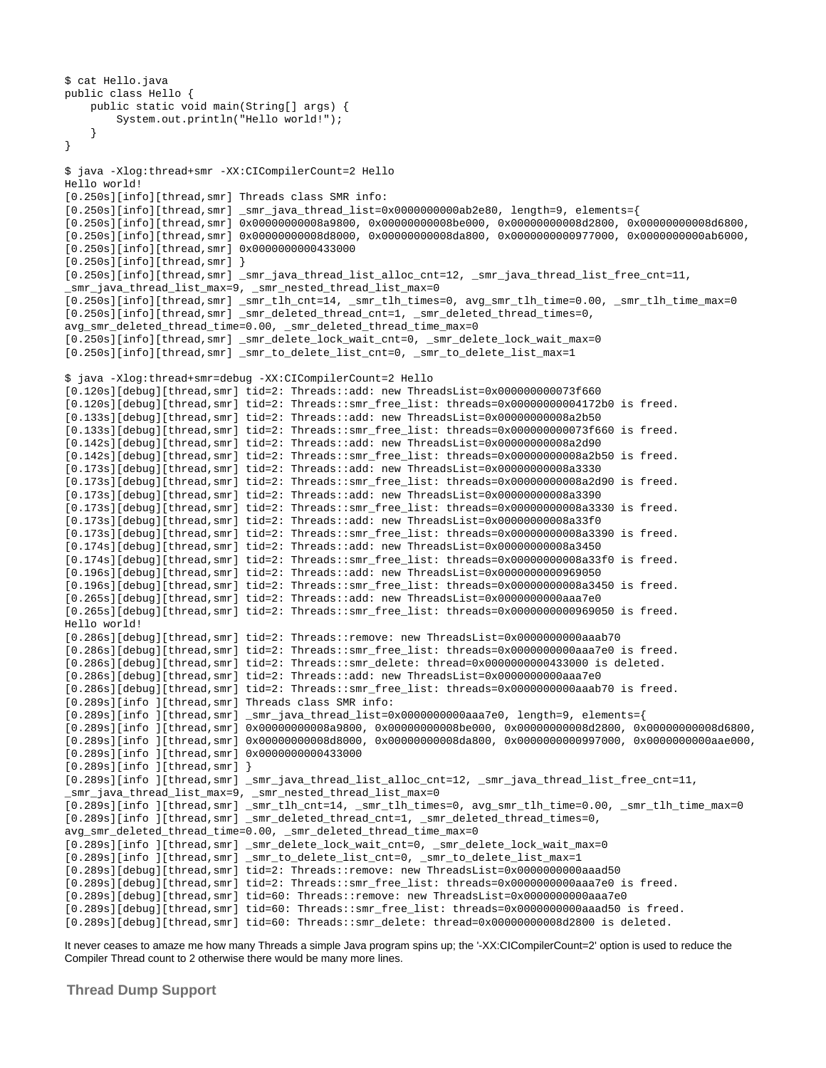```
$ cat Hello.java
public class Hello {
    public static void main(String[] args) {
        System.out.println("Hello world!");
    }
}

$ java -Xlog:thread+smr -XX:CICompilerCount=2 Hello
Hello world!
[0.250s][info][thread,smr] Threads class SMR info:
[0.250s][info][thread,smr] _smr_java_thread_list=0x0000000000ab2e80, length=9, elements={
[0.250s][info][thread,smr] 0x00000000008a9800, 0x00000000008be000, 0x00000000008d2800, 0x00000000008d6800,
[0.250s][info][thread,smr] 0x00000000008d8000, 0x00000000008da800, 0x0000000000977000, 0x0000000000ab6000,
[0.250s][info][thread,smr] 0x0000000000433000
[0.250s][info][thread,smr] }
[0.250s][info][thread,smr] _smr_java_thread_list_alloc_cnt=12, _smr_java_thread_list_free_cnt=11,
_smr_java_thread_list_max=9, _smr_nested_thread_list_max=0
[0.250s][info][thread,smr] _smr_tlh_cnt=14, _smr_tlh_times=0, avg_smr_tlh_time=0.00, _smr_tlh_time_max=0
[0.250s][info][thread,smr] _smr_deleted_thread_cnt=1, _smr_deleted_thread_times=0,
avg_smr_deleted_thread_time=0.00, _smr_deleted_thread_time_max=0
[0.250s][info][thread,smr] _smr_delete_lock_wait_cnt=0, _smr_delete_lock_wait_max=0
[0.250s][info][thread,smr] _smr_to_delete_list_cnt=0, _smr_to_delete_list_max=1

$ java -Xlog:thread+smr=debug -XX:CICompilerCount=2 Hello
[0.120s][debug][thread,smr] tid=2: Threads::add: new ThreadsList=0x000000000073f660
[0.120s][debug][thread,smr] tid=2: Threads::smr_free_list: threads=0x00000000004172b0 is freed.
[0.133s][debug][thread,smr] tid=2: Threads::add: new ThreadsList=0x00000000008a2b50
[0.133s][debug][thread,smr] tid=2: Threads::smr_free_list: threads=0x000000000073f660 is freed.
[0.142s][debug][thread,smr] tid=2: Threads::add: new ThreadsList=0x00000000008a2d90
[0.142s][debug][thread,smr] tid=2: Threads::smr_free_list: threads=0x00000000008a2b50 is freed.
[0.173s][debug][thread,smr] tid=2: Threads::add: new ThreadsList=0x00000000008a3330
[0.173s][debug][thread,smr] tid=2: Threads::smr_free_list: threads=0x00000000008a2d90 is freed.
[0.173s][debug][thread,smr] tid=2: Threads::add: new ThreadsList=0x00000000008a3390
[0.173s][debug][thread,smr] tid=2: Threads::smr_free_list: threads=0x00000000008a3330 is freed.
[0.173s][debug][thread,smr] tid=2: Threads::add: new ThreadsList=0x00000000008a33f0
[0.173s][debug][thread,smr] tid=2: Threads::smr_free_list: threads=0x00000000008a3390 is freed.
[0.174s][debug][thread,smr] tid=2: Threads::add: new ThreadsList=0x00000000008a3450
[0.174s][debug][thread,smr] tid=2: Threads::smr_free_list: threads=0x00000000008a33f0 is freed.
[0.196s][debug][thread,smr] tid=2: Threads::add: new ThreadsList=0x0000000000969050
[0.196s][debug][thread,smr] tid=2: Threads::smr_free_list: threads=0x00000000008a3450 is freed.
[0.265s][debug][thread,smr] tid=2: Threads::add: new ThreadsList=0x0000000000aaa7e0
[0.265s][debug][thread,smr] tid=2: Threads::smr_free_list: threads=0x0000000000969050 is freed.
Hello world!
[0.286s][debug][thread,smr] tid=2: Threads::remove: new ThreadsList=0x0000000000aaab70
[0.286s][debug][thread,smr] tid=2: Threads::smr_free_list: threads=0x0000000000aaa7e0 is freed.
[0.286s][debug][thread,smr] tid=2: Threads::smr_delete: thread=0x0000000000433000 is deleted.
[0.286s][debug][thread,smr] tid=2: Threads::add: new ThreadsList=0x0000000000aaa7e0
[0.286s][debug][thread,smr] tid=2: Threads::smr_free_list: threads=0x0000000000aaab70 is freed.
[0.289s][info ][thread,smr] Threads class SMR info:
[0.289s][info ][thread,smr] _smr_java_thread_list=0x0000000000aaa7e0, length=9, elements={
[0.289s][info ][thread,smr] 0x00000000008a9800, 0x00000000008be000, 0x00000000008d2800, 0x00000000008d6800,
[0.289s][info ][thread,smr] 0x00000000008d8000, 0x00000000008da800, 0x0000000000997000, 0x0000000000aae000,
[0.289s][info ][thread,smr] 0x0000000000433000
[0.289s][info ][thread,smr] }
[0.289s][info ][thread,smr] _smr_java_thread_list_alloc_cnt=12, _smr_java_thread_list_free_cnt=11,
_smr_java_thread_list_max=9, _smr_nested_thread_list_max=0
[0.289s][info ][thread,smr] _smr_tlh_cnt=14, _smr_tlh_times=0, avg_smr_tlh_time=0.00, _smr_tlh_time_max=0
[0.289s][info ][thread,smr] _smr_deleted_thread_cnt=1, _smr_deleted_thread_times=0,
avg_smr_deleted_thread_time=0.00, _smr_deleted_thread_time_max=0
[0.289s][info ][thread,smr] _smr_delete_lock_wait_cnt=0, _smr_delete_lock_wait_max=0
[0.289s][info ][thread,smr] _smr_to_delete_list_cnt=0, _smr_to_delete_list_max=1
[0.289s][debug][thread,smr] tid=2: Threads::remove: new ThreadsList=0x0000000000aaad50
[0.289s][debug][thread,smr] tid=2: Threads::smr_free_list: threads=0x0000000000aaa7e0 is freed.
[0.289s][debug][thread,smr] tid=60: Threads::remove: new ThreadsList=0x0000000000aaa7e0
[0.289s][debug][thread,smr] tid=60: Threads::smr_free_list: threads=0x0000000000aaad50 is freed.
[0.289s][debug][thread,smr] tid=60: Threads::smr_delete: thread=0x00000000008d2800 is deleted.
```

It never ceases to amaze me how many Threads a simple Java program spins up; the '-XX:CICompilerCount=2' option is used to reduce the Compiler Thread count to 2 otherwise there would be many more lines.

### Thread Dump Support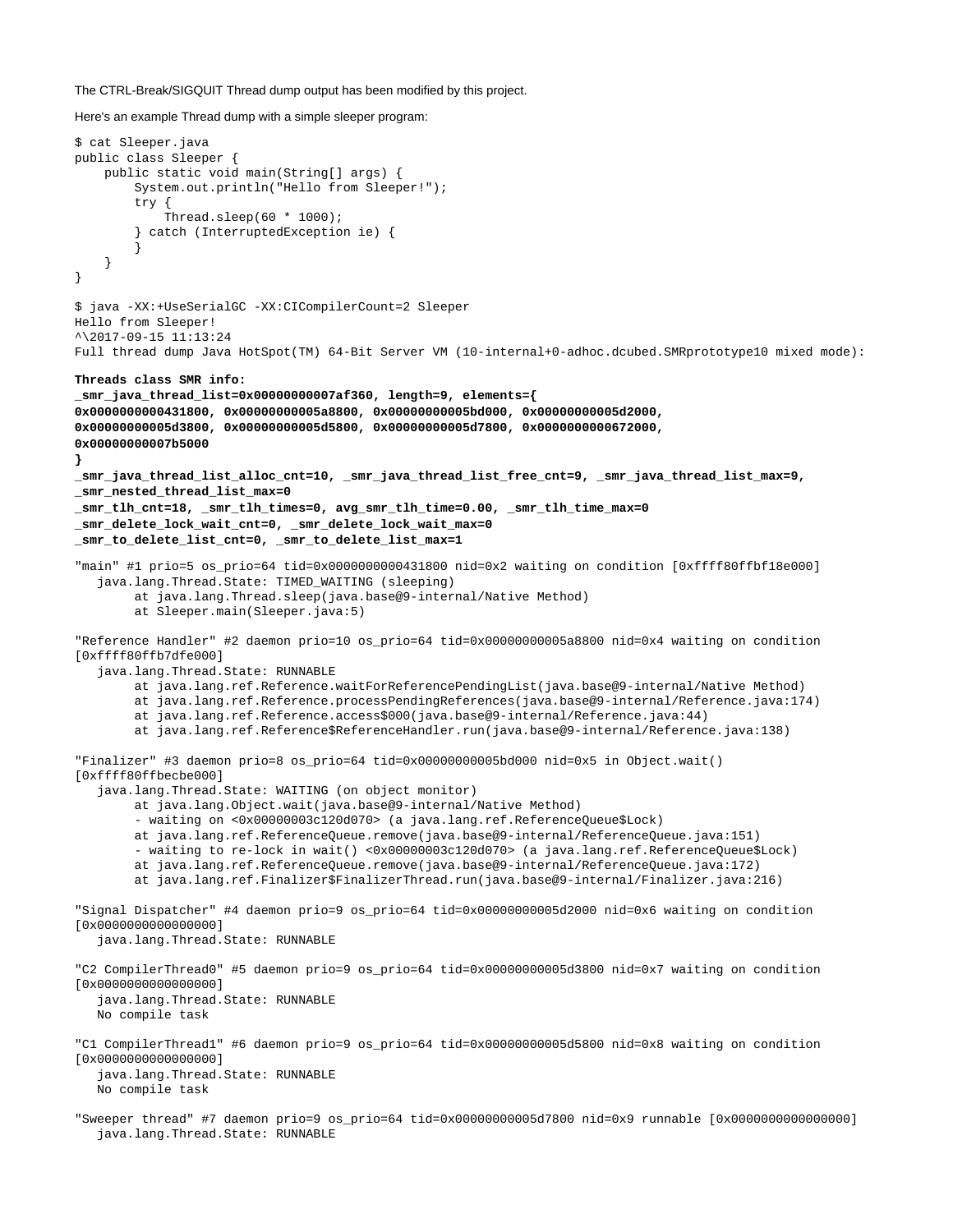The CTRL-Break/SIGQUIT Thread dump output has been modified by this project.

Here's an example Thread dump with a simple sleeper program:

```
$ cat Sleeper.java
public class Sleeper {
    public static void main(String[] args) {
        System.out.println("Hello from Sleeper!");
        try {
            Thread.sleep(60 * 1000);
        } catch (InterruptedException ie) {
        }
    }
}

$ java -XX:+UseSerialGC -XX:CICompilerCount=2 Sleeper
Hello from Sleeper!
^\2017-09-15 11:13:24
Full thread dump Java HotSpot(TM) 64-Bit Server VM (10-internal+0-adhoc.dcubed.SMRprototype10 mixed mode):

Threads class SMR info:
_smr_java_thread_list=0x00000000007af360, length=9, elements={
0x0000000000431800, 0x00000000005a8800, 0x00000000005bd000, 0x00000000005d2000,
0x00000000005d3800, 0x00000000005d5800, 0x00000000005d7800, 0x0000000000672000,
0x00000000007b5000
}
_smr_java_thread_list_alloc_cnt=10, _smr_java_thread_list_free_cnt=9, _smr_java_thread_list_max=9,
_smr_nested_thread_list_max=0
_smr_tlh_cnt=18, _smr_tlh_times=0, avg_smr_tlh_time=0.00, _smr_tlh_time_max=0
_smr_delete_lock_wait_cnt=0, _smr_delete_lock_wait_max=0
_smr_to_delete_list_cnt=0, _smr_to_delete_list_max=1

"main" #1 prio=5 os_prio=64 tid=0x0000000000431800 nid=0x2 waiting on condition [0xffff80ffbf18e000]
   java.lang.Thread.State: TIMED_WAITING (sleeping)
        at java.lang.Thread.sleep(java.base@9-internal/Native Method)
        at Sleeper.main(Sleeper.java:5)

"Reference Handler" #2 daemon prio=10 os_prio=64 tid=0x00000000005a8800 nid=0x4 waiting on condition
[0xffff80ffb7dfe000]
   java.lang.Thread.State: RUNNABLE
        at java.lang.ref.Reference.waitForReferencePendingList(java.base@9-internal/Native Method)
        at java.lang.ref.Reference.processPendingReferences(java.base@9-internal/Reference.java:174)
        at java.lang.ref.Reference.access$000(java.base@9-internal/Reference.java:44)
        at java.lang.ref.Reference$ReferenceHandler.run(java.base@9-internal/Reference.java:138)

"Finalizer" #3 daemon prio=8 os_prio=64 tid=0x00000000005bd000 nid=0x5 in Object.wait()
[0xffff80ffbecbe000]
   java.lang.Thread.State: WAITING (on object monitor)
        at java.lang.Object.wait(java.base@9-internal/Native Method)
        - waiting on <0x00000003c120d070> (a java.lang.ref.ReferenceQueue$Lock)
        at java.lang.ref.ReferenceQueue.remove(java.base@9-internal/ReferenceQueue.java:151)
        - waiting to re-lock in wait() <0x00000003c120d070> (a java.lang.ref.ReferenceQueue$Lock)
        at java.lang.ref.ReferenceQueue.remove(java.base@9-internal/ReferenceQueue.java:172)
        at java.lang.ref.Finalizer$FinalizerThread.run(java.base@9-internal/Finalizer.java:216)

"Signal Dispatcher" #4 daemon prio=9 os_prio=64 tid=0x00000000005d2000 nid=0x6 waiting on condition
[0x0000000000000000]
   java.lang.Thread.State: RUNNABLE

"C2 CompilerThread0" #5 daemon prio=9 os_prio=64 tid=0x00000000005d3800 nid=0x7 waiting on condition
[0x0000000000000000]
   java.lang.Thread.State: RUNNABLE
   No compile task

"C1 CompilerThread1" #6 daemon prio=9 os_prio=64 tid=0x00000000005d5800 nid=0x8 waiting on condition
[0x0000000000000000]
   java.lang.Thread.State: RUNNABLE
   No compile task

"Sweeper thread" #7 daemon prio=9 os_prio=64 tid=0x00000000005d7800 nid=0x9 runnable [0x0000000000000000]
   java.lang.Thread.State: RUNNABLE
```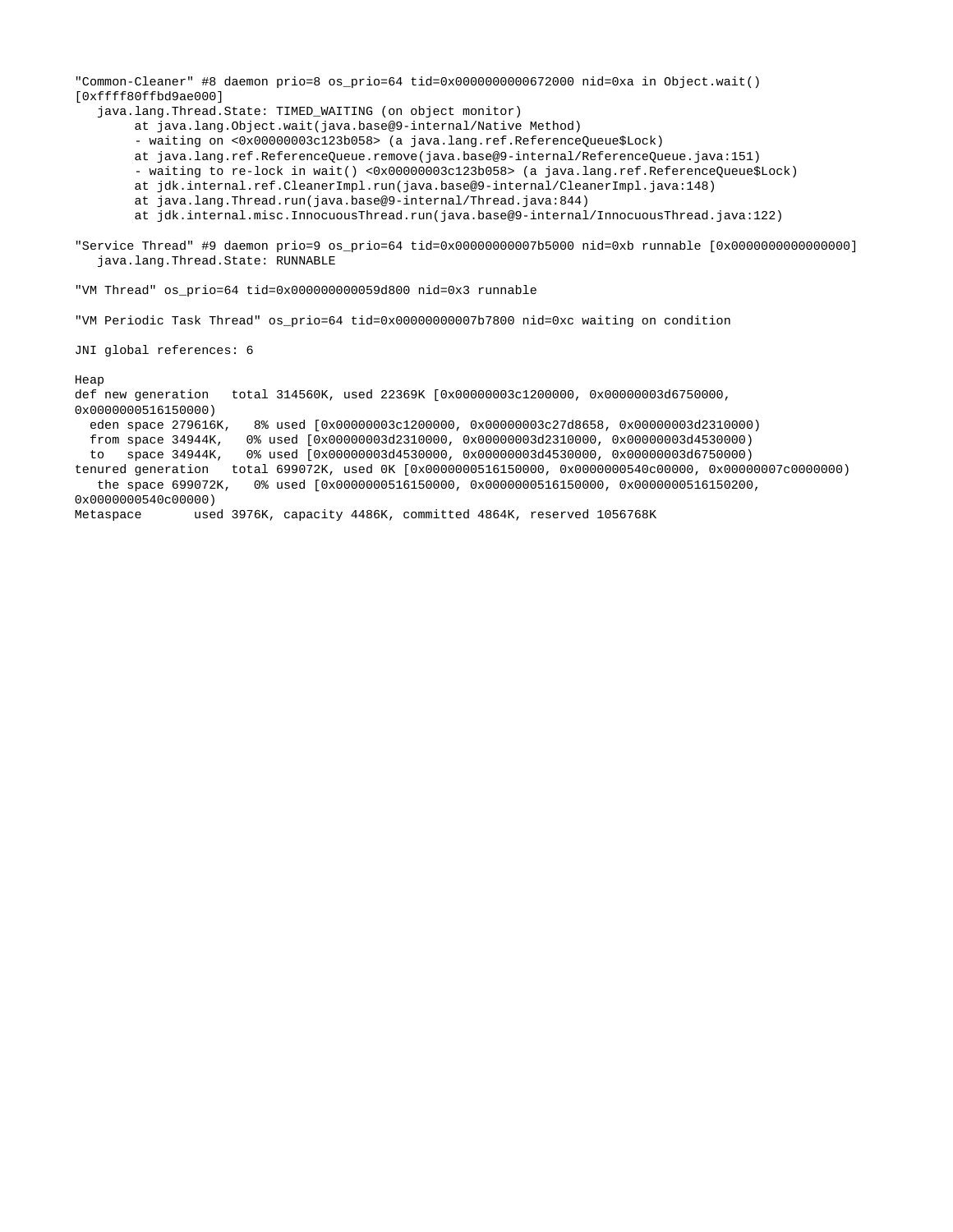```
"Common-Cleaner" #8 daemon prio=8 os_prio=64 tid=0x0000000000672000 nid=0xa in Object.wait()
[0xffff80ffbd9ae000]
   java.lang.Thread.State: TIMED_WAITING (on object monitor)
        at java.lang.Object.wait(java.base@9-internal/Native Method)
        - waiting on <0x00000003c123b058> (a java.lang.ref.ReferenceQueue$Lock)
        at java.lang.ref.ReferenceQueue.remove(java.base@9-internal/ReferenceQueue.java:151)
        - waiting to re-lock in wait() <0x00000003c123b058> (a java.lang.ref.ReferenceQueue$Lock)
        at jdk.internal.ref.CleanerImpl.run(java.base@9-internal/CleanerImpl.java:148)
        at java.lang.Thread.run(java.base@9-internal/Thread.java:844)
        at jdk.internal.misc.InnocuousThread.run(java.base@9-internal/InnocuousThread.java:122)

"Service Thread" #9 daemon prio=9 os_prio=64 tid=0x00000000007b5000 nid=0xb runnable [0x0000000000000000]
   java.lang.Thread.State: RUNNABLE

"VM Thread" os_prio=64 tid=0x000000000059d800 nid=0x3 runnable

"VM Periodic Task Thread" os_prio=64 tid=0x00000000007b7800 nid=0xc waiting on condition

JNI global references: 6

Heap
def new generation   total 314560K, used 22369K [0x00000003c1200000, 0x00000003d6750000,
0x0000000516150000)
  eden space 279616K,   8% used [0x00000003c1200000, 0x00000003c27d8658, 0x00000003d2310000)
  from space 34944K,   0% used [0x00000003d2310000, 0x00000003d2310000, 0x00000003d4530000)
  to   space 34944K,   0% used [0x00000003d4530000, 0x00000003d4530000, 0x00000003d6750000)
tenured generation   total 699072K, used 0K [0x0000000516150000, 0x0000000540c00000, 0x00000007c0000000)
   the space 699072K,   0% used [0x0000000516150000, 0x0000000516150000, 0x0000000516150200,
0x0000000540c00000)
Metaspace       used 3976K, capacity 4486K, committed 4864K, reserved 1056768K
```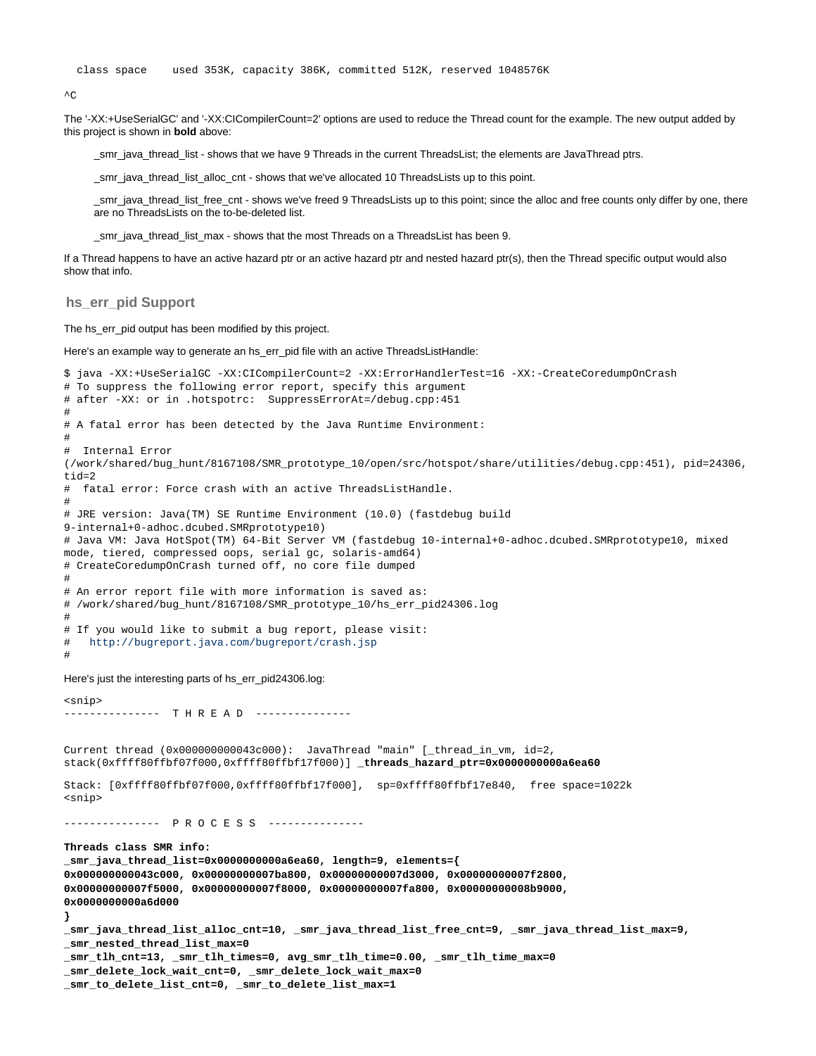```
  class space    used 353K, capacity 386K, committed 512K, reserved 1048576K
```

```
^C
```

The '-XX:+UseSerialGC' and '-XX:CICompilerCount=2' options are used to reduce the Thread count for the example. The new output added by this project is shown in **bold** above:

> _smr_java_thread_list - shows that we have 9 Threads in the current ThreadsList; the elements are JavaThread ptrs.
>
> _smr_java_thread_list_alloc_cnt - shows that we've allocated 10 ThreadsLists up to this point.
>
> _smr_java_thread_list_free_cnt - shows we've freed 9 ThreadsLists up to this point; since the alloc and free counts only differ by one, there are no ThreadsLists on the to-be-deleted list.
>
> _smr_java_thread_list_max - shows that the most Threads on a ThreadsList has been 9.

If a Thread happens to have an active hazard ptr or an active hazard ptr and nested hazard ptr(s), then the Thread specific output would also show that info.

## hs_err_pid Support

The hs_err_pid output has been modified by this project.

Here's an example way to generate an hs_err_pid file with an active ThreadsListHandle:

```
$ java -XX:+UseSerialGC -XX:CICompilerCount=2 -XX:ErrorHandlerTest=16 -XX:-CreateCoredumpOnCrash
# To suppress the following error report, specify this argument
# after -XX: or in .hotspotrc:  SuppressErrorAt=/debug.cpp:451
#
# A fatal error has been detected by the Java Runtime Environment:
#
#  Internal Error
(/work/shared/bug_hunt/8167108/SMR_prototype_10/open/src/hotspot/share/utilities/debug.cpp:451), pid=24306,
tid=2
#  fatal error: Force crash with an active ThreadsListHandle.
#
# JRE version: Java(TM) SE Runtime Environment (10.0) (fastdebug build
9-internal+0-adhoc.dcubed.SMRprototype10)
# Java VM: Java HotSpot(TM) 64-Bit Server VM (fastdebug 10-internal+0-adhoc.dcubed.SMRprototype10, mixed
mode, tiered, compressed oops, serial gc, solaris-amd64)
# CreateCoredumpOnCrash turned off, no core file dumped
#
# An error report file with more information is saved as:
# /work/shared/bug_hunt/8167108/SMR_prototype_10/hs_err_pid24306.log
#
# If you would like to submit a bug report, please visit:
#   http://bugreport.java.com/bugreport/crash.jsp
#
```

Here's just the interesting parts of hs_err_pid24306.log:

```
<snip>
---------------  T H R E A D  ---------------


Current thread (0x000000000043c000):  JavaThread "main" [_thread_in_vm, id=2,
stack(0xffff80ffbf07f000,0xffff80ffbf17f000)] _threads_hazard_ptr=0x0000000000a6ea60

Stack: [0xffff80ffbf07f000,0xffff80ffbf17f000],  sp=0xffff80ffbf17e840,  free space=1022k
<snip>

---------------  P R O C E S S  ---------------

Threads class SMR info:
_smr_java_thread_list=0x0000000000a6ea60, length=9, elements={
0x000000000043c000, 0x00000000007ba800, 0x00000000007d3000, 0x00000000007f2800,
0x00000000007f5000, 0x00000000007f8000, 0x00000000007fa800, 0x00000000008b9000,
0x0000000000a6d000
}
_smr_java_thread_list_alloc_cnt=10, _smr_java_thread_list_free_cnt=9, _smr_java_thread_list_max=9,
_smr_nested_thread_list_max=0
_smr_tlh_cnt=13, _smr_tlh_times=0, avg_smr_tlh_time=0.00, _smr_tlh_time_max=0
_smr_delete_lock_wait_cnt=0, _smr_delete_lock_wait_max=0
_smr_to_delete_list_cnt=0, _smr_to_delete_list_max=1
```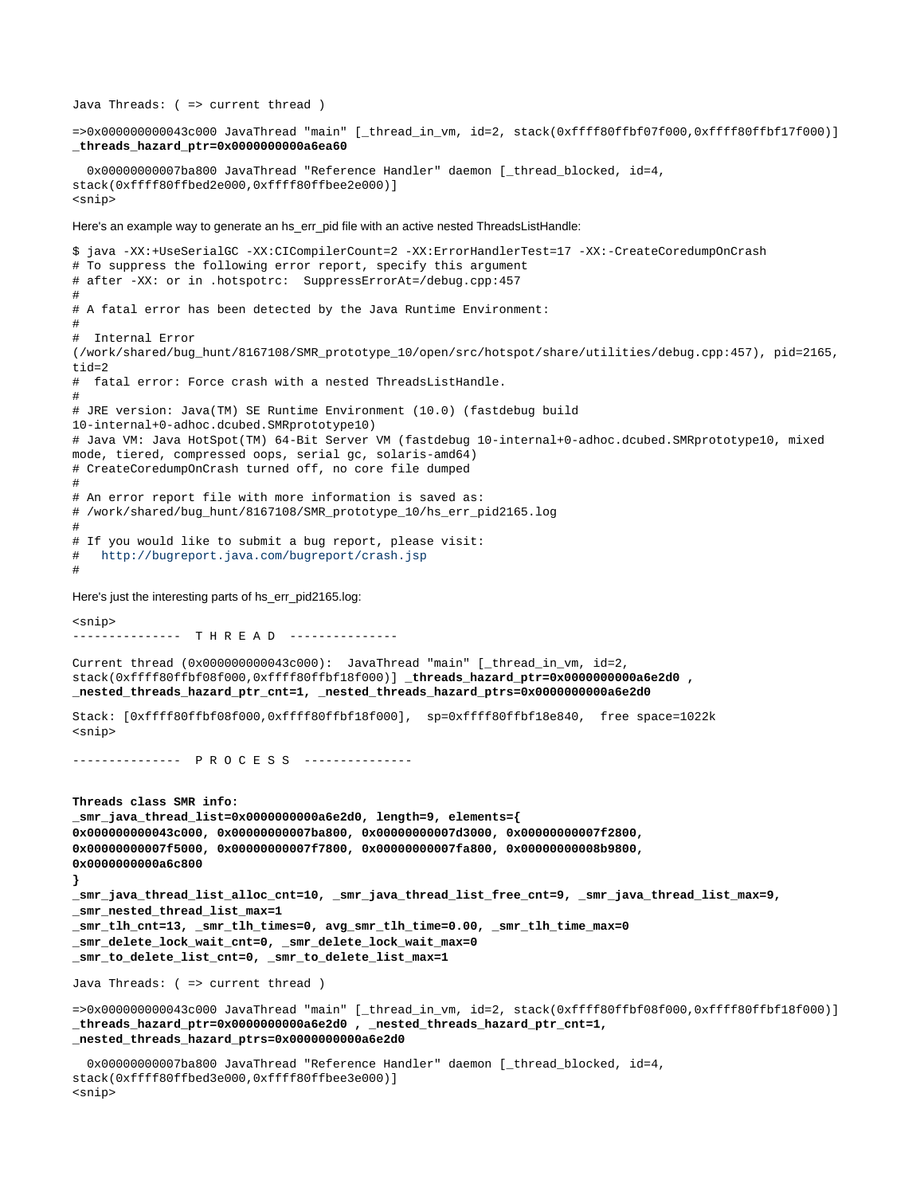```
Java Threads: ( => current thread )

=>0x000000000043c000 JavaThread "main" [_thread_in_vm, id=2, stack(0xffff80ffbf07f000,0xffff80ffbf17f000)]
_threads_hazard_ptr=0x0000000000a6ea60

  0x00000000007ba800 JavaThread "Reference Handler" daemon [_thread_blocked, id=4,
stack(0xffff80ffbed2e000,0xffff80ffbee2e000)]
<snip>
```

Here's an example way to generate an hs_err_pid file with an active nested ThreadsListHandle:

```
$ java -XX:+UseSerialGC -XX:CICompilerCount=2 -XX:ErrorHandlerTest=17 -XX:-CreateCoredumpOnCrash
# To suppress the following error report, specify this argument
# after -XX: or in .hotspotrc:  SuppressErrorAt=/debug.cpp:457
#
# A fatal error has been detected by the Java Runtime Environment:
#
#  Internal Error
(/work/shared/bug_hunt/8167108/SMR_prototype_10/open/src/hotspot/share/utilities/debug.cpp:457), pid=2165,
tid=2
#  fatal error: Force crash with a nested ThreadsListHandle.
#
# JRE version: Java(TM) SE Runtime Environment (10.0) (fastdebug build
10-internal+0-adhoc.dcubed.SMRprototype10)
# Java VM: Java HotSpot(TM) 64-Bit Server VM (fastdebug 10-internal+0-adhoc.dcubed.SMRprototype10, mixed
mode, tiered, compressed oops, serial gc, solaris-amd64)
# CreateCoredumpOnCrash turned off, no core file dumped
#
# An error report file with more information is saved as:
# /work/shared/bug_hunt/8167108/SMR_prototype_10/hs_err_pid2165.log
#
# If you would like to submit a bug report, please visit:
#   http://bugreport.java.com/bugreport/crash.jsp
#
```

Here's just the interesting parts of hs_err_pid2165.log:

```
<snip>
---------------  T H R E A D  ---------------

Current thread (0x000000000043c000):  JavaThread "main" [_thread_in_vm, id=2,
stack(0xffff80ffbf08f000,0xffff80ffbf18f000)] _threads_hazard_ptr=0x0000000000a6e2d0 ,
_nested_threads_hazard_ptr_cnt=1, _nested_threads_hazard_ptrs=0x0000000000a6e2d0

Stack: [0xffff80ffbf08f000,0xffff80ffbf18f000],  sp=0xffff80ffbf18e840,  free space=1022k
<snip>

---------------  P R O C E S S  ---------------


Threads class SMR info:
_smr_java_thread_list=0x0000000000a6e2d0, length=9, elements={
0x000000000043c000, 0x00000000007ba800, 0x00000000007d3000, 0x00000000007f2800,
0x00000000007f5000, 0x00000000007f7800, 0x00000000007fa800, 0x00000000008b9800,
0x0000000000a6c800
}
_smr_java_thread_list_alloc_cnt=10, _smr_java_thread_list_free_cnt=9, _smr_java_thread_list_max=9,
_smr_nested_thread_list_max=1
_smr_tlh_cnt=13, _smr_tlh_times=0, avg_smr_tlh_time=0.00, _smr_tlh_time_max=0
_smr_delete_lock_wait_cnt=0, _smr_delete_lock_wait_max=0
_smr_to_delete_list_cnt=0, _smr_to_delete_list_max=1

Java Threads: ( => current thread )

=>0x000000000043c000 JavaThread "main" [_thread_in_vm, id=2, stack(0xffff80ffbf08f000,0xffff80ffbf18f000)]
_threads_hazard_ptr=0x0000000000a6e2d0 , _nested_threads_hazard_ptr_cnt=1,
_nested_threads_hazard_ptrs=0x0000000000a6e2d0

  0x00000000007ba800 JavaThread "Reference Handler" daemon [_thread_blocked, id=4,
stack(0xffff80ffbed3e000,0xffff80ffbee3e000)]
<snip>
```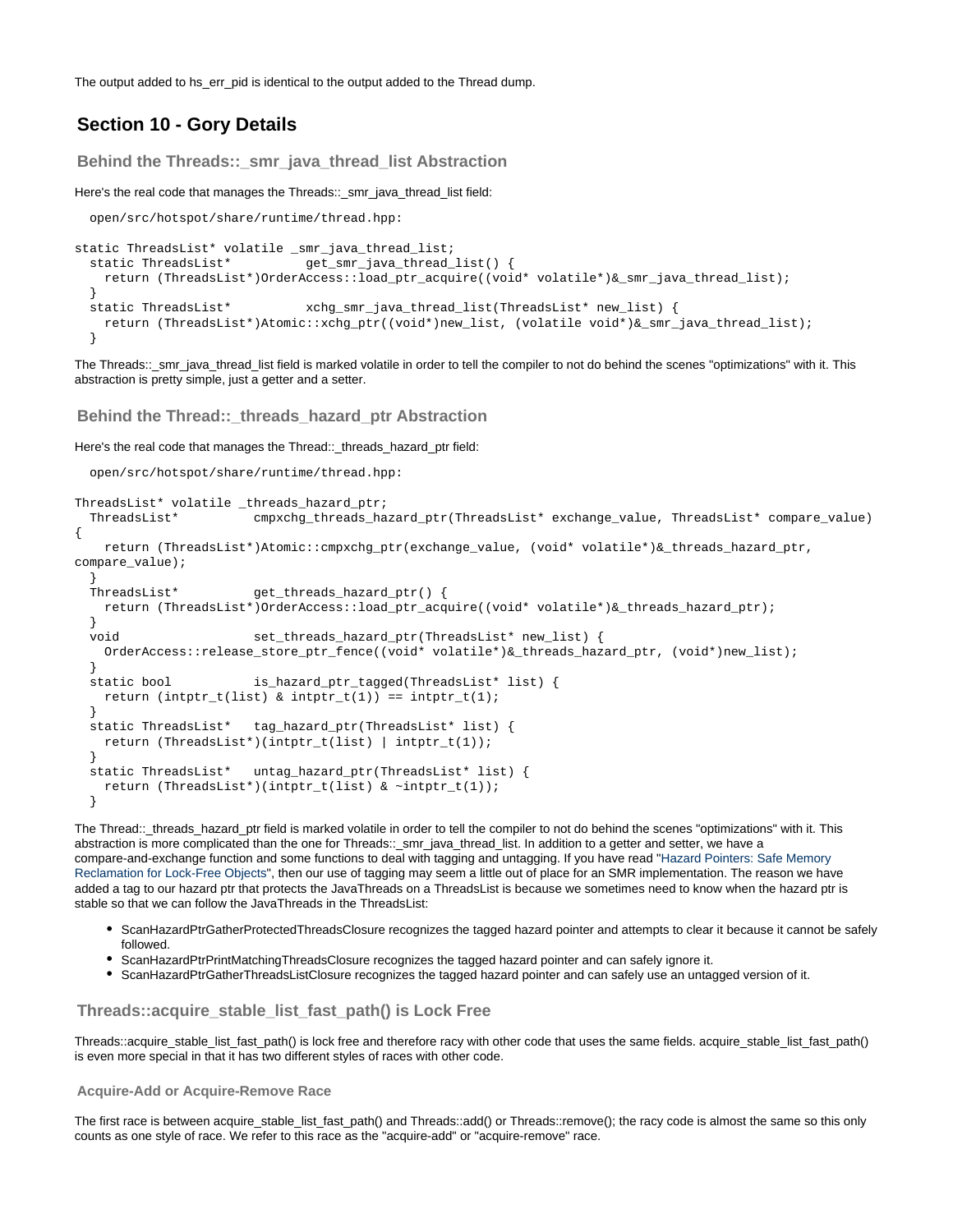The output added to hs_err_pid is identical to the output added to the Thread dump.

## Section 10 - Gory Details

### Behind the Threads::_smr_java_thread_list Abstraction

Here's the real code that manages the Threads::_smr_java_thread_list field:

```
  open/src/hotspot/share/runtime/thread.hpp:

static ThreadsList* volatile _smr_java_thread_list;
  static ThreadsList*          get_smr_java_thread_list() {
    return (ThreadsList*)OrderAccess::load_ptr_acquire((void* volatile*)&_smr_java_thread_list);
  }
  static ThreadsList*          xchg_smr_java_thread_list(ThreadsList* new_list) {
    return (ThreadsList*)Atomic::xchg_ptr((void*)new_list, (volatile void*)&_smr_java_thread_list);
  }
```

The Threads::_smr_java_thread_list field is marked volatile in order to tell the compiler to not do behind the scenes "optimizations" with it. This abstraction is pretty simple, just a getter and a setter.

### Behind the Thread::_threads_hazard_ptr Abstraction

Here's the real code that manages the Thread::_threads_hazard_ptr field:

```
  open/src/hotspot/share/runtime/thread.hpp:

ThreadsList* volatile _threads_hazard_ptr;
  ThreadsList*          cmpxchg_threads_hazard_ptr(ThreadsList* exchange_value, ThreadsList* compare_value)
{
    return (ThreadsList*)Atomic::cmpxchg_ptr(exchange_value, (void* volatile*)&_threads_hazard_ptr,
compare_value);
  }
  ThreadsList*          get_threads_hazard_ptr() {
    return (ThreadsList*)OrderAccess::load_ptr_acquire((void* volatile*)&_threads_hazard_ptr);
  }
  void                  set_threads_hazard_ptr(ThreadsList* new_list) {
    OrderAccess::release_store_ptr_fence((void* volatile*)&_threads_hazard_ptr, (void*)new_list);
  }
  static bool           is_hazard_ptr_tagged(ThreadsList* list) {
    return (intptr_t(list) & intptr_t(1)) == intptr_t(1);
  }
  static ThreadsList*   tag_hazard_ptr(ThreadsList* list) {
    return (ThreadsList*)(intptr_t(list) | intptr_t(1));
  }
  static ThreadsList*   untag_hazard_ptr(ThreadsList* list) {
    return (ThreadsList*)(intptr_t(list) & ~intptr_t(1));
  }
```

The Thread::_threads_hazard_ptr field is marked volatile in order to tell the compiler to not do behind the scenes "optimizations" with it. This abstraction is more complicated than the one for Threads::_smr_java_thread_list. In addition to a getter and setter, we have a compare-and-exchange function and some functions to deal with tagging and untagging. If you have read "Hazard Pointers: Safe Memory Reclamation for Lock-Free Objects", then our use of tagging may seem a little out of place for an SMR implementation. The reason we have added a tag to our hazard ptr that protects the JavaThreads on a ThreadsList is because we sometimes need to know when the hazard ptr is stable so that we can follow the JavaThreads in the ThreadsList:

- ScanHazardPtrGatherProtectedThreadsClosure recognizes the tagged hazard pointer and attempts to clear it because it cannot be safely followed.
- ScanHazardPtrPrintMatchingThreadsClosure recognizes the tagged hazard pointer and can safely ignore it.
- ScanHazardPtrGatherThreadsListClosure recognizes the tagged hazard pointer and can safely use an untagged version of it.

### Threads::acquire_stable_list_fast_path() is Lock Free

Threads::acquire_stable_list_fast_path() is lock free and therefore racy with other code that uses the same fields. acquire_stable_list_fast_path() is even more special in that it has two different styles of races with other code.

#### Acquire-Add or Acquire-Remove Race

The first race is between acquire_stable_list_fast_path() and Threads::add() or Threads::remove(); the racy code is almost the same so this only counts as one style of race. We refer to this race as the "acquire-add" or "acquire-remove" race.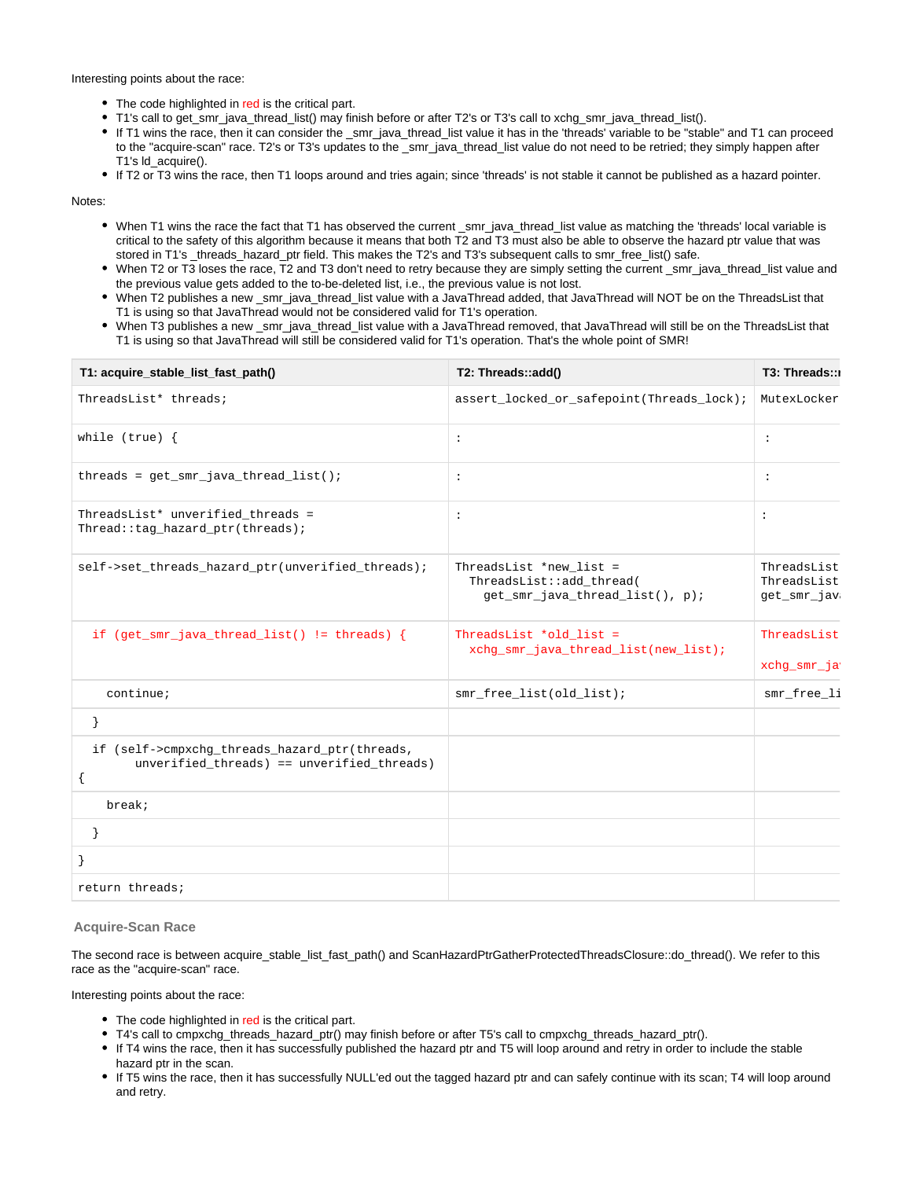Interesting points about the race:

- The code highlighted in red is the critical part.
- T1's call to get_smr_java_thread_list() may finish before or after T2's or T3's call to xchg_smr_java_thread_list().
- If T1 wins the race, then it can consider the _smr_java_thread_list value it has in the 'threads' variable to be "stable" and T1 can proceed to the "acquire-scan" race. T2's or T3's updates to the _smr_java_thread_list value do not need to be retried; they simply happen after T1's ld_acquire().
- If T2 or T3 wins the race, then T1 loops around and tries again; since 'threads' is not stable it cannot be published as a hazard pointer.

Notes:

- When T1 wins the race the fact that T1 has observed the current _smr_java_thread_list value as matching the 'threads' local variable is critical to the safety of this algorithm because it means that both T2 and T3 must also be able to observe the hazard ptr value that was stored in T1's _threads_hazard_ptr field. This makes the T2's and T3's subsequent calls to smr_free_list() safe.
- When T2 or T3 loses the race, T2 and T3 don't need to retry because they are simply setting the current _smr_java_thread_list value and the previous value gets added to the to-be-deleted list, i.e., the previous value is not lost.
- When T2 publishes a new _smr_java_thread_list value with a JavaThread added, that JavaThread will NOT be on the ThreadsList that T1 is using so that JavaThread would not be considered valid for T1's operation.
- When T3 publishes a new _smr_java_thread_list value with a JavaThread removed, that JavaThread will still be on the ThreadsList that T1 is using so that JavaThread will still be considered valid for T1's operation. That's the whole point of SMR!

| T1: acquire_stable_list_fast_path() | T2: Threads::add() | T3: Threads::r |
|---|---|---|
| `ThreadsList* threads;` | `assert_locked_or_safepoint(Threads_lock);` | `MutexLocker` |
| `while (true) {` | `:` | `:` |
| `threads = get_smr_java_thread_list();` | `:` | `:` |
| `ThreadsList* unverified_threads = Thread::tag_hazard_ptr(threads);` | `:` | `:` |
| `self->set_threads_hazard_ptr(unverified_threads);` | `ThreadsList *new_list = ThreadsList::add_thread( get_smr_java_thread_list(), p);` | `ThreadsList ThreadsList get_smr_java` |
| `if (get_smr_java_thread_list() != threads) {` | `ThreadsList *old_list = xchg_smr_java_thread_list(new_list);` | `ThreadsList xchg_smr_ja` |
| `continue;` | `smr_free_list(old_list);` | `smr_free_li` |
| `}` | | |
| `if (self->cmpxchg_threads_hazard_ptr(threads, unverified_threads) == unverified_threads) {` | | |
| `break;` | | |
| `}` | | |
| `}` | | |
| `return threads;` | | |

### Acquire-Scan Race

The second race is between acquire_stable_list_fast_path() and ScanHazardPtrGatherProtectedThreadsClosure::do_thread(). We refer to this race as the "acquire-scan" race.

Interesting points about the race:

- The code highlighted in red is the critical part.
- T4's call to cmpxchg_threads_hazard_ptr() may finish before or after T5's call to cmpxchg_threads_hazard_ptr().
- If T4 wins the race, then it has successfully published the hazard ptr and T5 will loop around and retry in order to include the stable hazard ptr in the scan.
- If T5 wins the race, then it has successfully NULL'ed out the tagged hazard ptr and can safely continue with its scan; T4 will loop around and retry.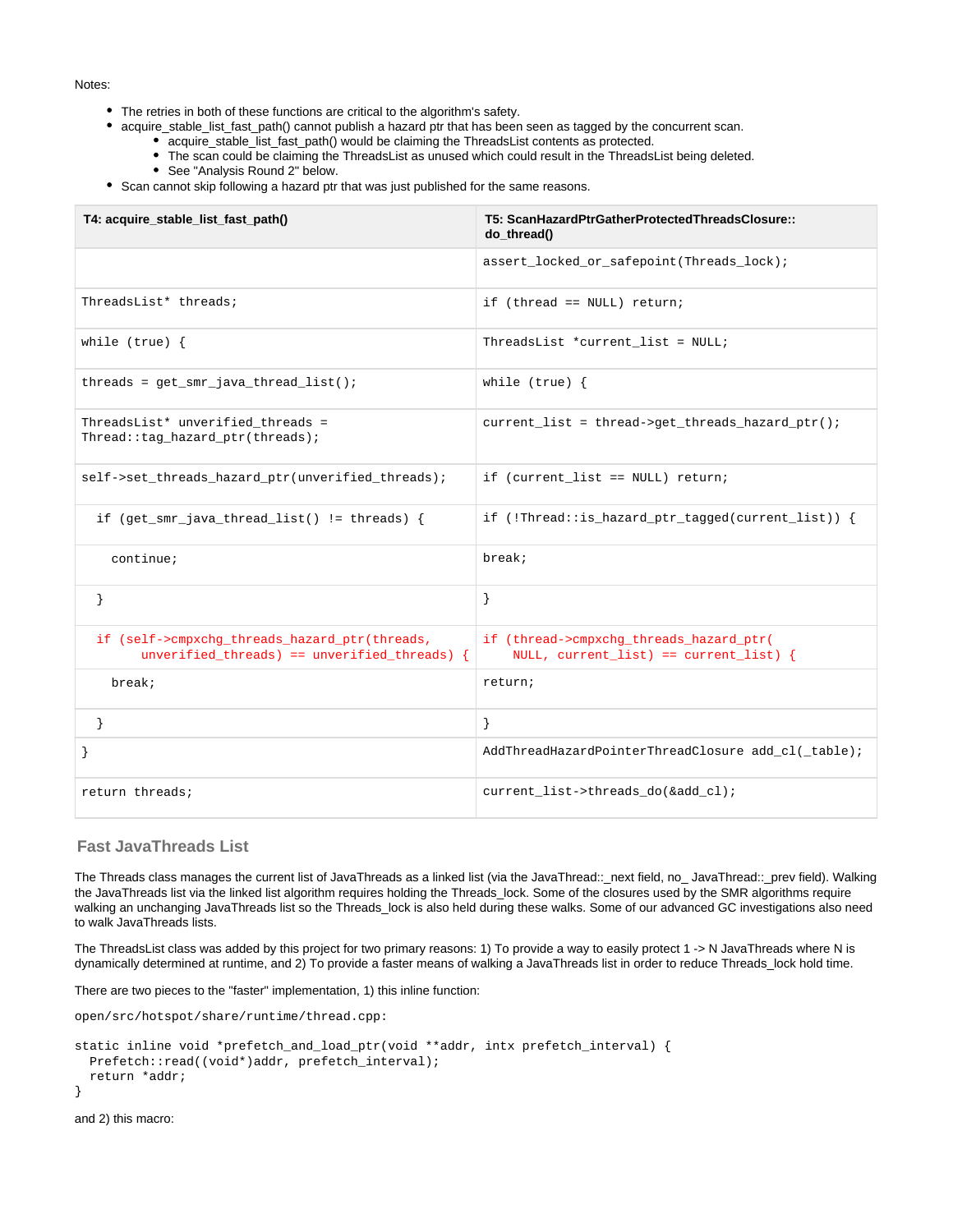Notes:

- The retries in both of these functions are critical to the algorithm's safety.
- acquire_stable_list_fast_path() cannot publish a hazard ptr that has been seen as tagged by the concurrent scan.
    - acquire_stable_list_fast_path() would be claiming the ThreadsList contents as protected.
    - The scan could be claiming the ThreadsList as unused which could result in the ThreadsList being deleted.
    - See "Analysis Round 2" below.
- Scan cannot skip following a hazard ptr that was just published for the same reasons.

| T4: acquire_stable_list_fast_path() | T5: ScanHazardPtrGatherProtectedThreadsClosure::do_thread() |
|---|---|
| | `assert_locked_or_safepoint(Threads_lock);` |
| `ThreadsList* threads;` | `if (thread == NULL) return;` |
| `while (true) {` | `ThreadsList *current_list = NULL;` |
| `threads = get_smr_java_thread_list();` | `while (true) {` |
| `ThreadsList* unverified_threads = Thread::tag_hazard_ptr(threads);` | `current_list = thread->get_threads_hazard_ptr();` |
| `self->set_threads_hazard_ptr(unverified_threads);` | `if (current_list == NULL) return;` |
| `  if (get_smr_java_thread_list() != threads) {` | `if (!Thread::is_hazard_ptr_tagged(current_list)) {` |
| `    continue;` | `break;` |
| `  }` | `}` |
| `  if (self->cmpxchg_threads_hazard_ptr(threads, unverified_threads) == unverified_threads) {` | `if (thread->cmpxchg_threads_hazard_ptr( NULL, current_list) == current_list) {` |
| `    break;` | `return;` |
| `  }` | `}` |
| `}` | `AddThreadHazardPointerThreadClosure add_cl(_table);` |
| `return threads;` | `current_list->threads_do(&add_cl);` |

## Fast JavaThreads List

The Threads class manages the current list of JavaThreads as a linked list (via the JavaThread::_next field, no_ JavaThread::_prev field). Walking the JavaThreads list via the linked list algorithm requires holding the Threads_lock. Some of the closures used by the SMR algorithms require walking an unchanging JavaThreads list so the Threads_lock is also held during these walks. Some of our advanced GC investigations also need to walk JavaThreads lists.

The ThreadsList class was added by this project for two primary reasons: 1) To provide a way to easily protect 1 -> N JavaThreads where N is dynamically determined at runtime, and 2) To provide a faster means of walking a JavaThreads list in order to reduce Threads_lock hold time.

There are two pieces to the "faster" implementation, 1) this inline function:

```
open/src/hotspot/share/runtime/thread.cpp:

static inline void *prefetch_and_load_ptr(void **addr, intx prefetch_interval) {
  Prefetch::read((void*)addr, prefetch_interval);
  return *addr;
}
```

and 2) this macro: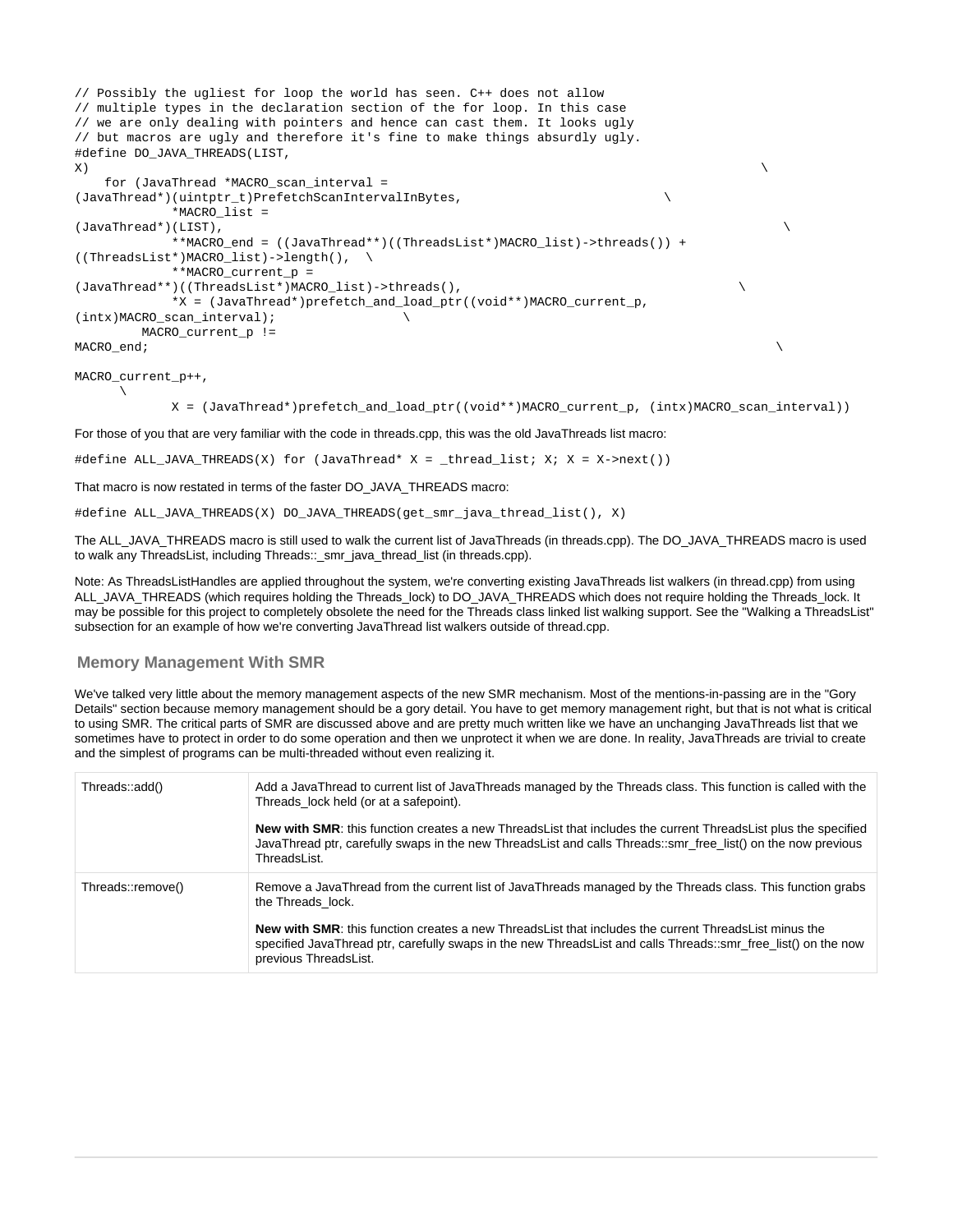```
// Possibly the ugliest for loop the world has seen. C++ does not allow
// multiple types in the declaration section of the for loop. In this case
// we are only dealing with pointers and hence can cast them. It looks ugly
// but macros are ugly and therefore it's fine to make things absurdly ugly.
#define DO_JAVA_THREADS(LIST, X)                                                                          \
    for (JavaThread *MACRO_scan_interval = (JavaThread*)(uintptr_t)PrefetchScanIntervalInBytes,         \
             *MACRO_list = (JavaThread*)(LIST),                                                          \
             **MACRO_end = ((JavaThread**)((ThreadsList*)MACRO_list)->threads()) + ((ThreadsList*)MACRO_list)->length(),  \
             **MACRO_current_p = (JavaThread**)((ThreadsList*)MACRO_list)->threads(),                    \
             *X = (JavaThread*)prefetch_and_load_ptr((void**)MACRO_current_p, (intx)MACRO_scan_interval);  \
         MACRO_current_p != MACRO_end;                                                                   \
         MACRO_current_p++,                                                                              \
             X = (JavaThread*)prefetch_and_load_ptr((void**)MACRO_current_p, (intx)MACRO_scan_interval))
```

For those of you that are very familiar with the code in threads.cpp, this was the old JavaThreads list macro:

```
#define ALL_JAVA_THREADS(X) for (JavaThread* X = _thread_list; X; X = X->next())
```

That macro is now restated in terms of the faster DO_JAVA_THREADS macro:

```
#define ALL_JAVA_THREADS(X) DO_JAVA_THREADS(get_smr_java_thread_list(), X)
```

The ALL_JAVA_THREADS macro is still used to walk the current list of JavaThreads (in threads.cpp). The DO_JAVA_THREADS macro is used to walk any ThreadsList, including Threads::_smr_java_thread_list (in threads.cpp).

Note: As ThreadsListHandles are applied throughout the system, we're converting existing JavaThreads list walkers (in thread.cpp) from using ALL_JAVA_THREADS (which requires holding the Threads_lock) to DO_JAVA_THREADS which does not require holding the Threads_lock. It may be possible for this project to completely obsolete the need for the Threads class linked list walking support. See the "Walking a ThreadsList" subsection for an example of how we're converting JavaThread list walkers outside of thread.cpp.

## Memory Management With SMR

We've talked very little about the memory management aspects of the new SMR mechanism. Most of the mentions-in-passing are in the "Gory Details" section because memory management should be a gory detail. You have to get memory management right, but that is not what is critical to using SMR. The critical parts of SMR are discussed above and are pretty much written like we have an unchanging JavaThreads list that we sometimes have to protect in order to do some operation and then we unprotect it when we are done. In reality, JavaThreads are trivial to create and the simplest of programs can be multi-threaded without even realizing it.

| | |
|---|---|
| Threads::add() | Add a JavaThread to current list of JavaThreads managed by the Threads class. This function is called with the Threads_lock held (or at a safepoint).<br><br>**New with SMR**: this function creates a new ThreadsList that includes the current ThreadsList plus the specified JavaThread ptr, carefully swaps in the new ThreadsList and calls Threads::smr_free_list() on the now previous ThreadsList. |
| Threads::remove() | Remove a JavaThread from the current list of JavaThreads managed by the Threads class. This function grabs the Threads_lock.<br><br>**New with SMR**: this function creates a new ThreadsList that includes the current ThreadsList minus the specified JavaThread ptr, carefully swaps in the new ThreadsList and calls Threads::smr_free_list() on the now previous ThreadsList. |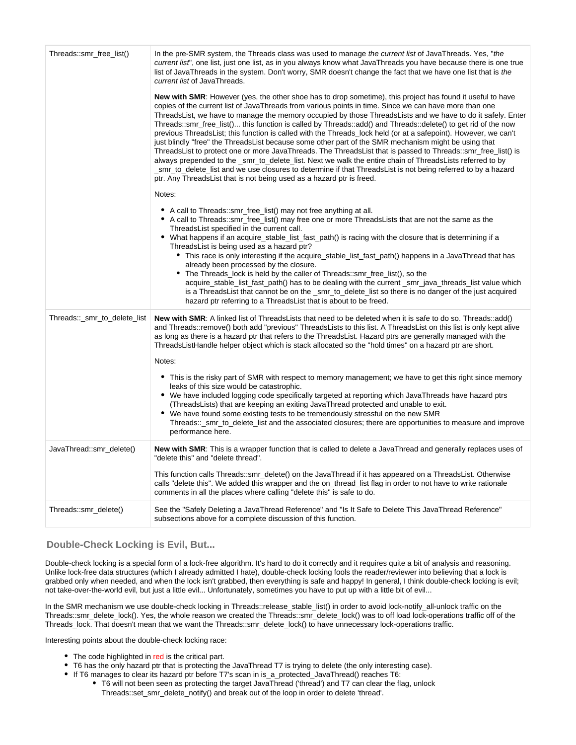| | |
|---|---|
| Threads::smr_free_list() | In the pre-SMR system, the Threads class was used to manage *the current list* of JavaThreads. Yes, "*the current list*", one list, just one list, as in you always know what JavaThreads you have because there is one true list of JavaThreads in the system. Don't worry, SMR doesn't change the fact that we have one list that is *the current list* of JavaThreads.<br><br>**New with SMR**: However (yes, the other shoe has to drop sometime), this project has found it useful to have copies of the current list of JavaThreads from various points in time. Since we can have more than one ThreadsList, we have to manage the memory occupied by those ThreadsLists and we have to do it safely. Enter Threads::smr_free_list()... this function is called by Threads::add() and Threads::delete() to get rid of the now previous ThreadsList; this function is called with the Threads_lock held (or at a safepoint). However, we can't just blindly "free" the ThreadsList because some other part of the SMR mechanism might be using that ThreadsList to protect one or more JavaThreads. The ThreadsList that is passed to Threads::smr_free_list() is always prepended to the _smr_to_delete_list. Next we walk the entire chain of ThreadsLists referred to by _smr_to_delete_list and we use closures to determine if that ThreadsList is not being referred to by a hazard ptr. Any ThreadsList that is not being used as a hazard ptr is freed.<br><br>Notes:<br><br>• A call to Threads::smr_free_list() may not free anything at all.<br>• A call to Threads::smr_free_list() may free one or more ThreadsLists that are not the same as the ThreadsList specified in the current call.<br>• What happens if an acquire_stable_list_fast_path() is racing with the closure that is determining if a ThreadsList is being used as a hazard ptr?<br>&nbsp;&nbsp;&nbsp;&nbsp;◦ This race is only interesting if the acquire_stable_list_fast_path() happens in a JavaThread that has already been processed by the closure.<br>&nbsp;&nbsp;&nbsp;&nbsp;◦ The Threads_lock is held by the caller of Threads::smr_free_list(), so the acquire_stable_list_fast_path() has to be dealing with the current _smr_java_threads_list value which is a ThreadsList that cannot be on the _smr_to_delete_list so there is no danger of the just acquired hazard ptr referring to a ThreadsList that is about to be freed. |
| Threads::_smr_to_delete_list | **New with SMR**: A linked list of ThreadsLists that need to be deleted when it is safe to do so. Threads::add() and Threads::remove() both add "previous" ThreadsLists to this list. A ThreadsList on this list is only kept alive as long as there is a hazard ptr that refers to the ThreadsList. Hazard ptrs are generally managed with the ThreadsListHandle helper object which is stack allocated so the "hold times" on a hazard ptr are short.<br><br>Notes:<br><br>• This is the risky part of SMR with respect to memory management; we have to get this right since memory leaks of this size would be catastrophic.<br>• We have included logging code specifically targeted at reporting which JavaThreads have hazard ptrs (ThreadsLists) that are keeping an exiting JavaThread protected and unable to exit.<br>• We have found some existing tests to be tremendously stressful on the new SMR Threads::_smr_to_delete_list and the associated closures; there are opportunities to measure and improve performance here. |
| JavaThread::smr_delete() | **New with SMR**: This is a wrapper function that is called to delete a JavaThread and generally replaces uses of "delete this" and "delete thread".<br><br>This function calls Threads::smr_delete() on the JavaThread if it has appeared on a ThreadsList. Otherwise calls "delete this". We added this wrapper and the on_thread_list flag in order to not have to write rationale comments in all the places where calling "delete this" is safe to do. |
| Threads::smr_delete() | See the "Safely Deleting a JavaThread Reference" and "Is It Safe to Delete This JavaThread Reference" subsections above for a complete discussion of this function. |

## Double-Check Locking is Evil, But...

Double-check locking is a special form of a lock-free algorithm. It's hard to do it correctly and it requires quite a bit of analysis and reasoning. Unlike lock-free data structures (which I already admitted I hate), double-check locking fools the reader/reviewer into believing that a lock is grabbed only when needed, and when the lock isn't grabbed, then everything is safe and happy! In general, I think double-check locking is evil; not take-over-the-world evil, but just a little evil... Unfortunately, sometimes you have to put up with a little bit of evil...

In the SMR mechanism we use double-check locking in Threads::release_stable_list() in order to avoid lock-notify_all-unlock traffic on the Threads::smr_delete_lock(). Yes, the whole reason we created the Threads::smr_delete_lock() was to off load lock-operations traffic off of the Threads_lock. That doesn't mean that we want the Threads::smr_delete_lock() to have unnecessary lock-operations traffic.

Interesting points about the double-check locking race:

- The code highlighted in red is the critical part.
- T6 has the only hazard ptr that is protecting the JavaThread T7 is trying to delete (the only interesting case).
- If T6 manages to clear its hazard ptr before T7's scan in is_a_protected_JavaThread() reaches T6:
    - T6 will not been seen as protecting the target JavaThread ('thread') and T7 can clear the flag, unlock Threads::set_smr_delete_notify() and break out of the loop in order to delete 'thread'.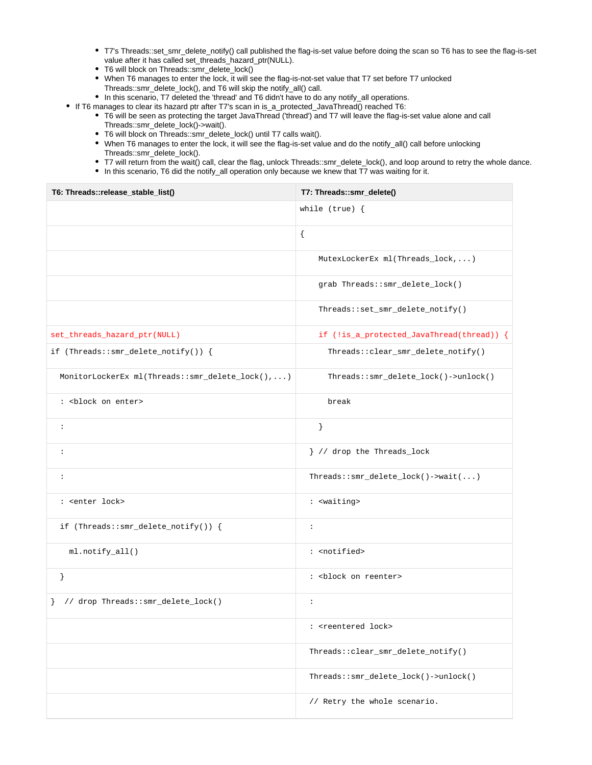- T7's Threads::set_smr_delete_notify() call published the flag-is-set value before doing the scan so T6 has to see the flag-is-set value after it has called set_threads_hazard_ptr(NULL).
    - T6 will block on Threads::smr_delete_lock()
    - When T6 manages to enter the lock, it will see the flag-is-not-set value that T7 set before T7 unlocked Threads::smr_delete_lock(), and T6 will skip the notify_all() call.
    - In this scenario, T7 deleted the 'thread' and T6 didn't have to do any notify_all operations.
- If T6 manages to clear its hazard ptr after T7's scan in is_a_protected_JavaThread() reached T6:
    - T6 will be seen as protecting the target JavaThread ('thread') and T7 will leave the flag-is-set value alone and call Threads::smr_delete_lock()->wait().
    - T6 will block on Threads::smr_delete_lock() until T7 calls wait().
    - When T6 manages to enter the lock, it will see the flag-is-set value and do the notify_all() call before unlocking Threads::smr_delete_lock().
    - T7 will return from the wait() call, clear the flag, unlock Threads::smr_delete_lock(), and loop around to retry the whole dance.
    - In this scenario, T6 did the notify_all operation only because we knew that T7 was waiting for it.

| T6: Threads::release_stable_list() | T7: Threads::smr_delete() |
|---|---|
| | `while (true) {` |
| | `{` |
| | `MutexLockerEx ml(Threads_lock,...)` |
| | `grab Threads::smr_delete_lock()` |
| | `Threads::set_smr_delete_notify()` |
| `set_threads_hazard_ptr(NULL)` | `if (!is_a_protected_JavaThread(thread)) {` |
| `if (Threads::smr_delete_notify()) {` | `Threads::clear_smr_delete_notify()` |
| `MonitorLockerEx ml(Threads::smr_delete_lock(),...)` | `Threads::smr_delete_lock()->unlock()` |
| `: <block on enter>` | `break` |
| `:` | `}` |
| `:` | `} // drop the Threads_lock` |
| `:` | `Threads::smr_delete_lock()->wait(...)` |
| `: <enter lock>` | `: <waiting>` |
| `if (Threads::smr_delete_notify()) {` | `:` |
| `ml.notify_all()` | `: <notified>` |
| `}` | `: <block on reenter>` |
| `} // drop Threads::smr_delete_lock()` | `:` |
| | `: <reentered lock>` |
| | `Threads::clear_smr_delete_notify()` |
| | `Threads::smr_delete_lock()->unlock()` |
| | `// Retry the whole scenario.` |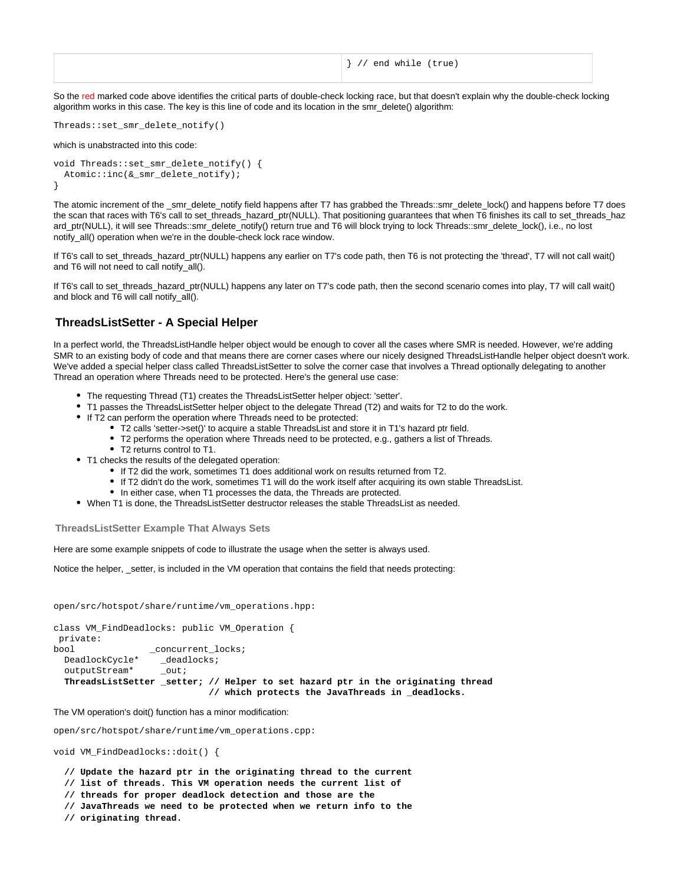| | } // end while (true) |
|---|---|

So the red marked code above identifies the critical parts of double-check locking race, but that doesn't explain why the double-check locking algorithm works in this case. The key is this line of code and its location in the smr_delete() algorithm:

```
Threads::set_smr_delete_notify()
```

which is unabstracted into this code:

```
void Threads::set_smr_delete_notify() {
  Atomic::inc(&_smr_delete_notify);
}
```

The atomic increment of the _smr_delete_notify field happens after T7 has grabbed the Threads::smr_delete_lock() and happens before T7 does the scan that races with T6's call to set_threads_hazard_ptr(NULL). That positioning guarantees that when T6 finishes its call to set_threads_hazard_ptr(NULL), it will see Threads::smr_delete_notify() return true and T6 will block trying to lock Threads::smr_delete_lock(), i.e., no lost notify_all() operation when we're in the double-check lock race window.

If T6's call to set_threads_hazard_ptr(NULL) happens any earlier on T7's code path, then T6 is not protecting the 'thread', T7 will not call wait() and T6 will not need to call notify_all().

If T6's call to set_threads_hazard_ptr(NULL) happens any later on T7's code path, then the second scenario comes into play, T7 will call wait() and block and T6 will call notify_all().

## ThreadsListSetter - A Special Helper

In a perfect world, the ThreadsListHandle helper object would be enough to cover all the cases where SMR is needed. However, we're adding SMR to an existing body of code and that means there are corner cases where our nicely designed ThreadsListHandle helper object doesn't work. We've added a special helper class called ThreadsListSetter to solve the corner case that involves a Thread optionally delegating to another Thread an operation where Threads need to be protected. Here's the general use case:

- The requesting Thread (T1) creates the ThreadsListSetter helper object: 'setter'.
- T1 passes the ThreadsListSetter helper object to the delegate Thread (T2) and waits for T2 to do the work.
- If T2 can perform the operation where Threads need to be protected:
  - T2 calls 'setter->set()' to acquire a stable ThreadsList and store it in T1's hazard ptr field.
  - T2 performs the operation where Threads need to be protected, e.g., gathers a list of Threads.
  - T2 returns control to T1.
- T1 checks the results of the delegated operation:
  - If T2 did the work, sometimes T1 does additional work on results returned from T2.
  - If T2 didn't do the work, sometimes T1 will do the work itself after acquiring its own stable ThreadsList.
  - In either case, when T1 processes the data, the Threads are protected.
- When T1 is done, the ThreadsListSetter destructor releases the stable ThreadsList as needed.

### ThreadsListSetter Example That Always Sets

Here are some example snippets of code to illustrate the usage when the setter is always used.

Notice the helper, _setter, is included in the VM operation that contains the field that needs protecting:

```
open/src/hotspot/share/runtime/vm_operations.hpp:

class VM_FindDeadlocks: public VM_Operation {
 private:
bool              _concurrent_locks;
  DeadlockCycle*    _deadlocks;
  outputStream*     _out;
  ThreadsListSetter _setter; // Helper to set hazard ptr in the originating thread
                             // which protects the JavaThreads in _deadlocks.
```

The VM operation's doit() function has a minor modification:

```
open/src/hotspot/share/runtime/vm_operations.cpp:

void VM_FindDeadlocks::doit() {

  // Update the hazard ptr in the originating thread to the current
  // list of threads. This VM operation needs the current list of
  // threads for proper deadlock detection and those are the
  // JavaThreads we need to be protected when we return info to the
  // originating thread.
```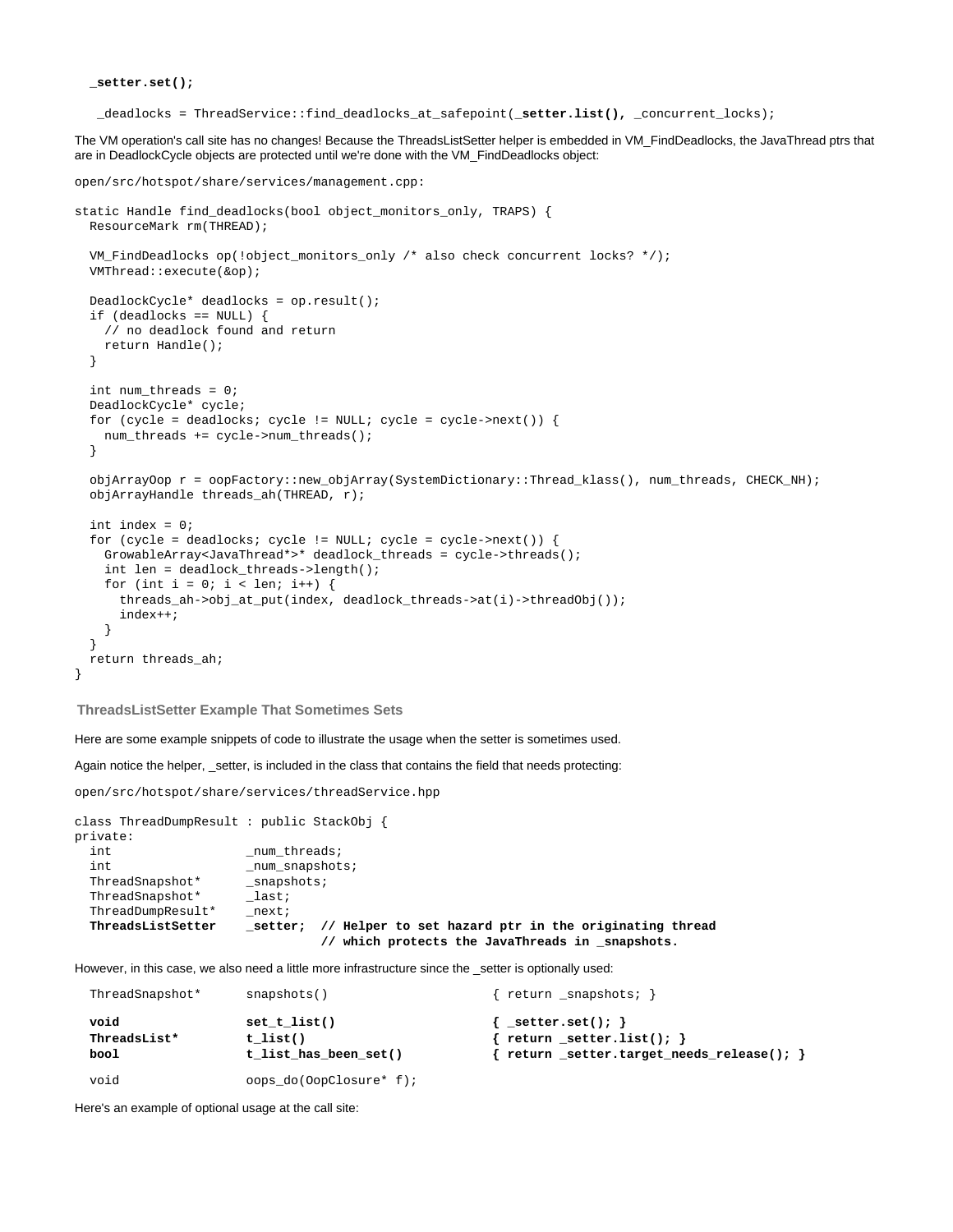```
  _setter.set();

   _deadlocks = ThreadService::find_deadlocks_at_safepoint(_setter.list(), _concurrent_locks);
```

The VM operation's call site has no changes! Because the ThreadsListSetter helper is embedded in VM_FindDeadlocks, the JavaThread ptrs that are in DeadlockCycle objects are protected until we're done with the VM_FindDeadlocks object:

open/src/hotspot/share/services/management.cpp:

```
static Handle find_deadlocks(bool object_monitors_only, TRAPS) {
  ResourceMark rm(THREAD);

  VM_FindDeadlocks op(!object_monitors_only /* also check concurrent locks? */);
  VMThread::execute(&op);

  DeadlockCycle* deadlocks = op.result();
  if (deadlocks == NULL) {
    // no deadlock found and return
    return Handle();
  }

  int num_threads = 0;
  DeadlockCycle* cycle;
  for (cycle = deadlocks; cycle != NULL; cycle = cycle->next()) {
    num_threads += cycle->num_threads();
  }

  objArrayOop r = oopFactory::new_objArray(SystemDictionary::Thread_klass(), num_threads, CHECK_NH);
  objArrayHandle threads_ah(THREAD, r);

  int index = 0;
  for (cycle = deadlocks; cycle != NULL; cycle = cycle->next()) {
    GrowableArray<JavaThread*>* deadlock_threads = cycle->threads();
    int len = deadlock_threads->length();
    for (int i = 0; i < len; i++) {
      threads_ah->obj_at_put(index, deadlock_threads->at(i)->threadObj());
      index++;
    }
  }
  return threads_ah;
}
```

### ThreadsListSetter Example That Sometimes Sets

Here are some example snippets of code to illustrate the usage when the setter is sometimes used.

Again notice the helper, _setter, is included in the class that contains the field that needs protecting:

open/src/hotspot/share/services/threadService.hpp

```
class ThreadDumpResult : public StackObj {
private:
  int                  _num_threads;
  int                  _num_snapshots;
  ThreadSnapshot*      _snapshots;
  ThreadSnapshot*      _last;
  ThreadDumpResult*    _next;
  ThreadsListSetter    _setter;  // Helper to set hazard ptr in the originating thread
                                 // which protects the JavaThreads in _snapshots.
```

However, in this case, we also need a little more infrastructure since the _setter is optionally used:

```
  ThreadSnapshot*      snapshots()                     { return _snapshots; }

  void                 set_t_list()                    { _setter.set(); }
  ThreadsList*         t_list()                        { return _setter.list(); }
  bool                 t_list_has_been_set()           { return _setter.target_needs_release(); }

  void                 oops_do(OopClosure* f);
```

Here's an example of optional usage at the call site: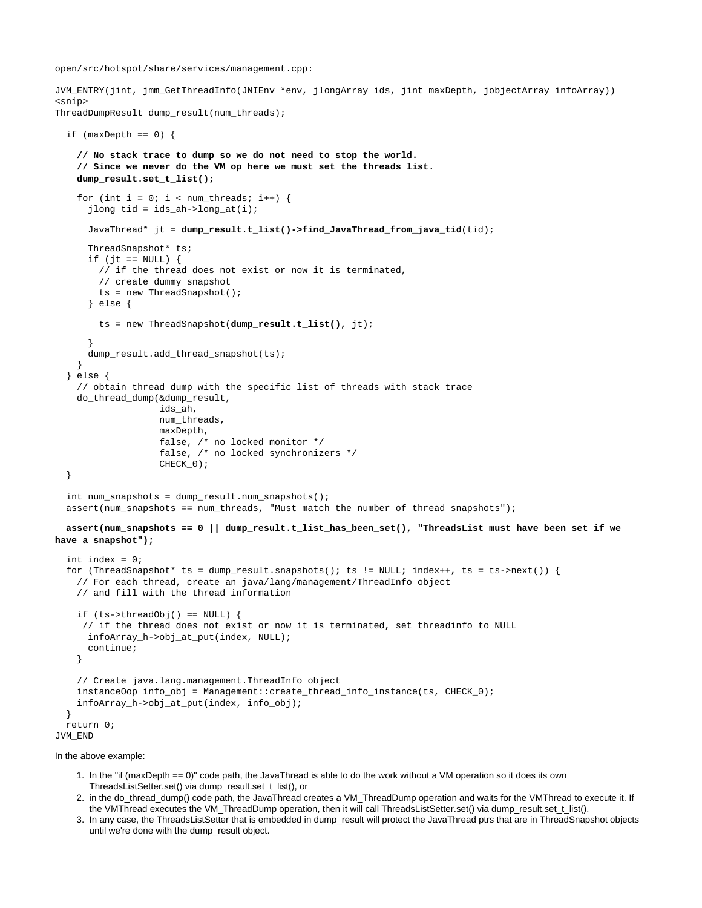open/src/hotspot/share/services/management.cpp:

```
JVM_ENTRY(jint, jmm_GetThreadInfo(JNIEnv *env, jlongArray ids, jint maxDepth, jobjectArray infoArray))
<snip>
ThreadDumpResult dump_result(num_threads);

  if (maxDepth == 0) {

    // No stack trace to dump so we do not need to stop the world.
    // Since we never do the VM op here we must set the threads list.
    dump_result.set_t_list();

    for (int i = 0; i < num_threads; i++) {
      jlong tid = ids_ah->long_at(i);

      JavaThread* jt = dump_result.t_list()->find_JavaThread_from_java_tid(tid);

      ThreadSnapshot* ts;
      if (jt == NULL) {
        // if the thread does not exist or now it is terminated,
        // create dummy snapshot
        ts = new ThreadSnapshot();
      } else {

        ts = new ThreadSnapshot(dump_result.t_list(), jt);

      }
      dump_result.add_thread_snapshot(ts);
    }
  } else {
    // obtain thread dump with the specific list of threads with stack trace
    do_thread_dump(&dump_result,
                   ids_ah,
                   num_threads,
                   maxDepth,
                   false, /* no locked monitor */
                   false, /* no locked synchronizers */
                   CHECK_0);
  }

  int num_snapshots = dump_result.num_snapshots();
  assert(num_snapshots == num_threads, "Must match the number of thread snapshots");

  assert(num_snapshots == 0 || dump_result.t_list_has_been_set(), "ThreadsList must have been set if we
have a snapshot");

  int index = 0;
  for (ThreadSnapshot* ts = dump_result.snapshots(); ts != NULL; index++, ts = ts->next()) {
    // For each thread, create an java/lang/management/ThreadInfo object
    // and fill with the thread information

    if (ts->threadObj() == NULL) {
     // if the thread does not exist or now it is terminated, set threadinfo to NULL
      infoArray_h->obj_at_put(index, NULL);
      continue;
    }

    // Create java.lang.management.ThreadInfo object
    instanceOop info_obj = Management::create_thread_info_instance(ts, CHECK_0);
    infoArray_h->obj_at_put(index, info_obj);
  }
  return 0;
JVM_END
```

In the above example:

1. In the "if (maxDepth == 0)" code path, the JavaThread is able to do the work without a VM operation so it does its own ThreadsListSetter.set() via dump_result.set_t_list(), or
2. in the do_thread_dump() code path, the JavaThread creates a VM_ThreadDump operation and waits for the VMThread to execute it. If the VMThread executes the VM_ThreadDump operation, then it will call ThreadsListSetter.set() via dump_result.set_t_list().
3. In any case, the ThreadsListSetter that is embedded in dump_result will protect the JavaThread ptrs that are in ThreadSnapshot objects until we're done with the dump_result object.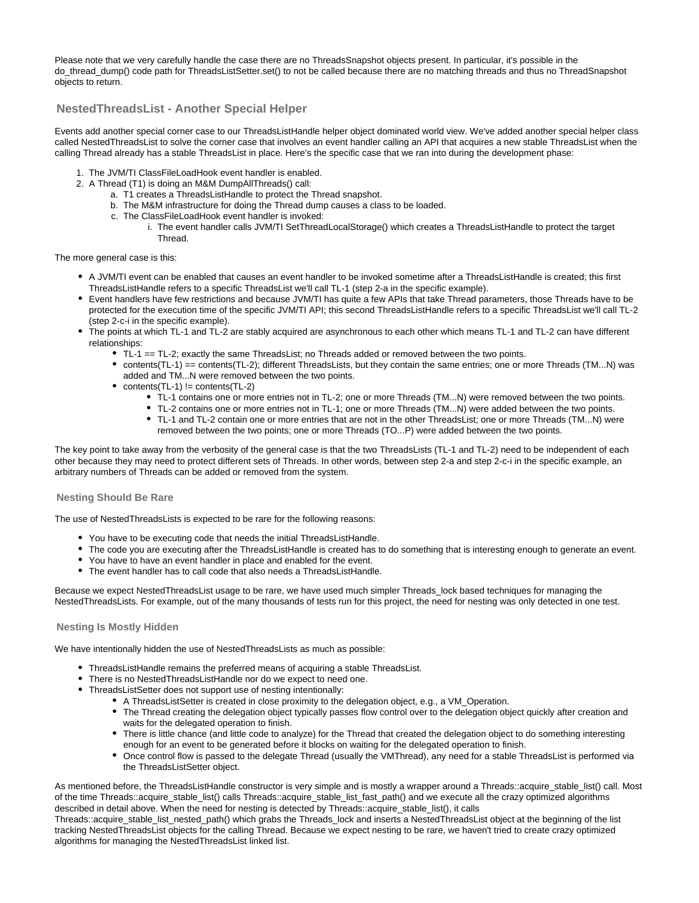Please note that we very carefully handle the case there are no ThreadsSnapshot objects present. In particular, it's possible in the do_thread_dump() code path for ThreadsListSetter.set() to not be called because there are no matching threads and thus no ThreadSnapshot objects to return.

## NestedThreadsList - Another Special Helper

Events add another special corner case to our ThreadsListHandle helper object dominated world view. We've added another special helper class called NestedThreadsList to solve the corner case that involves an event handler calling an API that acquires a new stable ThreadsList when the calling Thread already has a stable ThreadsList in place. Here's the specific case that we ran into during the development phase:

1. The JVM/TI ClassFileLoadHook event handler is enabled.
2. A Thread (T1) is doing an M&M DumpAllThreads() call:
    a. T1 creates a ThreadsListHandle to protect the Thread snapshot.
    b. The M&M infrastructure for doing the Thread dump causes a class to be loaded.
    c. The ClassFileLoadHook event handler is invoked:
        i. The event handler calls JVM/TI SetThreadLocalStorage() which creates a ThreadsListHandle to protect the target Thread.

The more general case is this:

- A JVM/TI event can be enabled that causes an event handler to be invoked sometime after a ThreadsListHandle is created; this first ThreadsListHandle refers to a specific ThreadsList we'll call TL-1 (step 2-a in the specific example).
- Event handlers have few restrictions and because JVM/TI has quite a few APIs that take Thread parameters, those Threads have to be protected for the execution time of the specific JVM/TI API; this second ThreadsListHandle refers to a specific ThreadsList we'll call TL-2 (step 2-c-i in the specific example).
- The points at which TL-1 and TL-2 are stably acquired are asynchronous to each other which means TL-1 and TL-2 can have different relationships:
    - TL-1 == TL-2; exactly the same ThreadsList; no Threads added or removed between the two points.
    - contents(TL-1) == contents(TL-2); different ThreadsLists, but they contain the same entries; one or more Threads (TM...N) was added and TM...N were removed between the two points.
    - contents(TL-1) != contents(TL-2)
        - TL-1 contains one or more entries not in TL-2; one or more Threads (TM...N) were removed between the two points.
        - TL-2 contains one or more entries not in TL-1; one or more Threads (TM...N) were added between the two points.
        - TL-1 and TL-2 contain one or more entries that are not in the other ThreadsList; one or more Threads (TM...N) were removed between the two points; one or more Threads (TO...P) were added between the two points.

The key point to take away from the verbosity of the general case is that the two ThreadsLists (TL-1 and TL-2) need to be independent of each other because they may need to protect different sets of Threads. In other words, between step 2-a and step 2-c-i in the specific example, an arbitrary numbers of Threads can be added or removed from the system.

### Nesting Should Be Rare

The use of NestedThreadsLists is expected to be rare for the following reasons:

- You have to be executing code that needs the initial ThreadsListHandle.
- The code you are executing after the ThreadsListHandle is created has to do something that is interesting enough to generate an event.
- You have to have an event handler in place and enabled for the event.
- The event handler has to call code that also needs a ThreadsListHandle.

Because we expect NestedThreadsList usage to be rare, we have used much simpler Threads_lock based techniques for managing the NestedThreadsLists. For example, out of the many thousands of tests run for this project, the need for nesting was only detected in one test.

### Nesting Is Mostly Hidden

We have intentionally hidden the use of NestedThreadsLists as much as possible:

- ThreadsListHandle remains the preferred means of acquiring a stable ThreadsList.
- There is no NestedThreadsListHandle nor do we expect to need one.
- ThreadsListSetter does not support use of nesting intentionally:
    - A ThreadsListSetter is created in close proximity to the delegation object, e.g., a VM_Operation.
    - The Thread creating the delegation object typically passes flow control over to the delegation object quickly after creation and waits for the delegated operation to finish.
    - There is little chance (and little code to analyze) for the Thread that created the delegation object to do something interesting enough for an event to be generated before it blocks on waiting for the delegated operation to finish.
    - Once control flow is passed to the delegate Thread (usually the VMThread), any need for a stable ThreadsList is performed via the ThreadsListSetter object.

As mentioned before, the ThreadsListHandle constructor is very simple and is mostly a wrapper around a Threads::acquire_stable_list() call. Most of the time Threads::acquire_stable_list() calls Threads::acquire_stable_list_fast_path() and we execute all the crazy optimized algorithms described in detail above. When the need for nesting is detected by Threads::acquire_stable_list(), it calls Threads::acquire_stable_list_nested_path() which grabs the Threads_lock and inserts a NestedThreadsList object at the beginning of the list tracking NestedThreadsList objects for the calling Thread. Because we expect nesting to be rare, we haven't tried to create crazy optimized algorithms for managing the NestedThreadsList linked list.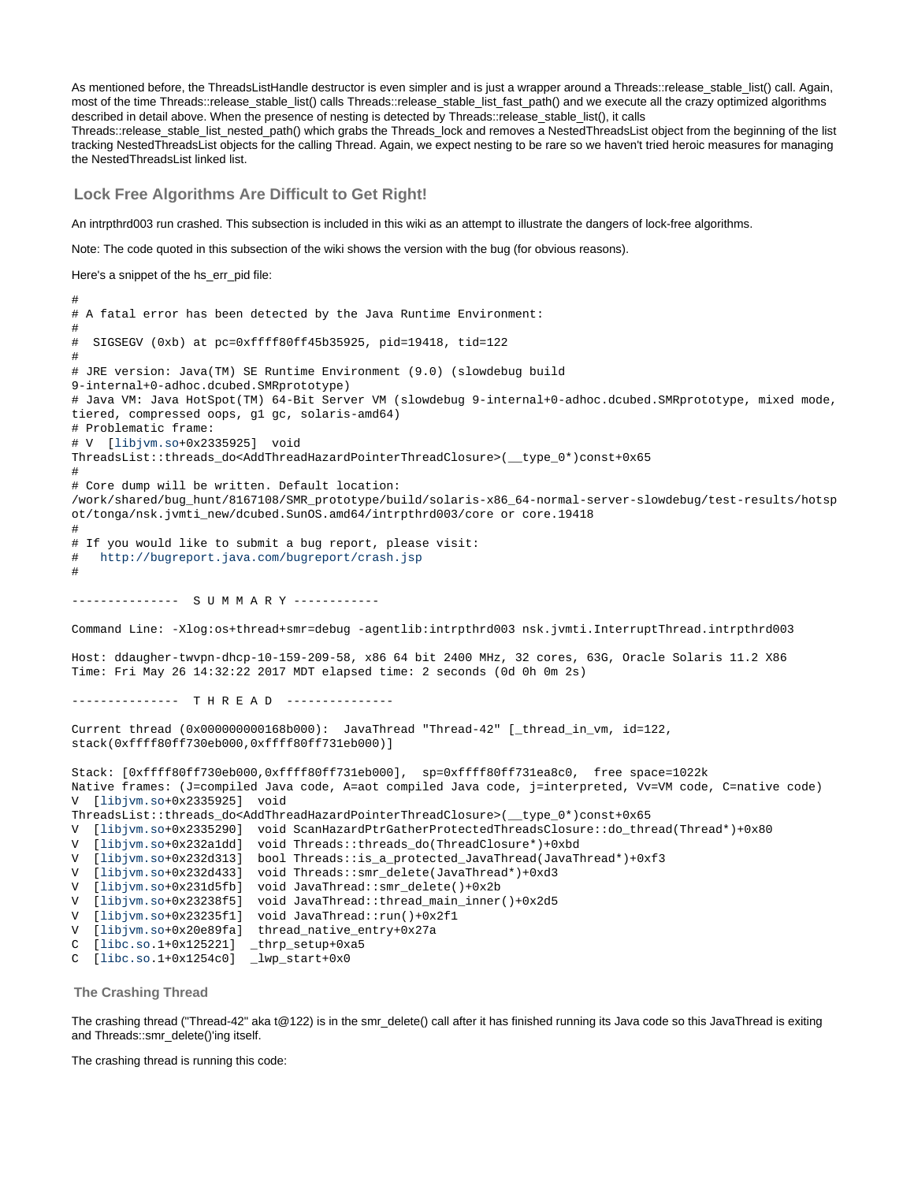As mentioned before, the ThreadsListHandle destructor is even simpler and is just a wrapper around a Threads::release_stable_list() call. Again, most of the time Threads::release_stable_list() calls Threads::release_stable_list_fast_path() and we execute all the crazy optimized algorithms described in detail above. When the presence of nesting is detected by Threads::release_stable_list(), it calls Threads::release_stable_list_nested_path() which grabs the Threads_lock and removes a NestedThreadsList object from the beginning of the list tracking NestedThreadsList objects for the calling Thread. Again, we expect nesting to be rare so we haven't tried heroic measures for managing the NestedThreadsList linked list.

## Lock Free Algorithms Are Difficult to Get Right!

An intrpthrd003 run crashed. This subsection is included in this wiki as an attempt to illustrate the dangers of lock-free algorithms.

Note: The code quoted in this subsection of the wiki shows the version with the bug (for obvious reasons).

Here's a snippet of the hs_err_pid file:

```
#
# A fatal error has been detected by the Java Runtime Environment:
#
#  SIGSEGV (0xb) at pc=0xffff80ff45b35925, pid=19418, tid=122
#
# JRE version: Java(TM) SE Runtime Environment (9.0) (slowdebug build
9-internal+0-adhoc.dcubed.SMRprototype)
# Java VM: Java HotSpot(TM) 64-Bit Server VM (slowdebug 9-internal+0-adhoc.dcubed.SMRprototype, mixed mode,
tiered, compressed oops, g1 gc, solaris-amd64)
# Problematic frame:
# V  [libjvm.so+0x2335925]  void
ThreadsList::threads_do<AddThreadHazardPointerThreadClosure>(__type_0*)const+0x65
#
# Core dump will be written. Default location:
/work/shared/bug_hunt/8167108/SMR_prototype/build/solaris-x86_64-normal-server-slowdebug/test-results/hotsp
ot/tonga/nsk.jvmti_new/dcubed.SunOS.amd64/intrpthrd003/core or core.19418
#
# If you would like to submit a bug report, please visit:
#   http://bugreport.java.com/bugreport/crash.jsp
#

---------------  S U M M A R Y ------------

Command Line: -Xlog:os+thread+smr=debug -agentlib:intrpthrd003 nsk.jvmti.InterruptThread.intrpthrd003

Host: ddaugher-twvpn-dhcp-10-159-209-58, x86 64 bit 2400 MHz, 32 cores, 63G, Oracle Solaris 11.2 X86
Time: Fri May 26 14:32:22 2017 MDT elapsed time: 2 seconds (0d 0h 0m 2s)

---------------  T H R E A D  ---------------

Current thread (0x000000000168b000):  JavaThread "Thread-42" [_thread_in_vm, id=122,
stack(0xffff80ff730eb000,0xffff80ff731eb000)]

Stack: [0xffff80ff730eb000,0xffff80ff731eb000],  sp=0xffff80ff731ea8c0,  free space=1022k
Native frames: (J=compiled Java code, A=aot compiled Java code, j=interpreted, Vv=VM code, C=native code)
V  [libjvm.so+0x2335925]  void
ThreadsList::threads_do<AddThreadHazardPointerThreadClosure>(__type_0*)const+0x65
V  [libjvm.so+0x2335290]  void ScanHazardPtrGatherProtectedThreadsClosure::do_thread(Thread*)+0x80
V  [libjvm.so+0x232a1dd]  void Threads::threads_do(ThreadClosure*)+0xbd
V  [libjvm.so+0x232d313]  bool Threads::is_a_protected_JavaThread(JavaThread*)+0xf3
V  [libjvm.so+0x232d433]  void Threads::smr_delete(JavaThread*)+0xd3
V  [libjvm.so+0x231d5fb]  void JavaThread::smr_delete()+0x2b
V  [libjvm.so+0x23238f5]  void JavaThread::thread_main_inner()+0x2d5
V  [libjvm.so+0x23235f1]  void JavaThread::run()+0x2f1
V  [libjvm.so+0x20e89fa]  thread_native_entry+0x27a
C  [libc.so.1+0x125221]  _thrp_setup+0xa5
C  [libc.so.1+0x1254c0]  _lwp_start+0x0
```

### The Crashing Thread

The crashing thread ("Thread-42" aka t@122) is in the smr_delete() call after it has finished running its Java code so this JavaThread is exiting and Threads::smr_delete()'ing itself.

The crashing thread is running this code: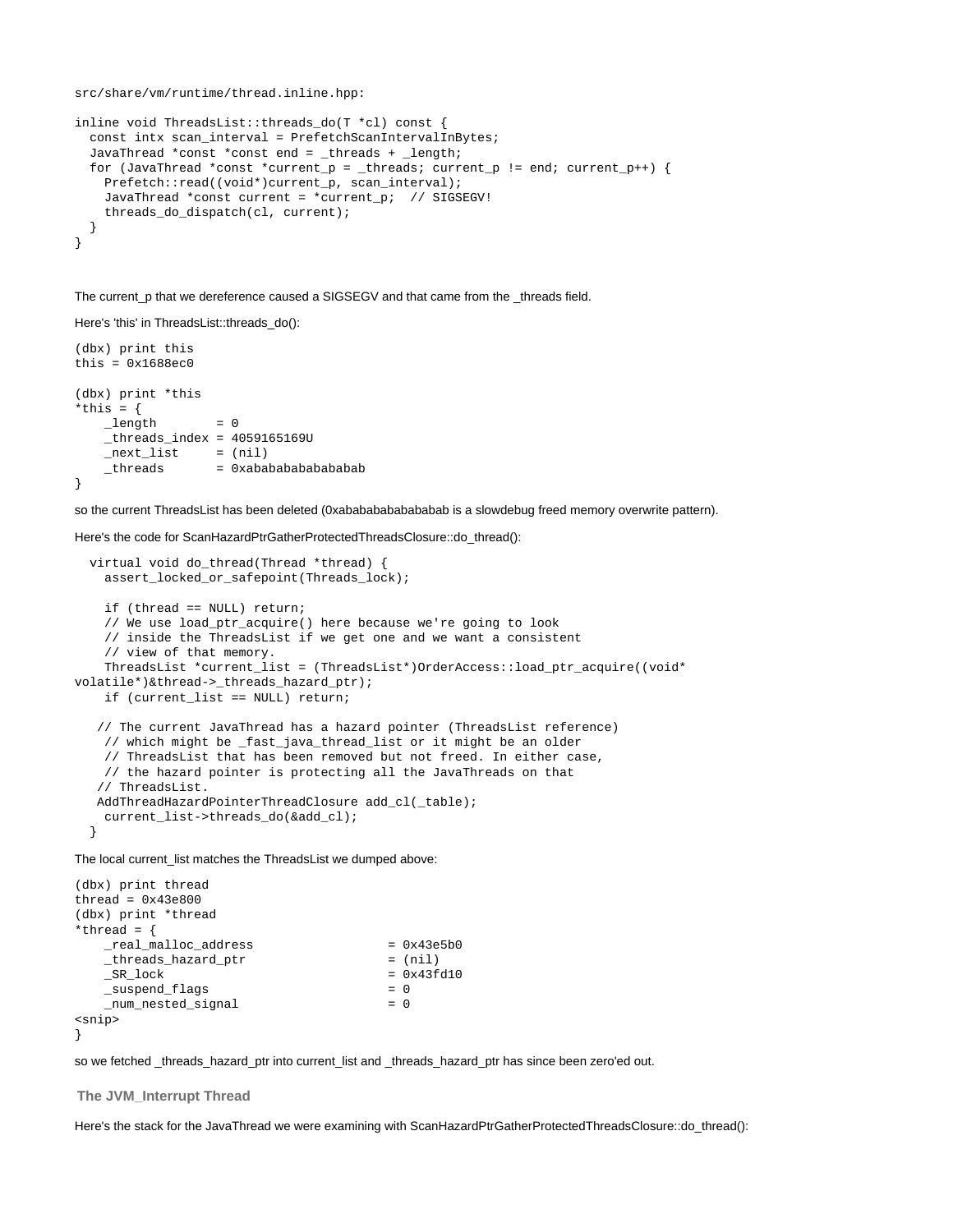```
src/share/vm/runtime/thread.inline.hpp:

inline void ThreadsList::threads_do(T *cl) const {
  const intx scan_interval = PrefetchScanIntervalInBytes;
  JavaThread *const *const end = _threads + _length;
  for (JavaThread *const *current_p = _threads; current_p != end; current_p++) {
    Prefetch::read((void*)current_p, scan_interval);
    JavaThread *const current = *current_p;  // SIGSEGV!
    threads_do_dispatch(cl, current);
  }
}
```

The current_p that we dereference caused a SIGSEGV and that came from the _threads field.

Here's 'this' in ThreadsList::threads_do():

```
(dbx) print this
this = 0x1688ec0

(dbx) print *this
*this = {
    _length        = 0
    _threads_index = 4059165169U
    _next_list     = (nil)
    _threads       = 0xabababababababab
}
```

so the current ThreadsList has been deleted (0xabababababababab is a slowdebug freed memory overwrite pattern).

Here's the code for ScanHazardPtrGatherProtectedThreadsClosure::do_thread():

```
  virtual void do_thread(Thread *thread) {
    assert_locked_or_safepoint(Threads_lock);

    if (thread == NULL) return;
    // We use load_ptr_acquire() here because we're going to look
    // inside the ThreadsList if we get one and we want a consistent
    // view of that memory.
    ThreadsList *current_list = (ThreadsList*)OrderAccess::load_ptr_acquire((void*
volatile*)&thread->_threads_hazard_ptr);
    if (current_list == NULL) return;

   // The current JavaThread has a hazard pointer (ThreadsList reference)
    // which might be _fast_java_thread_list or it might be an older
    // ThreadsList that has been removed but not freed. In either case,
    // the hazard pointer is protecting all the JavaThreads on that
   // ThreadsList.
   AddThreadHazardPointerThreadClosure add_cl(_table);
    current_list->threads_do(&add_cl);
  }
```

The local current_list matches the ThreadsList we dumped above:

```
(dbx) print thread
thread = 0x43e800
(dbx) print *thread
*thread = {
    _real_malloc_address                  = 0x43e5b0
    _threads_hazard_ptr                   = (nil)
    _SR_lock                              = 0x43fd10
    _suspend_flags                        = 0
    _num_nested_signal                    = 0
<snip>
}
```

so we fetched _threads_hazard_ptr into current_list and _threads_hazard_ptr has since been zero'ed out.

### The JVM_Interrupt Thread

Here's the stack for the JavaThread we were examining with ScanHazardPtrGatherProtectedThreadsClosure::do_thread():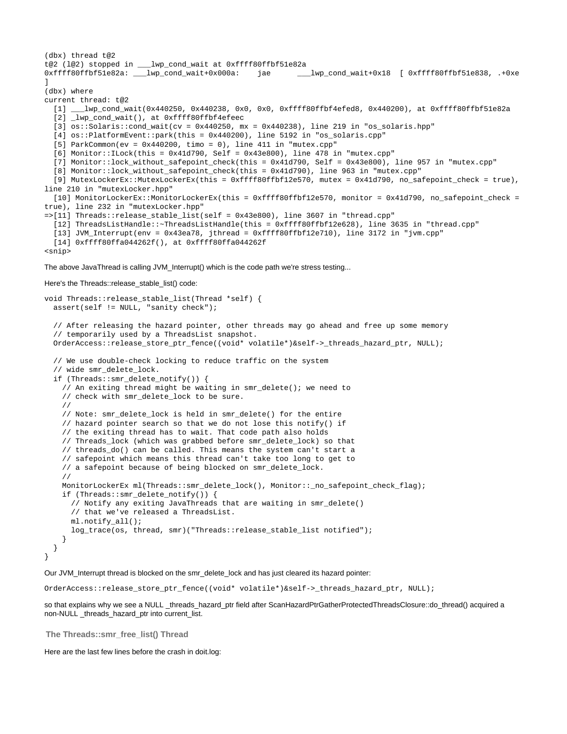```
(dbx) thread t@2
t@2 (l@2) stopped in ___lwp_cond_wait at 0xffff80ffbf51e82a
0xffff80ffbf51e82a: ___lwp_cond_wait+0x000a:    jae      ___lwp_cond_wait+0x18  [ 0xffff80ffbf51e838, .+0xe
]
(dbx) where
current thread: t@2
  [1] ___lwp_cond_wait(0x440250, 0x440238, 0x0, 0x0, 0xffff80ffbf4efed8, 0x440200), at 0xffff80ffbf51e82a
  [2] _lwp_cond_wait(), at 0xffff80ffbf4efeec
  [3] os::Solaris::cond_wait(cv = 0x440250, mx = 0x440238), line 219 in "os_solaris.hpp"
  [4] os::PlatformEvent::park(this = 0x440200), line 5192 in "os_solaris.cpp"
  [5] ParkCommon(ev = 0x440200, timo = 0), line 411 in "mutex.cpp"
  [6] Monitor::ILock(this = 0x41d790, Self = 0x43e800), line 478 in "mutex.cpp"
  [7] Monitor::lock_without_safepoint_check(this = 0x41d790, Self = 0x43e800), line 957 in "mutex.cpp"
  [8] Monitor::lock_without_safepoint_check(this = 0x41d790), line 963 in "mutex.cpp"
  [9] MutexLockerEx::MutexLockerEx(this = 0xffff80ffbf12e570, mutex = 0x41d790, no_safepoint_check = true),
line 210 in "mutexLocker.hpp"
  [10] MonitorLockerEx::MonitorLockerEx(this = 0xffff80ffbf12e570, monitor = 0x41d790, no_safepoint_check =
true), line 232 in "mutexLocker.hpp"
=>[11] Threads::release_stable_list(self = 0x43e800), line 3607 in "thread.cpp"
  [12] ThreadsListHandle::~ThreadsListHandle(this = 0xffff80ffbf12e628), line 3635 in "thread.cpp"
  [13] JVM_Interrupt(env = 0x43ea78, jthread = 0xffff80ffbf12e710), line 3172 in "jvm.cpp"
  [14] 0xffff80ffa044262f(), at 0xffff80ffa044262f
<snip>
```

The above JavaThread is calling JVM_Interrupt() which is the code path we're stress testing...

Here's the Threads::release_stable_list() code:

```
void Threads::release_stable_list(Thread *self) {
  assert(self != NULL, "sanity check");

  // After releasing the hazard pointer, other threads may go ahead and free up some memory
  // temporarily used by a ThreadsList snapshot.
  OrderAccess::release_store_ptr_fence((void* volatile*)&self->_threads_hazard_ptr, NULL);

  // We use double-check locking to reduce traffic on the system
  // wide smr_delete_lock.
  if (Threads::smr_delete_notify()) {
    // An exiting thread might be waiting in smr_delete(); we need to
    // check with smr_delete_lock to be sure.
    //
    // Note: smr_delete_lock is held in smr_delete() for the entire
    // hazard pointer search so that we do not lose this notify() if
    // the exiting thread has to wait. That code path also holds
    // Threads_lock (which was grabbed before smr_delete_lock) so that
    // threads_do() can be called. This means the system can't start a
    // safepoint which means this thread can't take too long to get to
    // a safepoint because of being blocked on smr_delete_lock.
    //
    MonitorLockerEx ml(Threads::smr_delete_lock(), Monitor::_no_safepoint_check_flag);
    if (Threads::smr_delete_notify()) {
      // Notify any exiting JavaThreads that are waiting in smr_delete()
      // that we've released a ThreadsList.
      ml.notify_all();
      log_trace(os, thread, smr)("Threads::release_stable_list notified");
    }
  }
}
```

Our JVM_Interrupt thread is blocked on the smr_delete_lock and has just cleared its hazard pointer:

```
OrderAccess::release_store_ptr_fence((void* volatile*)&self->_threads_hazard_ptr, NULL);
```

so that explains why we see a NULL _threads_hazard_ptr field after ScanHazardPtrGatherProtectedThreadsClosure::do_thread() acquired a non-NULL _threads_hazard_ptr into current_list.

### The Threads::smr_free_list() Thread

Here are the last few lines before the crash in doit.log: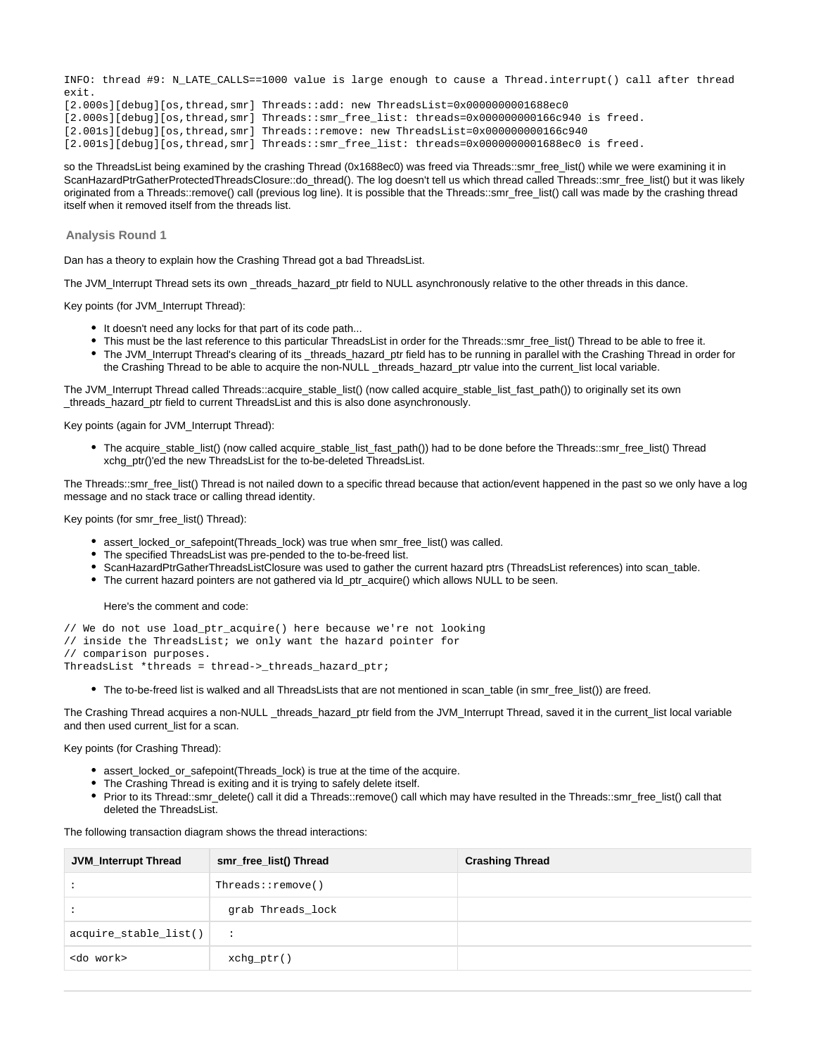```
INFO: thread #9: N_LATE_CALLS==1000 value is large enough to cause a Thread.interrupt() call after thread exit.
[2.000s][debug][os,thread,smr] Threads::add: new ThreadsList=0x0000000001688ec0
[2.000s][debug][os,thread,smr] Threads::smr_free_list: threads=0x000000000166c940 is freed.
[2.001s][debug][os,thread,smr] Threads::remove: new ThreadsList=0x000000000166c940
[2.001s][debug][os,thread,smr] Threads::smr_free_list: threads=0x0000000001688ec0 is freed.
```

so the ThreadsList being examined by the crashing Thread (0x1688ec0) was freed via Threads::smr_free_list() while we were examining it in ScanHazardPtrGatherProtectedThreadsClosure::do_thread(). The log doesn't tell us which thread called Threads::smr_free_list() but it was likely originated from a Threads::remove() call (previous log line). It is possible that the Threads::smr_free_list() call was made by the crashing thread itself when it removed itself from the threads list.

### Analysis Round 1

Dan has a theory to explain how the Crashing Thread got a bad ThreadsList.

The JVM_Interrupt Thread sets its own _threads_hazard_ptr field to NULL asynchronously relative to the other threads in this dance.

Key points (for JVM_Interrupt Thread):

- It doesn't need any locks for that part of its code path...
- This must be the last reference to this particular ThreadsList in order for the Threads::smr_free_list() Thread to be able to free it.
- The JVM_Interrupt Thread's clearing of its _threads_hazard_ptr field has to be running in parallel with the Crashing Thread in order for the Crashing Thread to be able to acquire the non-NULL _threads_hazard_ptr value into the current_list local variable.

The JVM_Interrupt Thread called Threads::acquire_stable_list() (now called acquire_stable_list_fast_path()) to originally set its own _threads_hazard_ptr field to current ThreadsList and this is also done asynchronously.

Key points (again for JVM_Interrupt Thread):

- The acquire_stable_list() (now called acquire_stable_list_fast_path()) had to be done before the Threads::smr_free_list() Thread xchg_ptr()'ed the new ThreadsList for the to-be-deleted ThreadsList.

The Threads::smr_free_list() Thread is not nailed down to a specific thread because that action/event happened in the past so we only have a log message and no stack trace or calling thread identity.

Key points (for smr_free_list() Thread):

- assert_locked_or_safepoint(Threads_lock) was true when smr_free_list() was called.
- The specified ThreadsList was pre-pended to the to-be-freed list.
- ScanHazardPtrGatherThreadsListClosure was used to gather the current hazard ptrs (ThreadsList references) into scan_table.
- The current hazard pointers are not gathered via ld_ptr_acquire() which allows NULL to be seen.

  Here's the comment and code:

```
// We do not use load_ptr_acquire() here because we're not looking
// inside the ThreadsList; we only want the hazard pointer for
// comparison purposes.
ThreadsList *threads = thread->_threads_hazard_ptr;
```

- The to-be-freed list is walked and all ThreadsLists that are not mentioned in scan_table (in smr_free_list()) are freed.

The Crashing Thread acquires a non-NULL _threads_hazard_ptr field from the JVM_Interrupt Thread, saved it in the current_list local variable and then used current_list for a scan.

Key points (for Crashing Thread):

- assert_locked_or_safepoint(Threads_lock) is true at the time of the acquire.
- The Crashing Thread is exiting and it is trying to safely delete itself.
- Prior to its Thread::smr_delete() call it did a Threads::remove() call which may have resulted in the Threads::smr_free_list() call that deleted the ThreadsList.

The following transaction diagram shows the thread interactions:

| JVM_Interrupt Thread | smr_free_list() Thread | Crashing Thread |
|---|---|---|
| : | Threads::remove() | |
| : | grab Threads_lock | |
| acquire_stable_list() | : | |
| <do work> | xchg_ptr() | |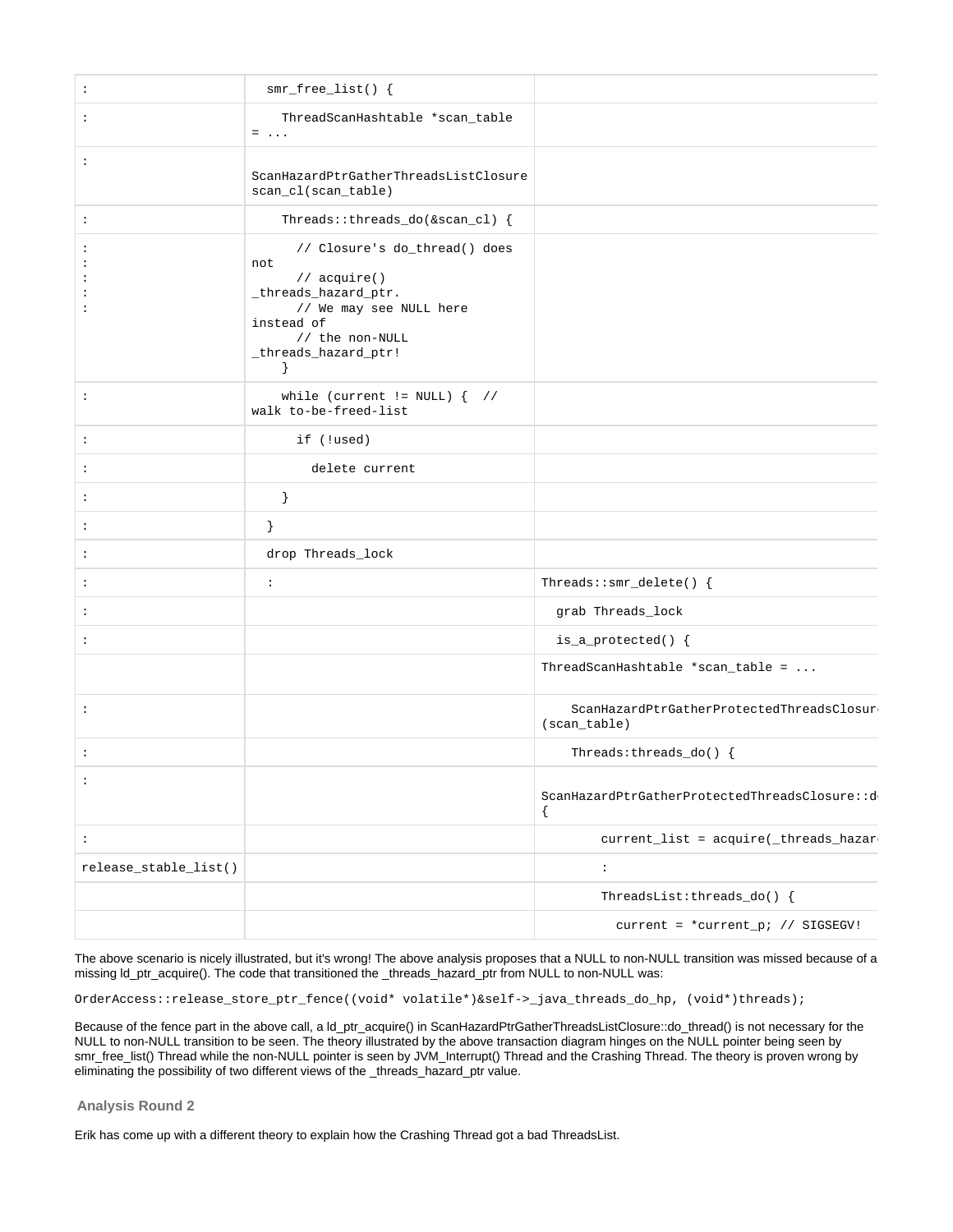| | | |
|---|---|---|
| : | smr_free_list() { | |
| : | ThreadScanHashtable *scan_table = ... | |
| : | ScanHazardPtrGatherThreadsListClosure scan_cl(scan_table) | |
| : | Threads::threads_do(&scan_cl) { | |
| :<br>:<br>:<br>:<br>: | // Closure's do_thread() does not<br>// acquire() _threads_hazard_ptr.<br>// We may see NULL here instead of<br>// the non-NULL _threads_hazard_ptr!<br>} | |
| : | while (current != NULL) { // walk to-be-freed-list | |
| : | if (!used) | |
| : | delete current | |
| : | } | |
| : | } | |
| : | drop Threads_lock | |
| : | : | Threads::smr_delete() { |
| : | | grab Threads_lock |
| : | | is_a_protected() { |
| | | ThreadScanHashtable *scan_table = ... |
| : | | ScanHazardPtrGatherProtectedThreadsClosur (scan_table) |
| : | | Threads:threads_do() { |
| : | | ScanHazardPtrGatherProtectedThreadsClosure::d { |
| : | | current_list = acquire(_threads_hazar |
| release_stable_list() | | : |
| | | ThreadsList:threads_do() { |
| | | current = *current_p; // SIGSEGV! |

The above scenario is nicely illustrated, but it's wrong! The above analysis proposes that a NULL to non-NULL transition was missed because of a missing ld_ptr_acquire(). The code that transitioned the _threads_hazard_ptr from NULL to non-NULL was:

```
OrderAccess::release_store_ptr_fence((void* volatile*)&self->_java_threads_do_hp, (void*)threads);
```

Because of the fence part in the above call, a ld_ptr_acquire() in ScanHazardPtrGatherThreadsListClosure::do_thread() is not necessary for the NULL to non-NULL transition to be seen. The theory illustrated by the above transaction diagram hinges on the NULL pointer being seen by smr_free_list() Thread while the non-NULL pointer is seen by JVM_Interrupt() Thread and the Crashing Thread. The theory is proven wrong by eliminating the possibility of two different views of the _threads_hazard_ptr value.

### Analysis Round 2

Erik has come up with a different theory to explain how the Crashing Thread got a bad ThreadsList.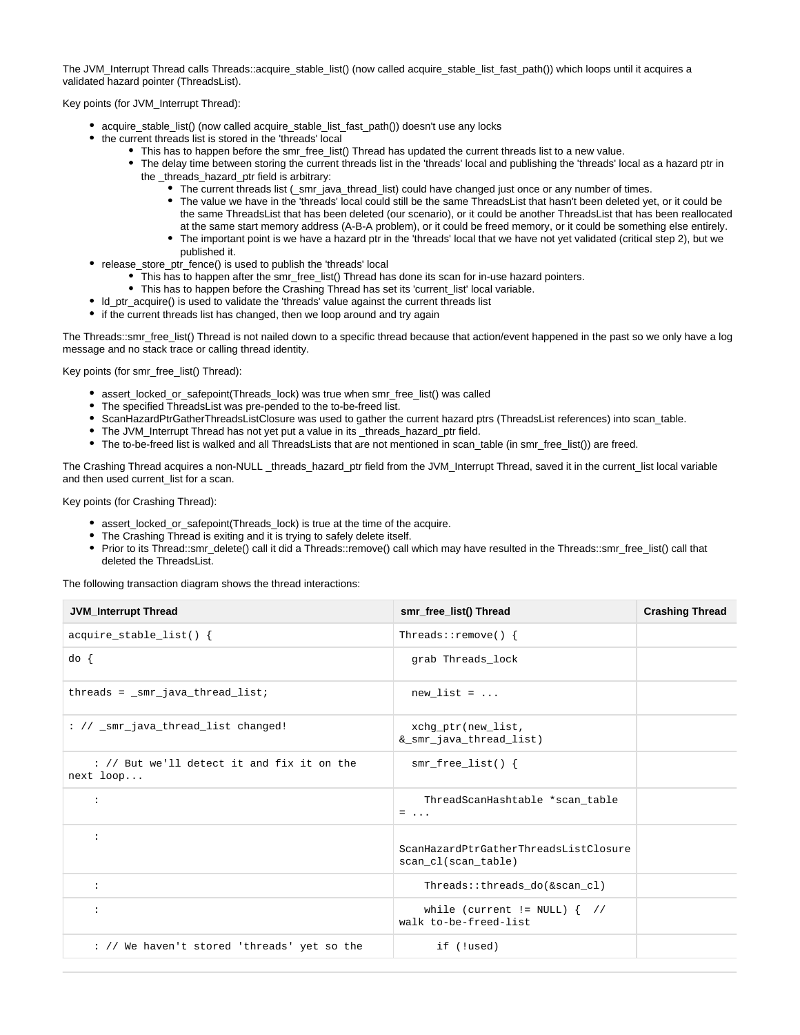The JVM_Interrupt Thread calls Threads::acquire_stable_list() (now called acquire_stable_list_fast_path()) which loops until it acquires a validated hazard pointer (ThreadsList).

Key points (for JVM_Interrupt Thread):

- acquire_stable_list() (now called acquire_stable_list_fast_path()) doesn't use any locks
- the current threads list is stored in the 'threads' local
  - This has to happen before the smr_free_list() Thread has updated the current threads list to a new value.
  - The delay time between storing the current threads list in the 'threads' local and publishing the 'threads' local as a hazard ptr in the _threads_hazard_ptr field is arbitrary:
    - The current threads list (_smr_java_thread_list) could have changed just once or any number of times.
    - The value we have in the 'threads' local could still be the same ThreadsList that hasn't been deleted yet, or it could be the same ThreadsList that has been deleted (our scenario), or it could be another ThreadsList that has been reallocated at the same start memory address (A-B-A problem), or it could be freed memory, or it could be something else entirely.
    - The important point is we have a hazard ptr in the 'threads' local that we have not yet validated (critical step 2), but we published it.
- release_store_ptr_fence() is used to publish the 'threads' local
  - This has to happen after the smr_free_list() Thread has done its scan for in-use hazard pointers.
  - This has to happen before the Crashing Thread has set its 'current_list' local variable.
- ld_ptr_acquire() is used to validate the 'threads' value against the current threads list
- if the current threads list has changed, then we loop around and try again

The Threads::smr_free_list() Thread is not nailed down to a specific thread because that action/event happened in the past so we only have a log message and no stack trace or calling thread identity.

Key points (for smr_free_list() Thread):

- assert_locked_or_safepoint(Threads_lock) was true when smr_free_list() was called
- The specified ThreadsList was pre-pended to the to-be-freed list.
- ScanHazardPtrGatherThreadsListClosure was used to gather the current hazard ptrs (ThreadsList references) into scan_table.
- The JVM_Interrupt Thread has not yet put a value in its _threads_hazard_ptr field.
- The to-be-freed list is walked and all ThreadsLists that are not mentioned in scan_table (in smr_free_list()) are freed.

The Crashing Thread acquires a non-NULL _threads_hazard_ptr field from the JVM_Interrupt Thread, saved it in the current_list local variable and then used current_list for a scan.

Key points (for Crashing Thread):

- assert_locked_or_safepoint(Threads_lock) is true at the time of the acquire.
- The Crashing Thread is exiting and it is trying to safely delete itself.
- Prior to its Thread::smr_delete() call it did a Threads::remove() call which may have resulted in the Threads::smr_free_list() call that deleted the ThreadsList.

The following transaction diagram shows the thread interactions:

| JVM_Interrupt Thread | smr_free_list() Thread | Crashing Thread |
|---|---|---|
| `acquire_stable_list() {` | `Threads::remove() {` | |
| `do {` | `grab Threads_lock` | |
| `threads = _smr_java_thread_list;` | `new_list = ...` | |
| `: // _smr_java_thread_list changed!` | `xchg_ptr(new_list, &_smr_java_thread_list)` | |
| `: // But we'll detect it and fix it on the next loop...` | `smr_free_list() {` | |
| `:` | `ThreadScanHashtable *scan_table = ...` | |
| `:` | `ScanHazardPtrGatherThreadsListClosure scan_cl(scan_table)` | |
| `:` | `Threads::threads_do(&scan_cl)` | |
| `:` | `while (current != NULL) {  // walk to-be-freed-list` | |
| `: // We haven't stored 'threads' yet so the` | `if (!used)` | |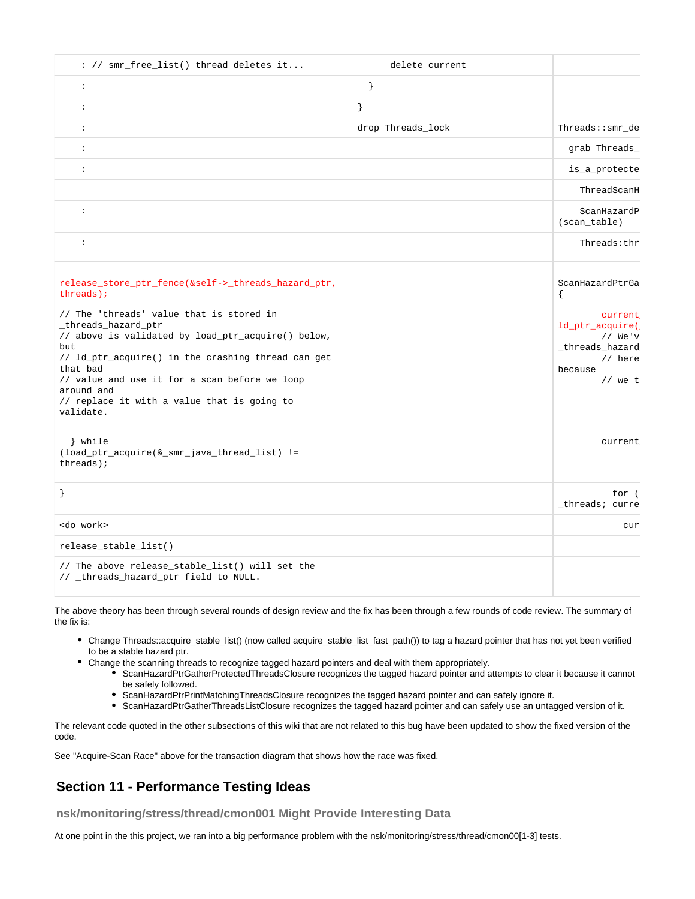| | | |
|---|---|---|
| : // smr_free_list() thread deletes it... | delete current | |
| : | } | |
| : | } | |
| : | drop Threads_lock | Threads::smr_de |
| : | | grab Threads_ |
| : | | is_a_protecte |
| | | ThreadScanH |
| : | | ScanHazardP (scan_table) |
| : | | Threads:thr |
| release_store_ptr_fence(&self->_threads_hazard_ptr, threads); | | ScanHazardPtrGa { |
| // The 'threads' value that is stored in _threads_hazard_ptr // above is validated by load_ptr_acquire() below, but // ld_ptr_acquire() in the crashing thread can get that bad // value and use it for a scan before we loop around and // replace it with a value that is going to validate. | | current_ ld_ptr_acquire( // We'v _threads_hazard // here because // we t |
| } while (load_ptr_acquire(&_smr_java_thread_list) != threads); | | current_ |
| } | | for ( _threads; curre |
| <do work> | | cur |
| release_stable_list() | | |
| // The above release_stable_list() will set the // _threads_hazard_ptr field to NULL. | | |

The above theory has been through several rounds of design review and the fix has been through a few rounds of code review. The summary of the fix is:

- Change Threads::acquire_stable_list() (now called acquire_stable_list_fast_path()) to tag a hazard pointer that has not yet been verified to be a stable hazard ptr.
- Change the scanning threads to recognize tagged hazard pointers and deal with them appropriately.
  - ScanHazardPtrGatherProtectedThreadsClosure recognizes the tagged hazard pointer and attempts to clear it because it cannot be safely followed.
  - ScanHazardPtrPrintMatchingThreadsClosure recognizes the tagged hazard pointer and can safely ignore it.
  - ScanHazardPtrGatherThreadsListClosure recognizes the tagged hazard pointer and can safely use an untagged version of it.

The relevant code quoted in the other subsections of this wiki that are not related to this bug have been updated to show the fixed version of the code.

See "Acquire-Scan Race" above for the transaction diagram that shows how the race was fixed.

## Section 11 - Performance Testing Ideas

### nsk/monitoring/stress/thread/cmon001 Might Provide Interesting Data

At one point in the this project, we ran into a big performance problem with the nsk/monitoring/stress/thread/cmon00[1-3] tests.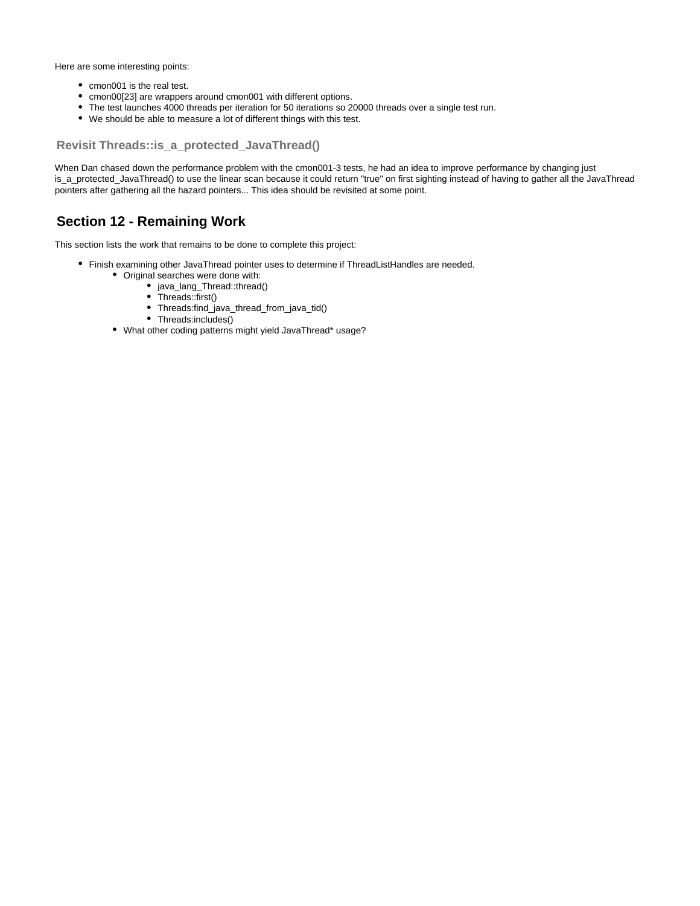Here are some interesting points:

- cmon001 is the real test.
- cmon00[23] are wrappers around cmon001 with different options.
- The test launches 4000 threads per iteration for 50 iterations so 20000 threads over a single test run.
- We should be able to measure a lot of different things with this test.

### Revisit Threads::is_a_protected_JavaThread()

When Dan chased down the performance problem with the cmon001-3 tests, he had an idea to improve performance by changing just is_a_protected_JavaThread() to use the linear scan because it could return "true" on first sighting instead of having to gather all the JavaThread pointers after gathering all the hazard pointers... This idea should be revisited at some point.

## Section 12 - Remaining Work

This section lists the work that remains to be done to complete this project:

- Finish examining other JavaThread pointer uses to determine if ThreadListHandles are needed.
  - Original searches were done with:
    - java_lang_Thread::thread()
    - Threads::first()
    - Threads:find_java_thread_from_java_tid()
    - Threads:includes()
  - What other coding patterns might yield JavaThread* usage?